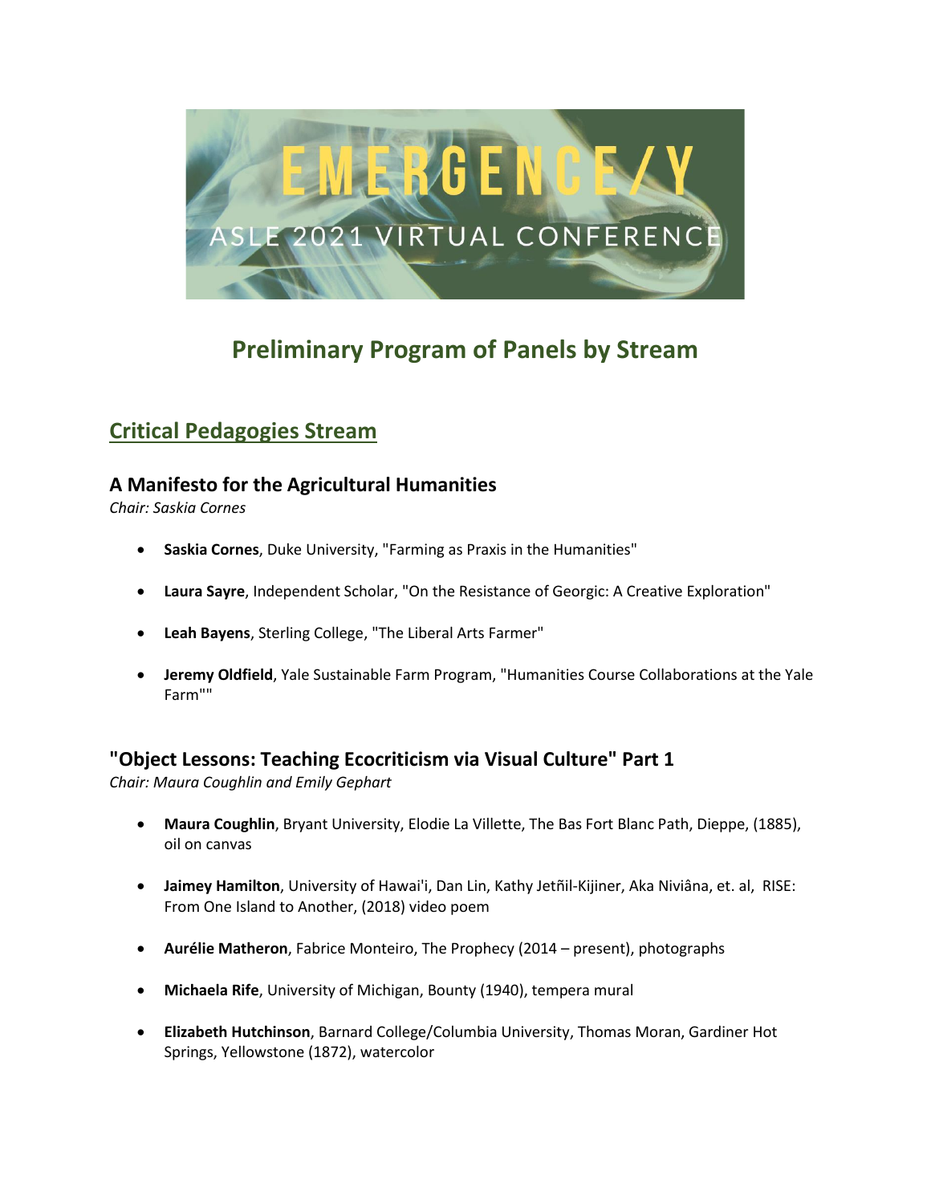EMERGENCE/Y

ASLE 2021 VIRTUAL CONFERENCE

# Preliminary Program of Panels by Stream

## Critical Pedagogies Stream

### A Manifesto for the Agricultural Humanities

*Chair: Saskia Cornes*

- **Saskia Cornes**, Duke University, "Farming as Praxis in the Humanities"
- **Laura Sayre**, Independent Scholar, "On the Resistance of Georgic: A Creative Exploration"
- **Leah Bayens**, Sterling College, "The Liberal Arts Farmer"
- **Jeremy Oldfield**, Yale Sustainable Farm Program, "Humanities Course Collaborations at the Yale Farm""

### "Object Lessons: Teaching Ecocriticism via Visual Culture" Part 1

*Chair: Maura Coughlin and Emily Gephart*

- **Maura Coughlin**, Bryant University, Elodie La Villette, The Bas Fort Blanc Path, Dieppe, (1885), oil on canvas
- **Jaimey Hamilton**, University of Hawai'i, Dan Lin, Kathy Jetñil-Kijiner, Aka Niviâna, et. al, RISE: From One Island to Another, (2018) video poem
- **Aurélie Matheron**, Fabrice Monteiro, The Prophecy (2014 – present), photographs
- **Michaela Rife**, University of Michigan, Bounty (1940), tempera mural
- **Elizabeth Hutchinson**, Barnard College/Columbia University, Thomas Moran, Gardiner Hot Springs, Yellowstone (1872), watercolor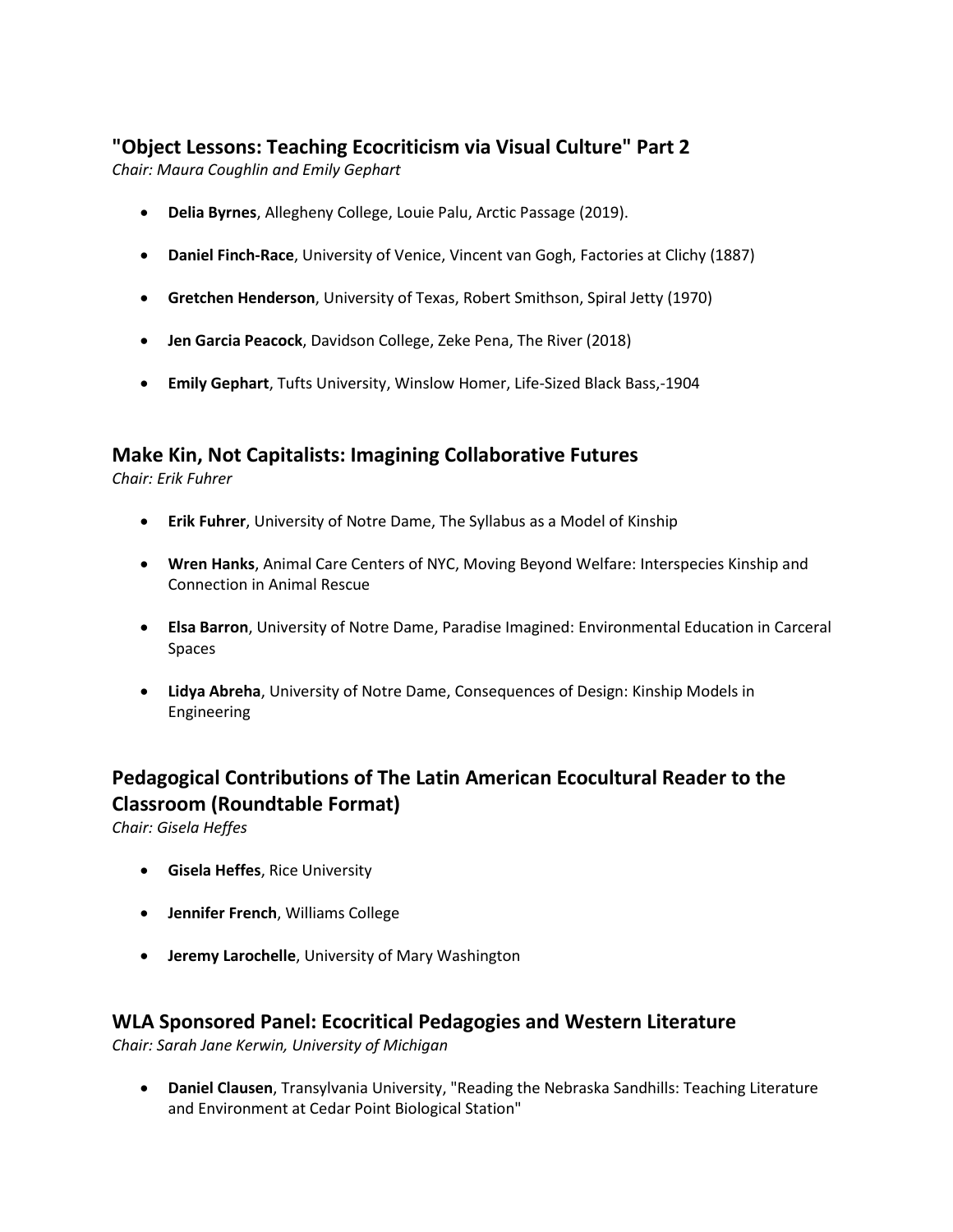## "Object Lessons: Teaching Ecocriticism via Visual Culture" Part 2

*Chair: Maura Coughlin and Emily Gephart*

- **Delia Byrnes**, Allegheny College, Louie Palu, Arctic Passage (2019).
- **Daniel Finch-Race**, University of Venice, Vincent van Gogh, Factories at Clichy (1887)
- **Gretchen Henderson**, University of Texas, Robert Smithson, Spiral Jetty (1970)
- **Jen Garcia Peacock**, Davidson College, Zeke Pena, The River (2018)
- **Emily Gephart**, Tufts University, Winslow Homer, Life-Sized Black Bass,-1904

## Make Kin, Not Capitalists: Imagining Collaborative Futures

*Chair: Erik Fuhrer*

- **Erik Fuhrer**, University of Notre Dame, The Syllabus as a Model of Kinship
- **Wren Hanks**, Animal Care Centers of NYC, Moving Beyond Welfare: Interspecies Kinship and Connection in Animal Rescue
- **Elsa Barron**, University of Notre Dame, Paradise Imagined: Environmental Education in Carceral Spaces
- **Lidya Abreha**, University of Notre Dame, Consequences of Design: Kinship Models in Engineering

## Pedagogical Contributions of The Latin American Ecocultural Reader to the Classroom (Roundtable Format)

*Chair: Gisela Heffes*

- **Gisela Heffes**, Rice University
- **Jennifer French**, Williams College
- **Jeremy Larochelle**, University of Mary Washington

## WLA Sponsored Panel: Ecocritical Pedagogies and Western Literature

*Chair: Sarah Jane Kerwin, University of Michigan*

- **Daniel Clausen**, Transylvania University, "Reading the Nebraska Sandhills: Teaching Literature and Environment at Cedar Point Biological Station"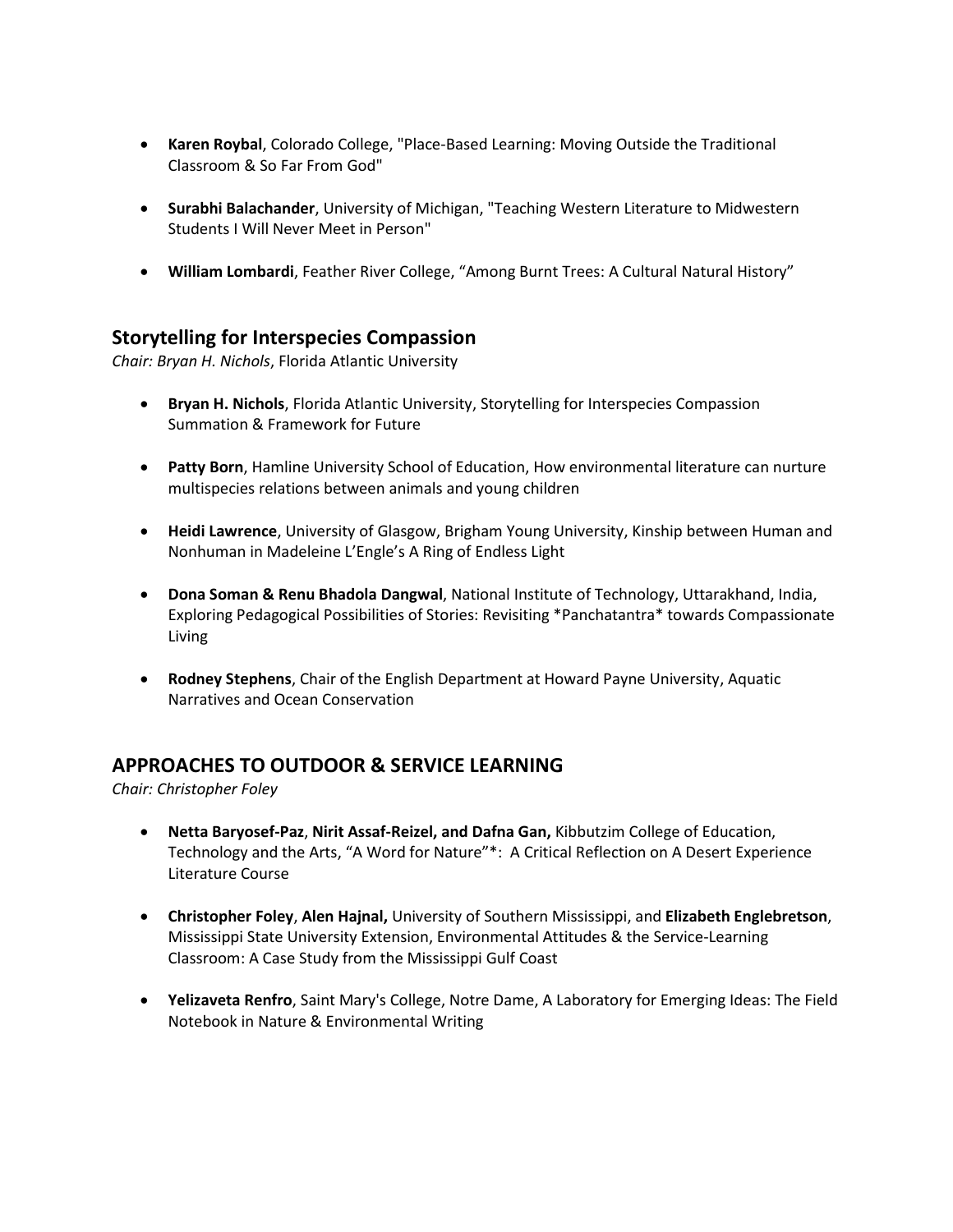- **Karen Roybal**, Colorado College, "Place-Based Learning: Moving Outside the Traditional Classroom & So Far From God"

- **Surabhi Balachander**, University of Michigan, "Teaching Western Literature to Midwestern Students I Will Never Meet in Person"

- **William Lombardi**, Feather River College, "Among Burnt Trees: A Cultural Natural History"

## Storytelling for Interspecies Compassion

*Chair: Bryan H. Nichols*, Florida Atlantic University

- **Bryan H. Nichols**, Florida Atlantic University, Storytelling for Interspecies Compassion Summation & Framework for Future

- **Patty Born**, Hamline University School of Education, How environmental literature can nurture multispecies relations between animals and young children

- **Heidi Lawrence**, University of Glasgow, Brigham Young University, Kinship between Human and Nonhuman in Madeleine L'Engle's A Ring of Endless Light

- **Dona Soman & Renu Bhadola Dangwal**, National Institute of Technology, Uttarakhand, India, Exploring Pedagogical Possibilities of Stories: Revisiting *Panchatantra* towards Compassionate Living

- **Rodney Stephens**, Chair of the English Department at Howard Payne University, Aquatic Narratives and Ocean Conservation

## APPROACHES TO OUTDOOR & SERVICE LEARNING

*Chair: Christopher Foley*

- **Netta Baryosef-Paz**, **Nirit Assaf-Reizel, and Dafna Gan,** Kibbutzim College of Education, Technology and the Arts, "A Word for Nature"*: A Critical Reflection on A Desert Experience Literature Course

- **Christopher Foley**, **Alen Hajnal,** University of Southern Mississippi, and **Elizabeth Englebretson**, Mississippi State University Extension, Environmental Attitudes & the Service-Learning Classroom: A Case Study from the Mississippi Gulf Coast

- **Yelizaveta Renfro**, Saint Mary's College, Notre Dame, A Laboratory for Emerging Ideas: The Field Notebook in Nature & Environmental Writing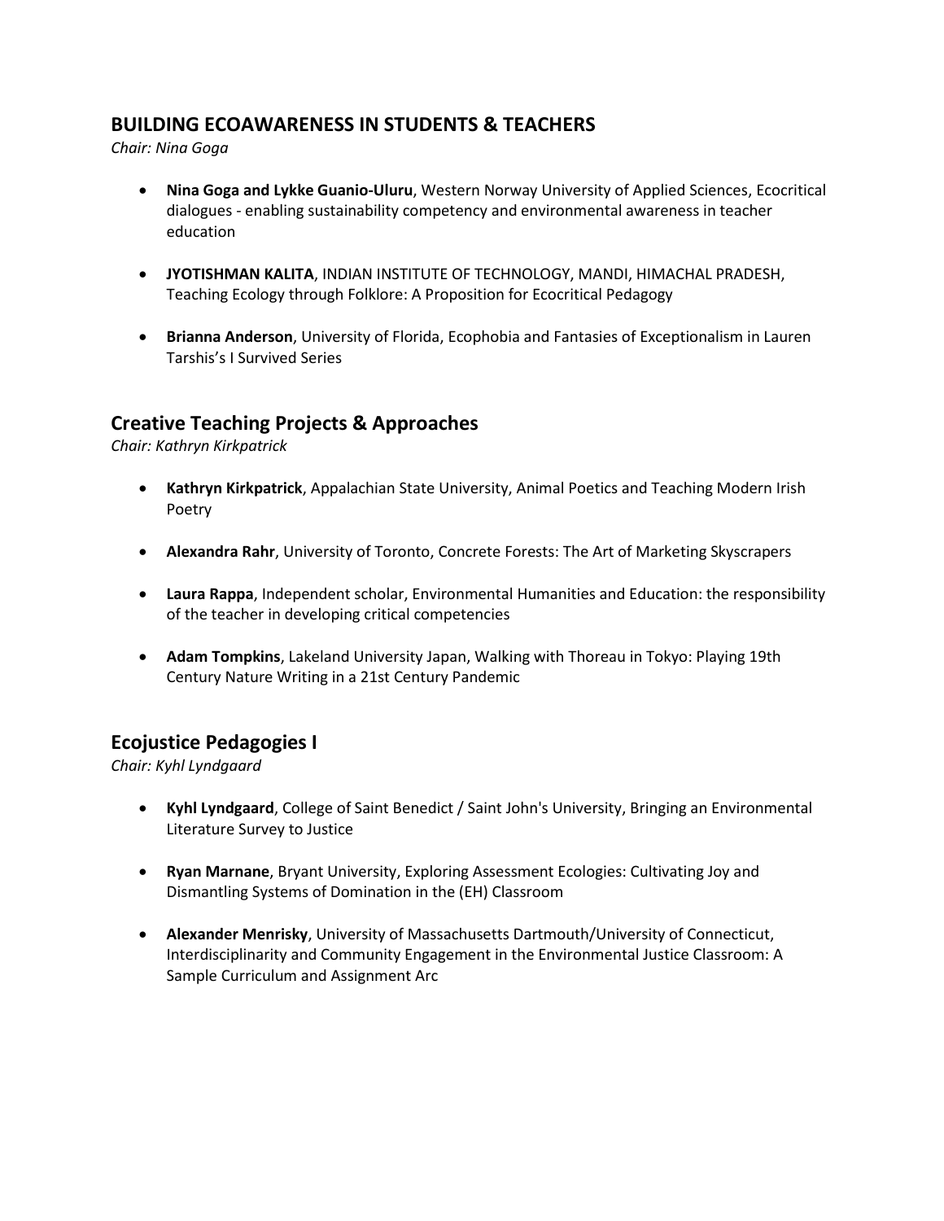## BUILDING ECOAWARENESS IN STUDENTS & TEACHERS

*Chair: Nina Goga*

- **Nina Goga and Lykke Guanio-Uluru**, Western Norway University of Applied Sciences, Ecocritical dialogues - enabling sustainability competency and environmental awareness in teacher education
- **JYOTISHMAN KALITA**, INDIAN INSTITUTE OF TECHNOLOGY, MANDI, HIMACHAL PRADESH, Teaching Ecology through Folklore: A Proposition for Ecocritical Pedagogy
- **Brianna Anderson**, University of Florida, Ecophobia and Fantasies of Exceptionalism in Lauren Tarshis's I Survived Series

## Creative Teaching Projects & Approaches

*Chair: Kathryn Kirkpatrick*

- **Kathryn Kirkpatrick**, Appalachian State University, Animal Poetics and Teaching Modern Irish Poetry
- **Alexandra Rahr**, University of Toronto, Concrete Forests: The Art of Marketing Skyscrapers
- **Laura Rappa**, Independent scholar, Environmental Humanities and Education: the responsibility of the teacher in developing critical competencies
- **Adam Tompkins**, Lakeland University Japan, Walking with Thoreau in Tokyo: Playing 19th Century Nature Writing in a 21st Century Pandemic

## Ecojustice Pedagogies I

*Chair: Kyhl Lyndgaard*

- **Kyhl Lyndgaard**, College of Saint Benedict / Saint John's University, Bringing an Environmental Literature Survey to Justice
- **Ryan Marnane**, Bryant University, Exploring Assessment Ecologies: Cultivating Joy and Dismantling Systems of Domination in the (EH) Classroom
- **Alexander Menrisky**, University of Massachusetts Dartmouth/University of Connecticut, Interdisciplinarity and Community Engagement in the Environmental Justice Classroom: A Sample Curriculum and Assignment Arc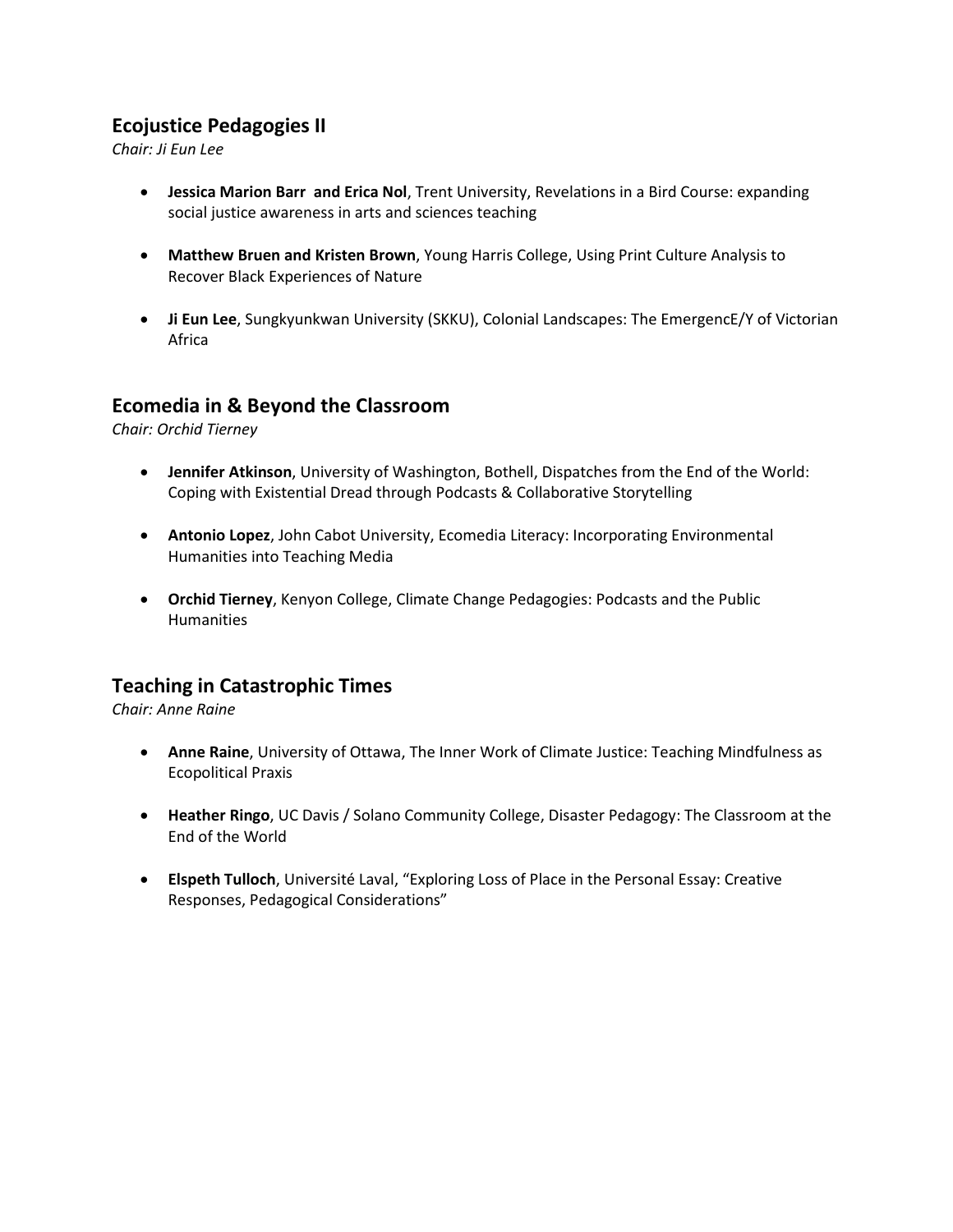## Ecojustice Pedagogies II

*Chair: Ji Eun Lee*

- **Jessica Marion Barr and Erica Nol**, Trent University, Revelations in a Bird Course: expanding social justice awareness in arts and sciences teaching
- **Matthew Bruen and Kristen Brown**, Young Harris College, Using Print Culture Analysis to Recover Black Experiences of Nature
- **Ji Eun Lee**, Sungkyunkwan University (SKKU), Colonial Landscapes: The EmergencE/Y of Victorian Africa

## Ecomedia in & Beyond the Classroom

*Chair: Orchid Tierney*

- **Jennifer Atkinson**, University of Washington, Bothell, Dispatches from the End of the World: Coping with Existential Dread through Podcasts & Collaborative Storytelling
- **Antonio Lopez**, John Cabot University, Ecomedia Literacy: Incorporating Environmental Humanities into Teaching Media
- **Orchid Tierney**, Kenyon College, Climate Change Pedagogies: Podcasts and the Public Humanities

## Teaching in Catastrophic Times

*Chair: Anne Raine*

- **Anne Raine**, University of Ottawa, The Inner Work of Climate Justice: Teaching Mindfulness as Ecopolitical Praxis
- **Heather Ringo**, UC Davis / Solano Community College, Disaster Pedagogy: The Classroom at the End of the World
- **Elspeth Tulloch**, Université Laval, "Exploring Loss of Place in the Personal Essay: Creative Responses, Pedagogical Considerations"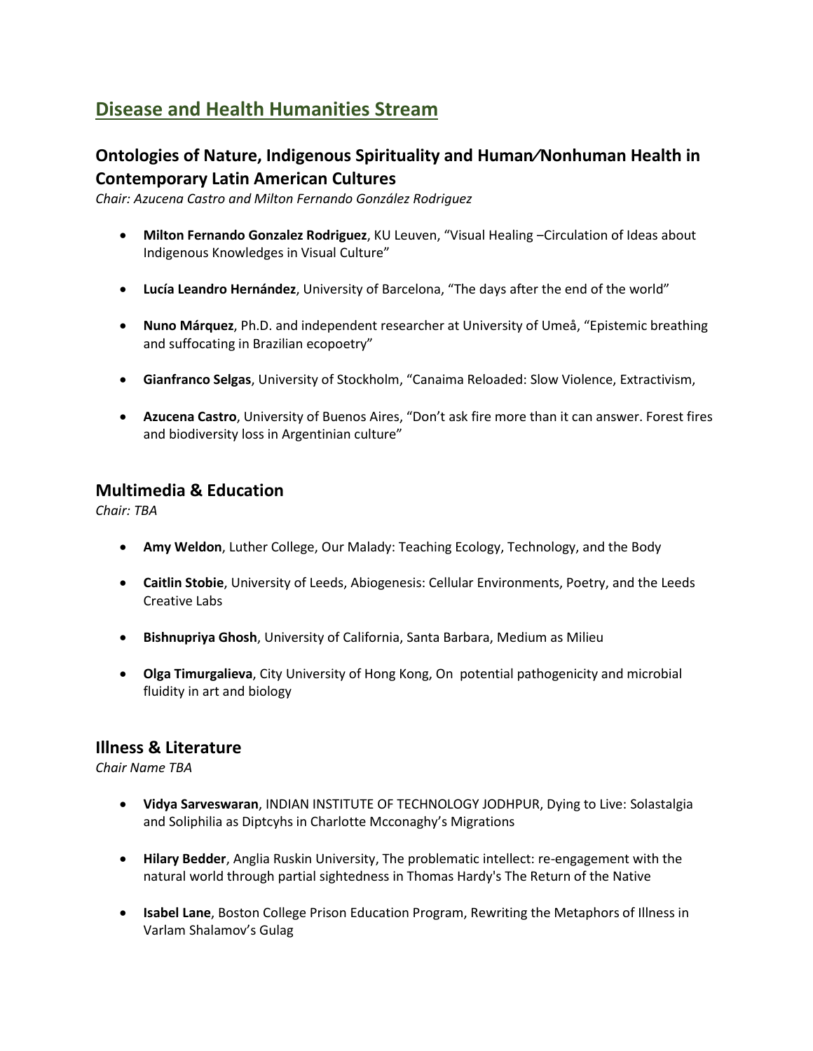# Disease and Health Humanities Stream

## Ontologies of Nature, Indigenous Spirituality and Human⁄Nonhuman Health in Contemporary Latin American Cultures

*Chair: Azucena Castro and Milton Fernando González Rodriguez*

- **Milton Fernando Gonzalez Rodriguez**, KU Leuven, “Visual Healing –Circulation of Ideas about Indigenous Knowledges in Visual Culture”

- **Lucía Leandro Hernández**, University of Barcelona, “The days after the end of the world”

- **Nuno Márquez**, Ph.D. and independent researcher at University of Umeå, “Epistemic breathing and suffocating in Brazilian ecopoetry”

- **Gianfranco Selgas**, University of Stockholm, “Canaima Reloaded: Slow Violence, Extractivism,

- **Azucena Castro**, University of Buenos Aires, “Don’t ask fire more than it can answer. Forest fires and biodiversity loss in Argentinian culture”

## Multimedia & Education

*Chair: TBA*

- **Amy Weldon**, Luther College, Our Malady: Teaching Ecology, Technology, and the Body

- **Caitlin Stobie**, University of Leeds, Abiogenesis: Cellular Environments, Poetry, and the Leeds Creative Labs

- **Bishnupriya Ghosh**, University of California, Santa Barbara, Medium as Milieu

- **Olga Timurgalieva**, City University of Hong Kong, On potential pathogenicity and microbial fluidity in art and biology

## Illness & Literature

*Chair Name TBA*

- **Vidya Sarveswaran**, INDIAN INSTITUTE OF TECHNOLOGY JODHPUR, Dying to Live: Solastalgia and Soliphilia as Diptcyhs in Charlotte Mcconaghy’s Migrations

- **Hilary Bedder**, Anglia Ruskin University, The problematic intellect: re-engagement with the natural world through partial sightedness in Thomas Hardy's The Return of the Native

- **Isabel Lane**, Boston College Prison Education Program, Rewriting the Metaphors of Illness in Varlam Shalamov’s Gulag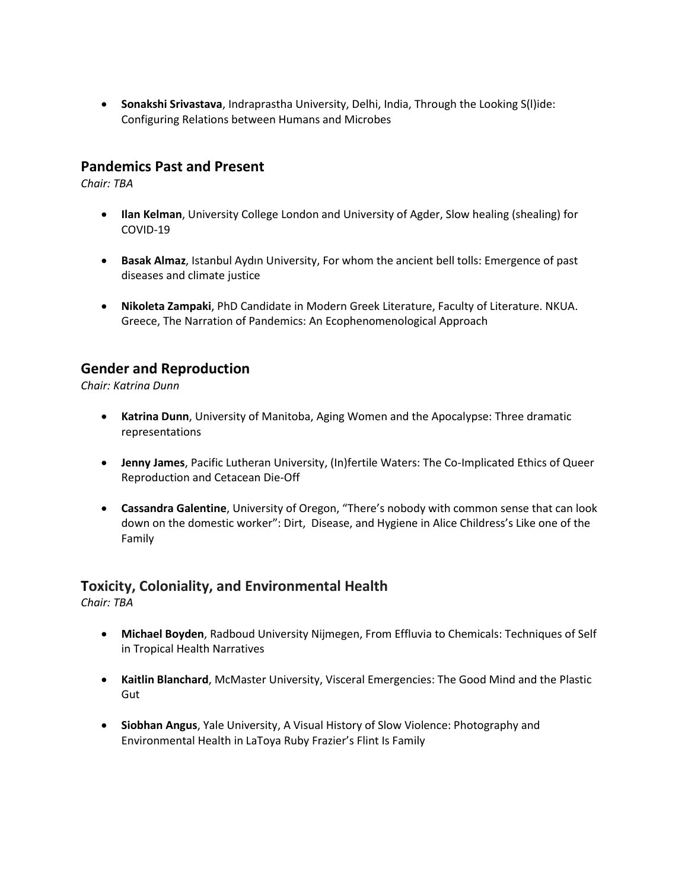- **Sonakshi Srivastava**, Indraprastha University, Delhi, India, Through the Looking S(l)ide: Configuring Relations between Humans and Microbes

## Pandemics Past and Present

*Chair: TBA*

- **Ilan Kelman**, University College London and University of Agder, Slow healing (shealing) for COVID-19

- **Basak Almaz**, Istanbul Aydın University, For whom the ancient bell tolls: Emergence of past diseases and climate justice

- **Nikoleta Zampaki**, PhD Candidate in Modern Greek Literature, Faculty of Literature. NKUA. Greece, The Narration of Pandemics: An Ecophenomenological Approach

## Gender and Reproduction

*Chair: Katrina Dunn*

- **Katrina Dunn**, University of Manitoba, Aging Women and the Apocalypse: Three dramatic representations

- **Jenny James**, Pacific Lutheran University, (In)fertile Waters: The Co-Implicated Ethics of Queer Reproduction and Cetacean Die-Off

- **Cassandra Galentine**, University of Oregon, "There's nobody with common sense that can look down on the domestic worker": Dirt, Disease, and Hygiene in Alice Childress's Like one of the Family

## Toxicity, Coloniality, and Environmental Health

*Chair: TBA*

- **Michael Boyden**, Radboud University Nijmegen, From Effluvia to Chemicals: Techniques of Self in Tropical Health Narratives

- **Kaitlin Blanchard**, McMaster University, Visceral Emergencies: The Good Mind and the Plastic Gut

- **Siobhan Angus**, Yale University, A Visual History of Slow Violence: Photography and Environmental Health in LaToya Ruby Frazier's Flint Is Family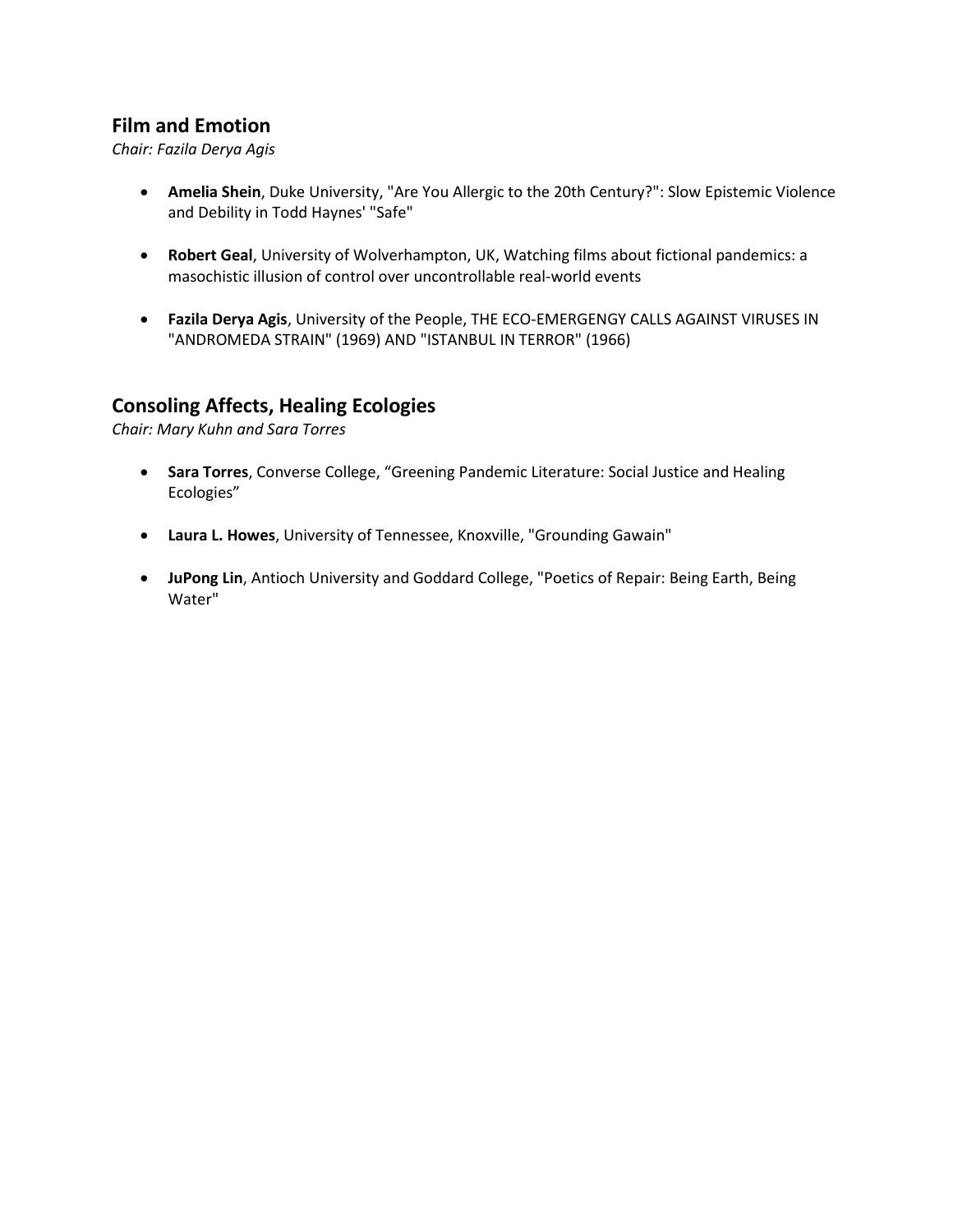## Film and Emotion

*Chair: Fazila Derya Agis*

- **Amelia Shein**, Duke University, "Are You Allergic to the 20th Century?": Slow Epistemic Violence and Debility in Todd Haynes' "Safe"
- **Robert Geal**, University of Wolverhampton, UK, Watching films about fictional pandemics: a masochistic illusion of control over uncontrollable real-world events
- **Fazila Derya Agis**, University of the People, THE ECO-EMERGENGY CALLS AGAINST VIRUSES IN "ANDROMEDA STRAIN" (1969) AND "ISTANBUL IN TERROR" (1966)

## Consoling Affects, Healing Ecologies

*Chair: Mary Kuhn and Sara Torres*

- **Sara Torres**, Converse College, “Greening Pandemic Literature: Social Justice and Healing Ecologies”
- **Laura L. Howes**, University of Tennessee, Knoxville, "Grounding Gawain"
- **JuPong Lin**, Antioch University and Goddard College, "Poetics of Repair: Being Earth, Being Water"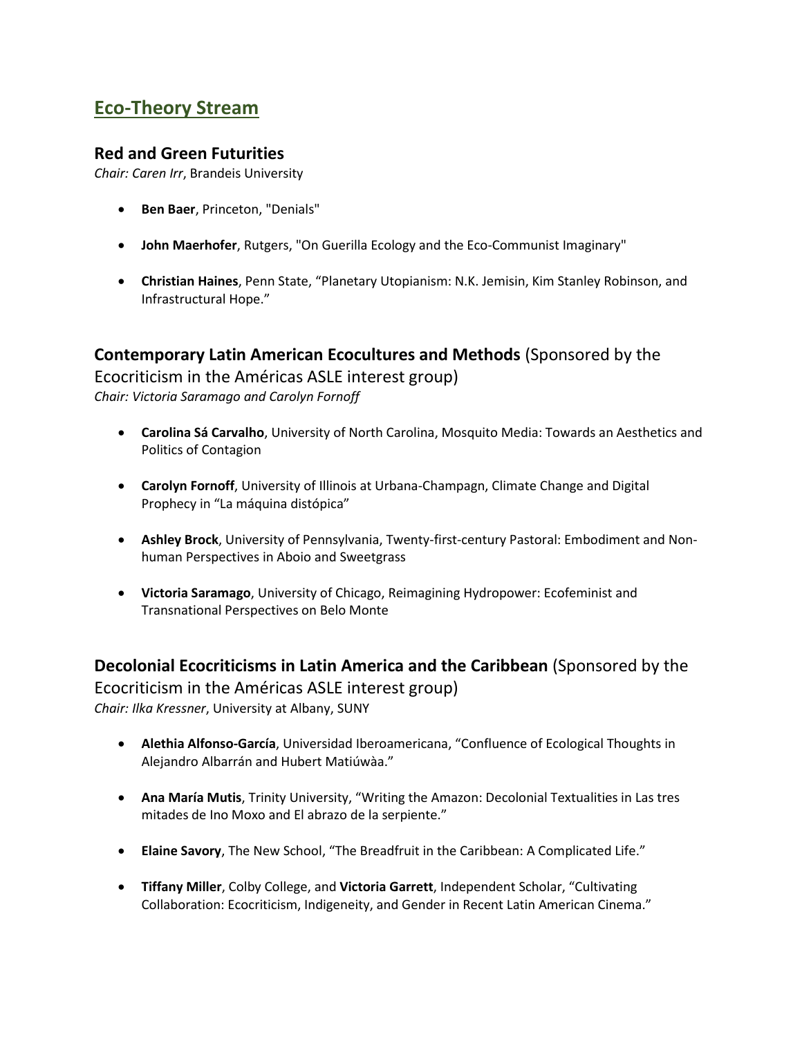## Eco-Theory Stream

### Red and Green Futurities

*Chair: Caren Irr*, Brandeis University

- **Ben Baer**, Princeton, "Denials"
- **John Maerhofer**, Rutgers, "On Guerilla Ecology and the Eco-Communist Imaginary"
- **Christian Haines**, Penn State, "Planetary Utopianism: N.K. Jemisin, Kim Stanley Robinson, and Infrastructural Hope."

### Contemporary Latin American Ecocultures and Methods (Sponsored by the Ecocriticism in the Américas ASLE interest group)

*Chair: Victoria Saramago and Carolyn Fornoff*

- **Carolina Sá Carvalho**, University of North Carolina, Mosquito Media: Towards an Aesthetics and Politics of Contagion
- **Carolyn Fornoff**, University of Illinois at Urbana-Champagn, Climate Change and Digital Prophecy in "La máquina distópica"
- **Ashley Brock**, University of Pennsylvania, Twenty-first-century Pastoral: Embodiment and Non-human Perspectives in Aboio and Sweetgrass
- **Victoria Saramago**, University of Chicago, Reimagining Hydropower: Ecofeminist and Transnational Perspectives on Belo Monte

### Decolonial Ecocriticisms in Latin America and the Caribbean (Sponsored by the Ecocriticism in the Américas ASLE interest group)

*Chair: Ilka Kressner*, University at Albany, SUNY

- **Alethia Alfonso-García**, Universidad Iberoamericana, "Confluence of Ecological Thoughts in Alejandro Albarrán and Hubert Matiúwàa."
- **Ana María Mutis**, Trinity University, "Writing the Amazon: Decolonial Textualities in Las tres mitades de Ino Moxo and El abrazo de la serpiente."
- **Elaine Savory**, The New School, "The Breadfruit in the Caribbean: A Complicated Life."
- **Tiffany Miller**, Colby College, and **Victoria Garrett**, Independent Scholar, "Cultivating Collaboration: Ecocriticism, Indigeneity, and Gender in Recent Latin American Cinema."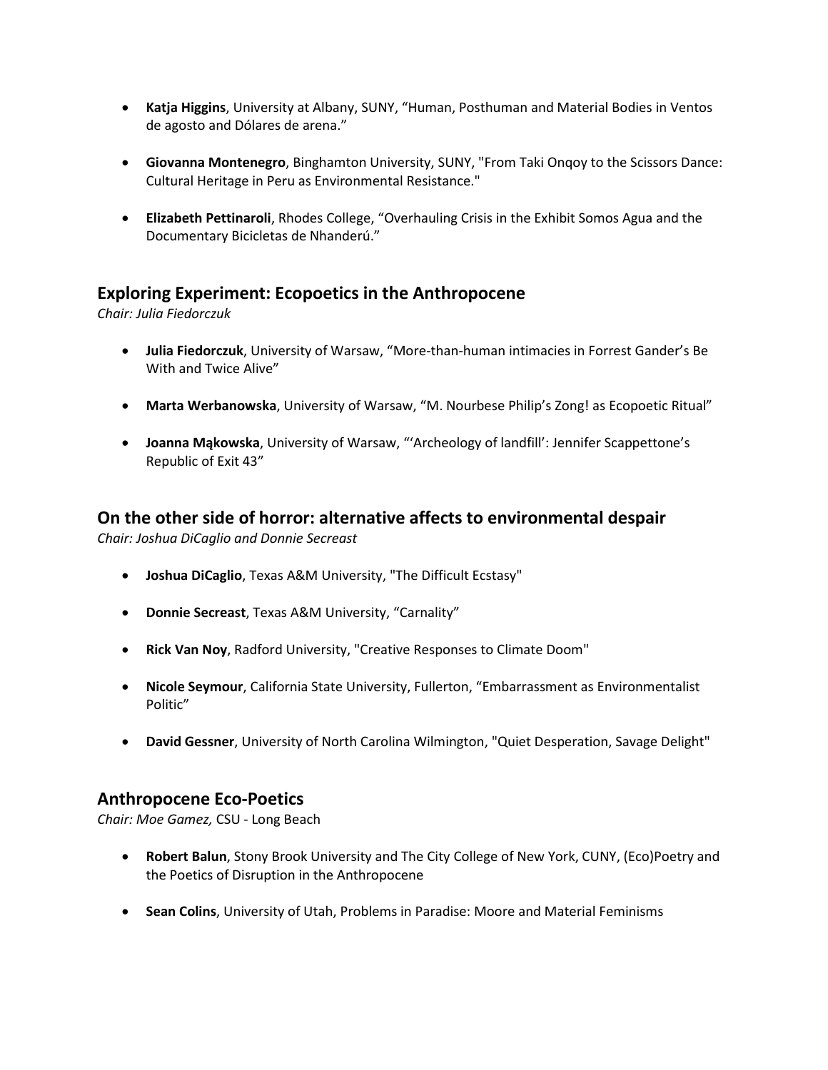- **Katja Higgins**, University at Albany, SUNY, "Human, Posthuman and Material Bodies in Ventos de agosto and Dólares de arena."

- **Giovanna Montenegro**, Binghamton University, SUNY, "From Taki Onqoy to the Scissors Dance: Cultural Heritage in Peru as Environmental Resistance."

- **Elizabeth Pettinaroli**, Rhodes College, "Overhauling Crisis in the Exhibit Somos Agua and the Documentary Bicicletas de Nhanderú."

## Exploring Experiment: Ecopoetics in the Anthropocene

*Chair: Julia Fiedorczuk*

- **Julia Fiedorczuk**, University of Warsaw, "More-than-human intimacies in Forrest Gander's Be With and Twice Alive"

- **Marta Werbanowska**, University of Warsaw, "M. Nourbese Philip's Zong! as Ecopoetic Ritual"

- **Joanna Mąkowska**, University of Warsaw, "'Archeology of landfill': Jennifer Scappettone's Republic of Exit 43"

## On the other side of horror: alternative affects to environmental despair

*Chair: Joshua DiCaglio and Donnie Secreast*

- **Joshua DiCaglio**, Texas A&M University, "The Difficult Ecstasy"

- **Donnie Secreast**, Texas A&M University, "Carnality"

- **Rick Van Noy**, Radford University, "Creative Responses to Climate Doom"

- **Nicole Seymour**, California State University, Fullerton, "Embarrassment as Environmentalist Politic"

- **David Gessner**, University of North Carolina Wilmington, "Quiet Desperation, Savage Delight"

## Anthropocene Eco-Poetics

*Chair: Moe Gamez,* CSU - Long Beach

- **Robert Balun**, Stony Brook University and The City College of New York, CUNY, (Eco)Poetry and the Poetics of Disruption in the Anthropocene

- **Sean Colins**, University of Utah, Problems in Paradise: Moore and Material Feminisms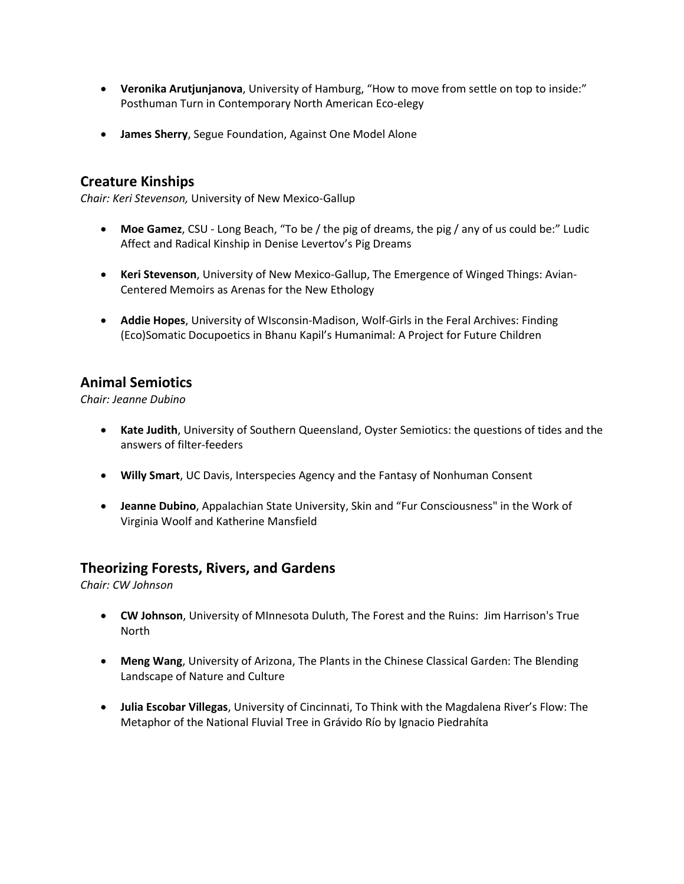- **Veronika Arutjunjanova**, University of Hamburg, "How to move from settle on top to inside:" Posthuman Turn in Contemporary North American Eco-elegy

- **James Sherry**, Segue Foundation, Against One Model Alone

## Creature Kinships

*Chair: Keri Stevenson,* University of New Mexico-Gallup

- **Moe Gamez**, CSU - Long Beach, "To be / the pig of dreams, the pig / any of us could be:" Ludic Affect and Radical Kinship in Denise Levertov's Pig Dreams

- **Keri Stevenson**, University of New Mexico-Gallup, The Emergence of Winged Things: Avian-Centered Memoirs as Arenas for the New Ethology

- **Addie Hopes**, University of WIsconsin-Madison, Wolf-Girls in the Feral Archives: Finding (Eco)Somatic Docupoetics in Bhanu Kapil's Humanimal: A Project for Future Children

## Animal Semiotics

*Chair: Jeanne Dubino*

- **Kate Judith**, University of Southern Queensland, Oyster Semiotics: the questions of tides and the answers of filter-feeders

- **Willy Smart**, UC Davis, Interspecies Agency and the Fantasy of Nonhuman Consent

- **Jeanne Dubino**, Appalachian State University, Skin and "Fur Consciousness" in the Work of Virginia Woolf and Katherine Mansfield

## Theorizing Forests, Rivers, and Gardens

*Chair: CW Johnson*

- **CW Johnson**, University of MInnesota Duluth, The Forest and the Ruins: Jim Harrison's True North

- **Meng Wang**, University of Arizona, The Plants in the Chinese Classical Garden: The Blending Landscape of Nature and Culture

- **Julia Escobar Villegas**, University of Cincinnati, To Think with the Magdalena River's Flow: The Metaphor of the National Fluvial Tree in Grávido Río by Ignacio Piedrahíta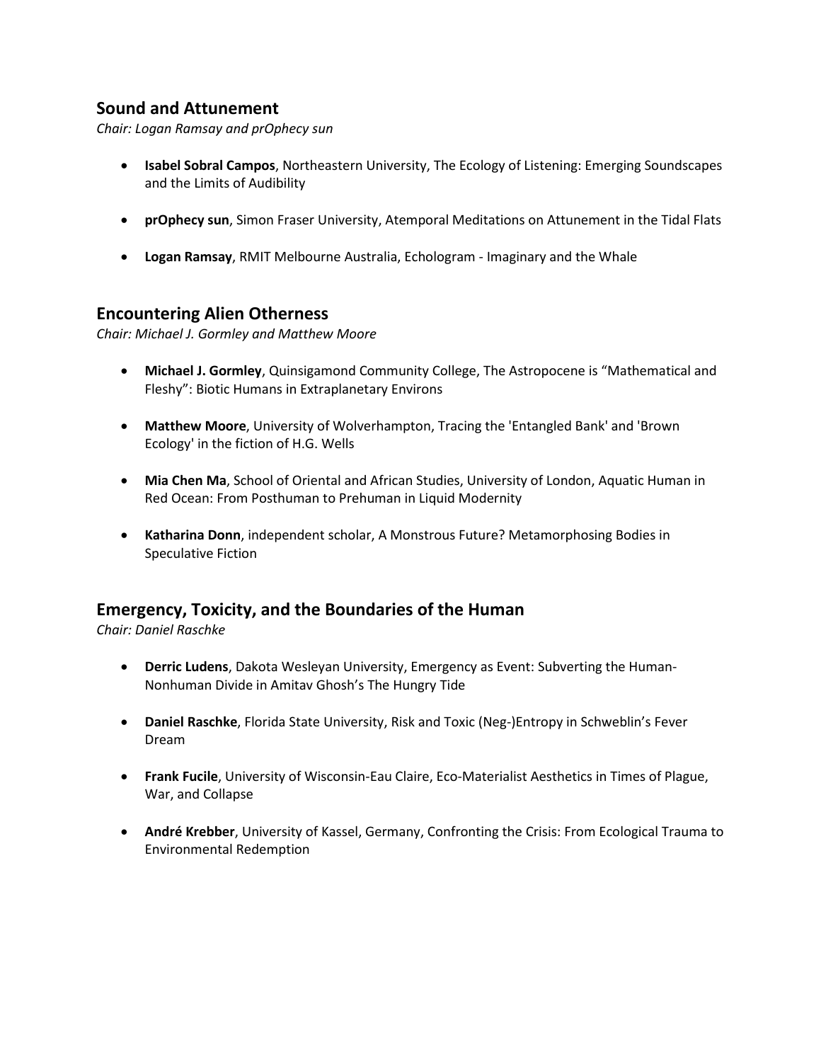## Sound and Attunement

*Chair: Logan Ramsay and prOphecy sun*

- **Isabel Sobral Campos**, Northeastern University, The Ecology of Listening: Emerging Soundscapes and the Limits of Audibility
- **prOphecy sun**, Simon Fraser University, Atemporal Meditations on Attunement in the Tidal Flats
- **Logan Ramsay**, RMIT Melbourne Australia, Echologram - Imaginary and the Whale

## Encountering Alien Otherness

*Chair: Michael J. Gormley and Matthew Moore*

- **Michael J. Gormley**, Quinsigamond Community College, The Astropocene is "Mathematical and Fleshy": Biotic Humans in Extraplanetary Environs
- **Matthew Moore**, University of Wolverhampton, Tracing the 'Entangled Bank' and 'Brown Ecology' in the fiction of H.G. Wells
- **Mia Chen Ma**, School of Oriental and African Studies, University of London, Aquatic Human in Red Ocean: From Posthuman to Prehuman in Liquid Modernity
- **Katharina Donn**, independent scholar, A Monstrous Future? Metamorphosing Bodies in Speculative Fiction

## Emergency, Toxicity, and the Boundaries of the Human

*Chair: Daniel Raschke*

- **Derric Ludens**, Dakota Wesleyan University, Emergency as Event: Subverting the Human-Nonhuman Divide in Amitav Ghosh's The Hungry Tide
- **Daniel Raschke**, Florida State University, Risk and Toxic (Neg-)Entropy in Schweblin's Fever Dream
- **Frank Fucile**, University of Wisconsin-Eau Claire, Eco-Materialist Aesthetics in Times of Plague, War, and Collapse
- **André Krebber**, University of Kassel, Germany, Confronting the Crisis: From Ecological Trauma to Environmental Redemption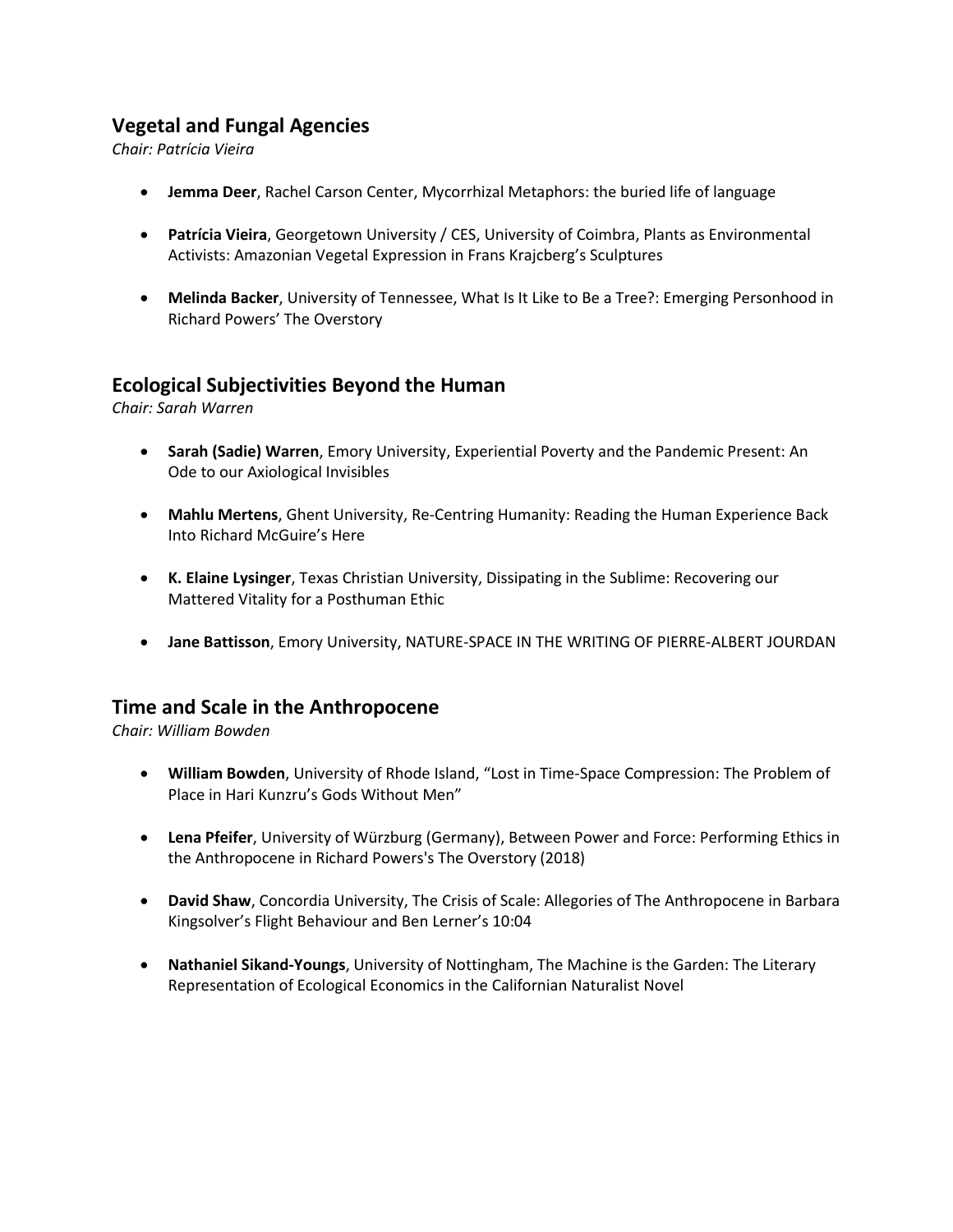## Vegetal and Fungal Agencies

*Chair: Patrícia Vieira*

- **Jemma Deer**, Rachel Carson Center, Mycorrhizal Metaphors: the buried life of language
- **Patrícia Vieira**, Georgetown University / CES, University of Coimbra, Plants as Environmental Activists: Amazonian Vegetal Expression in Frans Krajcberg's Sculptures
- **Melinda Backer**, University of Tennessee, What Is It Like to Be a Tree?: Emerging Personhood in Richard Powers' The Overstory

## Ecological Subjectivities Beyond the Human

*Chair: Sarah Warren*

- **Sarah (Sadie) Warren**, Emory University, Experiential Poverty and the Pandemic Present: An Ode to our Axiological Invisibles
- **Mahlu Mertens**, Ghent University, Re-Centring Humanity: Reading the Human Experience Back Into Richard McGuire's Here
- **K. Elaine Lysinger**, Texas Christian University, Dissipating in the Sublime: Recovering our Mattered Vitality for a Posthuman Ethic
- **Jane Battisson**, Emory University, NATURE-SPACE IN THE WRITING OF PIERRE-ALBERT JOURDAN

## Time and Scale in the Anthropocene

*Chair: William Bowden*

- **William Bowden**, University of Rhode Island, "Lost in Time-Space Compression: The Problem of Place in Hari Kunzru's Gods Without Men"
- **Lena Pfeifer**, University of Würzburg (Germany), Between Power and Force: Performing Ethics in the Anthropocene in Richard Powers's The Overstory (2018)
- **David Shaw**, Concordia University, The Crisis of Scale: Allegories of The Anthropocene in Barbara Kingsolver's Flight Behaviour and Ben Lerner's 10:04
- **Nathaniel Sikand-Youngs**, University of Nottingham, The Machine is the Garden: The Literary Representation of Ecological Economics in the Californian Naturalist Novel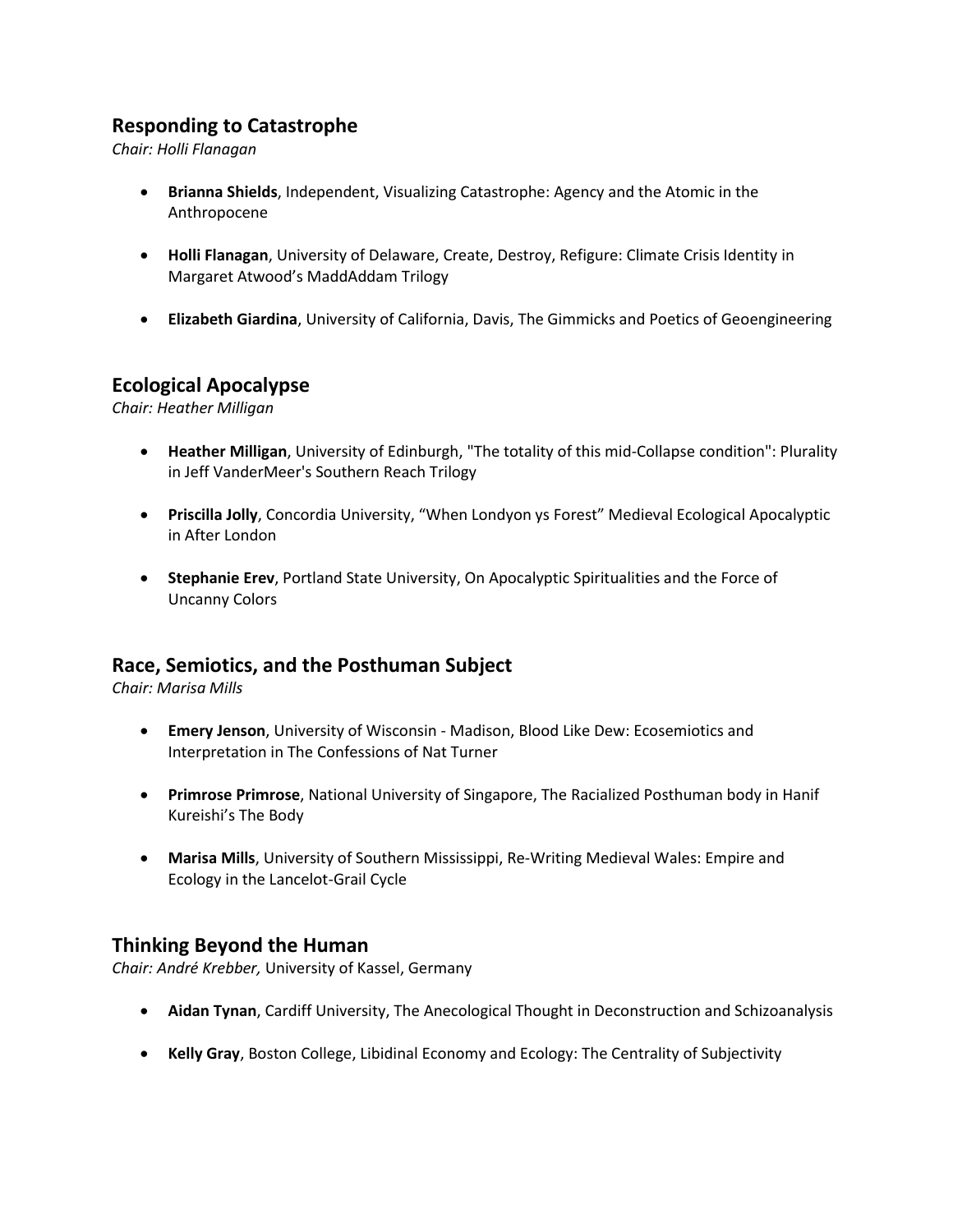## Responding to Catastrophe

*Chair: Holli Flanagan*

- **Brianna Shields**, Independent, Visualizing Catastrophe: Agency and the Atomic in the Anthropocene

- **Holli Flanagan**, University of Delaware, Create, Destroy, Refigure: Climate Crisis Identity in Margaret Atwood's MaddAddam Trilogy

- **Elizabeth Giardina**, University of California, Davis, The Gimmicks and Poetics of Geoengineering

## Ecological Apocalypse

*Chair: Heather Milligan*

- **Heather Milligan**, University of Edinburgh, "The totality of this mid-Collapse condition": Plurality in Jeff VanderMeer's Southern Reach Trilogy

- **Priscilla Jolly**, Concordia University, "When Londyon ys Forest" Medieval Ecological Apocalyptic in After London

- **Stephanie Erev**, Portland State University, On Apocalyptic Spiritualities and the Force of Uncanny Colors

## Race, Semiotics, and the Posthuman Subject

*Chair: Marisa Mills*

- **Emery Jenson**, University of Wisconsin - Madison, Blood Like Dew: Ecosemiotics and Interpretation in The Confessions of Nat Turner

- **Primrose Primrose**, National University of Singapore, The Racialized Posthuman body in Hanif Kureishi's The Body

- **Marisa Mills**, University of Southern Mississippi, Re-Writing Medieval Wales: Empire and Ecology in the Lancelot-Grail Cycle

## Thinking Beyond the Human

*Chair: André Krebber,* University of Kassel, Germany

- **Aidan Tynan**, Cardiff University, The Anecological Thought in Deconstruction and Schizoanalysis

- **Kelly Gray**, Boston College, Libidinal Economy and Ecology: The Centrality of Subjectivity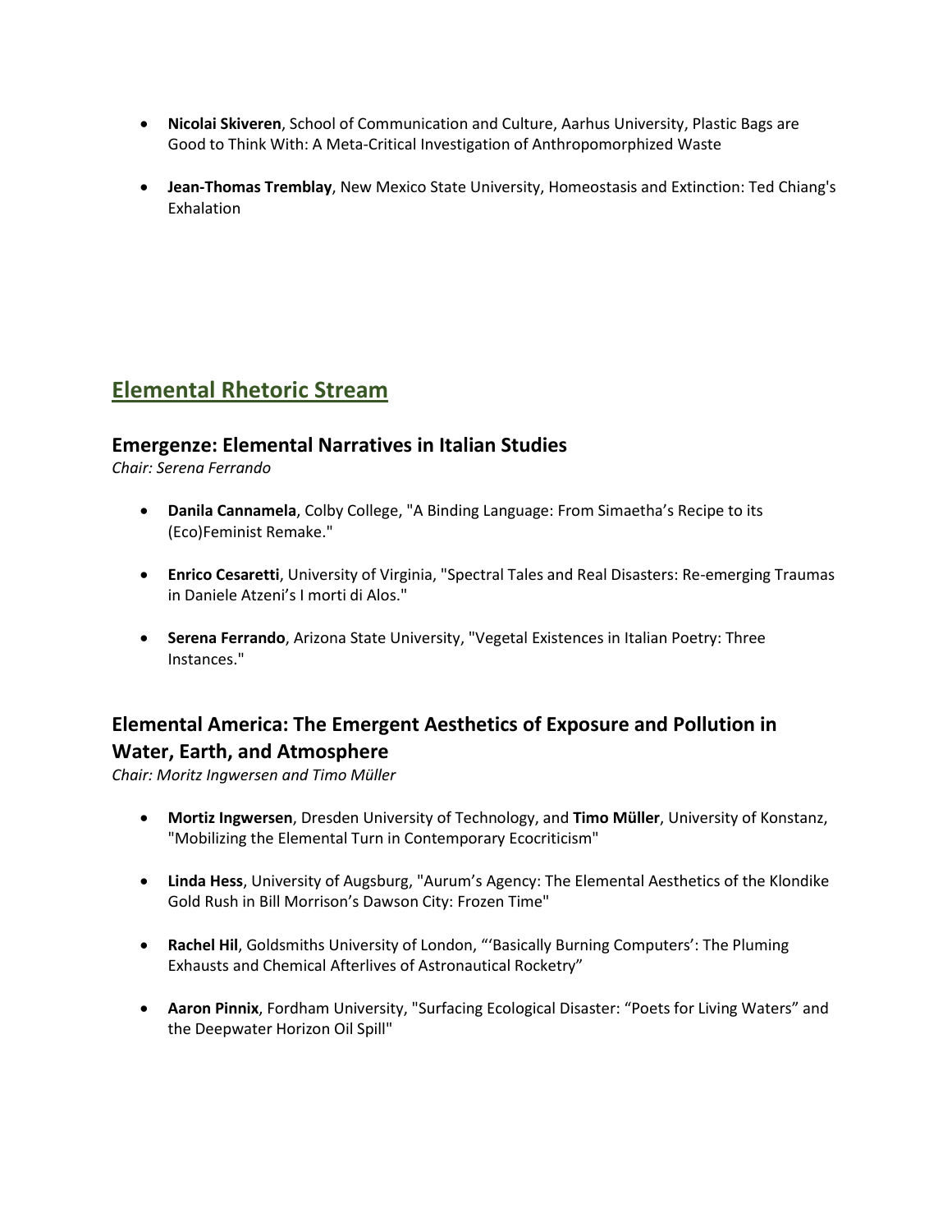- **Nicolai Skiveren**, School of Communication and Culture, Aarhus University, Plastic Bags are Good to Think With: A Meta-Critical Investigation of Anthropomorphized Waste

- **Jean-Thomas Tremblay**, New Mexico State University, Homeostasis and Extinction: Ted Chiang's Exhalation

## Elemental Rhetoric Stream

### Emergenze: Elemental Narratives in Italian Studies

*Chair: Serena Ferrando*

- **Danila Cannamela**, Colby College, "A Binding Language: From Simaetha's Recipe to its (Eco)Feminist Remake."

- **Enrico Cesaretti**, University of Virginia, "Spectral Tales and Real Disasters: Re-emerging Traumas in Daniele Atzeni's I morti di Alos."

- **Serena Ferrando**, Arizona State University, "Vegetal Existences in Italian Poetry: Three Instances."

### Elemental America: The Emergent Aesthetics of Exposure and Pollution in Water, Earth, and Atmosphere

*Chair: Moritz Ingwersen and Timo Müller*

- **Mortiz Ingwersen**, Dresden University of Technology, and **Timo Müller**, University of Konstanz, "Mobilizing the Elemental Turn in Contemporary Ecocriticism"

- **Linda Hess**, University of Augsburg, "Aurum's Agency: The Elemental Aesthetics of the Klondike Gold Rush in Bill Morrison's Dawson City: Frozen Time"

- **Rachel Hil**, Goldsmiths University of London, "'Basically Burning Computers': The Pluming Exhausts and Chemical Afterlives of Astronautical Rocketry"

- **Aaron Pinnix**, Fordham University, "Surfacing Ecological Disaster: "Poets for Living Waters" and the Deepwater Horizon Oil Spill"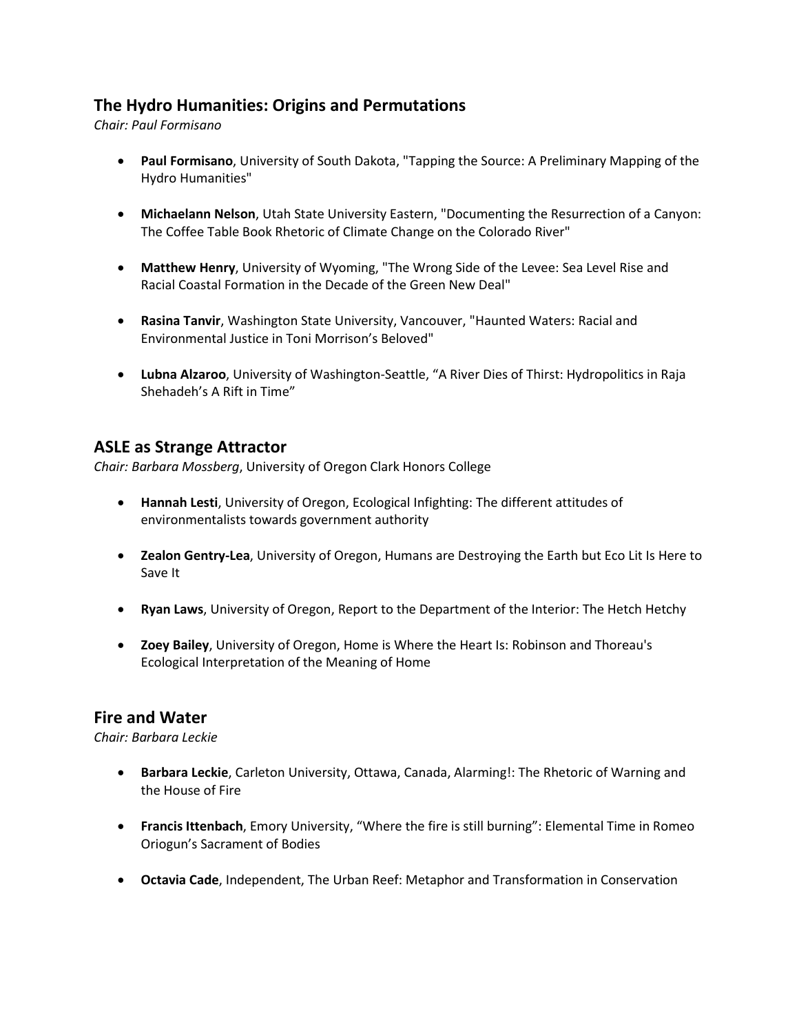## The Hydro Humanities: Origins and Permutations

*Chair: Paul Formisano*

- **Paul Formisano**, University of South Dakota, "Tapping the Source: A Preliminary Mapping of the Hydro Humanities"
- **Michaelann Nelson**, Utah State University Eastern, "Documenting the Resurrection of a Canyon: The Coffee Table Book Rhetoric of Climate Change on the Colorado River"
- **Matthew Henry**, University of Wyoming, "The Wrong Side of the Levee: Sea Level Rise and Racial Coastal Formation in the Decade of the Green New Deal"
- **Rasina Tanvir**, Washington State University, Vancouver, "Haunted Waters: Racial and Environmental Justice in Toni Morrison's Beloved"
- **Lubna Alzaroo**, University of Washington-Seattle, "A River Dies of Thirst: Hydropolitics in Raja Shehadeh's A Rift in Time"

## ASLE as Strange Attractor

*Chair: Barbara Mossberg*, University of Oregon Clark Honors College

- **Hannah Lesti**, University of Oregon, Ecological Infighting: The different attitudes of environmentalists towards government authority
- **Zealon Gentry-Lea**, University of Oregon, Humans are Destroying the Earth but Eco Lit Is Here to Save It
- **Ryan Laws**, University of Oregon, Report to the Department of the Interior: The Hetch Hetchy
- **Zoey Bailey**, University of Oregon, Home is Where the Heart Is: Robinson and Thoreau's Ecological Interpretation of the Meaning of Home

## Fire and Water

*Chair: Barbara Leckie*

- **Barbara Leckie**, Carleton University, Ottawa, Canada, Alarming!: The Rhetoric of Warning and the House of Fire
- **Francis Ittenbach**, Emory University, "Where the fire is still burning": Elemental Time in Romeo Oriogun's Sacrament of Bodies
- **Octavia Cade**, Independent, The Urban Reef: Metaphor and Transformation in Conservation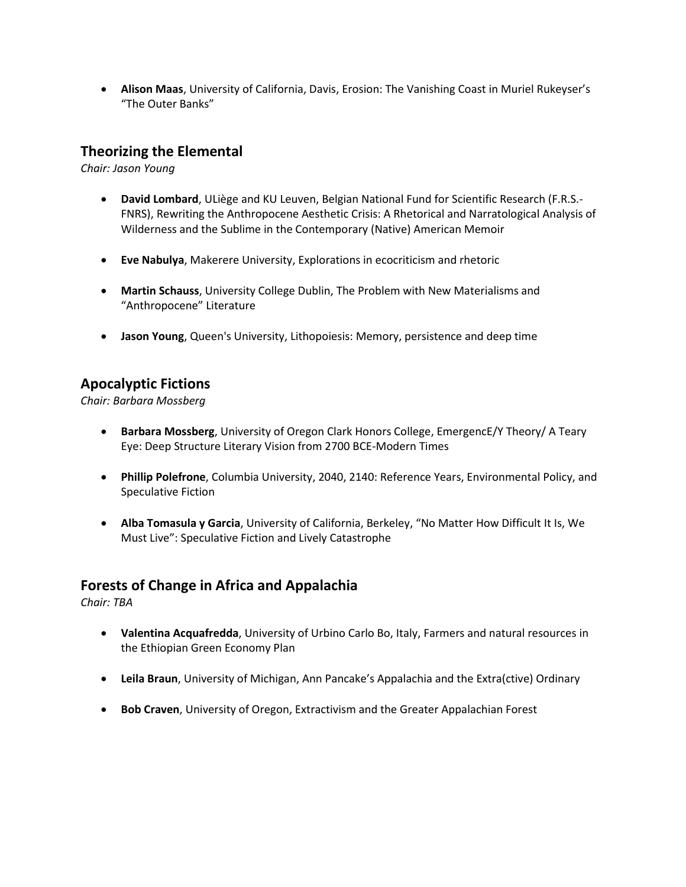- **Alison Maas**, University of California, Davis, Erosion: The Vanishing Coast in Muriel Rukeyser's "The Outer Banks"

## Theorizing the Elemental

*Chair: Jason Young*

- **David Lombard**, ULiège and KU Leuven, Belgian National Fund for Scientific Research (F.R.S.-FNRS), Rewriting the Anthropocene Aesthetic Crisis: A Rhetorical and Narratological Analysis of Wilderness and the Sublime in the Contemporary (Native) American Memoir

- **Eve Nabulya**, Makerere University, Explorations in ecocriticism and rhetoric

- **Martin Schauss**, University College Dublin, The Problem with New Materialisms and "Anthropocene" Literature

- **Jason Young**, Queen's University, Lithopoiesis: Memory, persistence and deep time

## Apocalyptic Fictions

*Chair: Barbara Mossberg*

- **Barbara Mossberg**, University of Oregon Clark Honors College, EmergencE/Y Theory/ A Teary Eye: Deep Structure Literary Vision from 2700 BCE-Modern Times

- **Phillip Polefrone**, Columbia University, 2040, 2140: Reference Years, Environmental Policy, and Speculative Fiction

- **Alba Tomasula y Garcia**, University of California, Berkeley, "No Matter How Difficult It Is, We Must Live": Speculative Fiction and Lively Catastrophe

## Forests of Change in Africa and Appalachia

*Chair: TBA*

- **Valentina Acquafredda**, University of Urbino Carlo Bo, Italy, Farmers and natural resources in the Ethiopian Green Economy Plan

- **Leila Braun**, University of Michigan, Ann Pancake's Appalachia and the Extra(ctive) Ordinary

- **Bob Craven**, University of Oregon, Extractivism and the Greater Appalachian Forest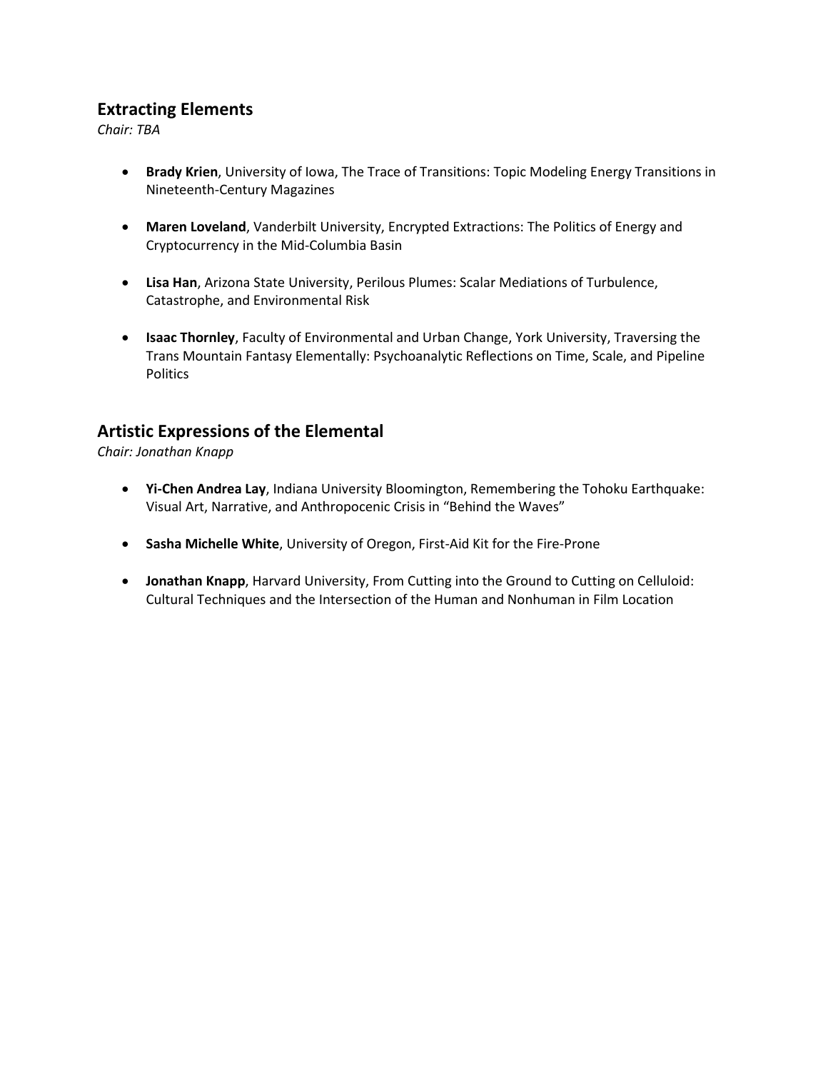## Extracting Elements

*Chair: TBA*

- **Brady Krien**, University of Iowa, The Trace of Transitions: Topic Modeling Energy Transitions in Nineteenth-Century Magazines

- **Maren Loveland**, Vanderbilt University, Encrypted Extractions: The Politics of Energy and Cryptocurrency in the Mid-Columbia Basin

- **Lisa Han**, Arizona State University, Perilous Plumes: Scalar Mediations of Turbulence, Catastrophe, and Environmental Risk

- **Isaac Thornley**, Faculty of Environmental and Urban Change, York University, Traversing the Trans Mountain Fantasy Elementally: Psychoanalytic Reflections on Time, Scale, and Pipeline Politics

## Artistic Expressions of the Elemental

*Chair: Jonathan Knapp*

- **Yi-Chen Andrea Lay**, Indiana University Bloomington, Remembering the Tohoku Earthquake: Visual Art, Narrative, and Anthropocenic Crisis in "Behind the Waves"

- **Sasha Michelle White**, University of Oregon, First-Aid Kit for the Fire-Prone

- **Jonathan Knapp**, Harvard University, From Cutting into the Ground to Cutting on Celluloid: Cultural Techniques and the Intersection of the Human and Nonhuman in Film Location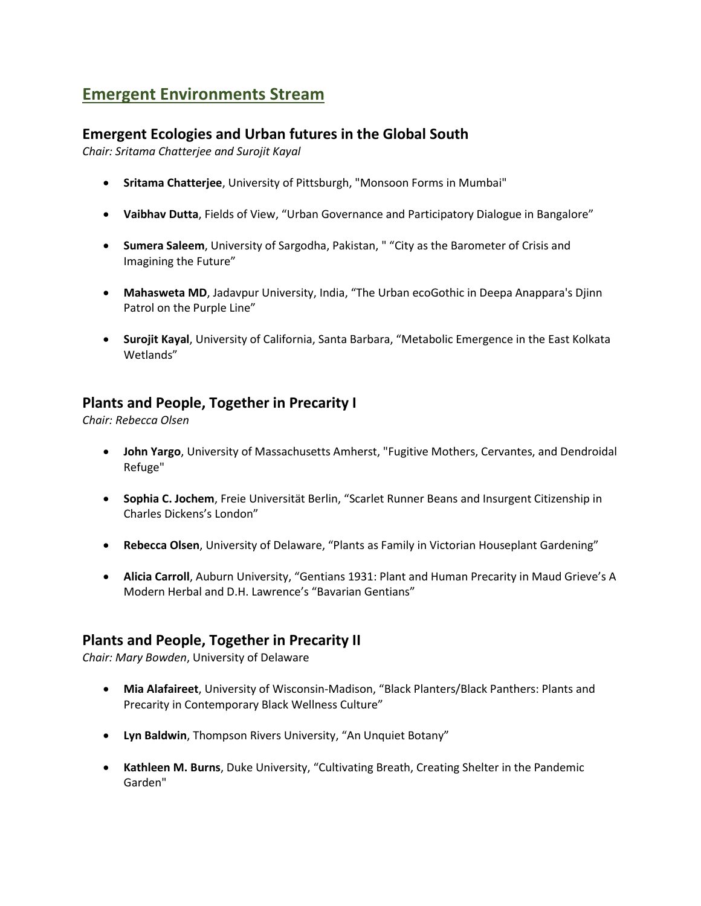## Emergent Environments Stream

### Emergent Ecologies and Urban futures in the Global South

*Chair: Sritama Chatterjee and Surojit Kayal*

- **Sritama Chatterjee**, University of Pittsburgh, "Monsoon Forms in Mumbai"
- **Vaibhav Dutta**, Fields of View, “Urban Governance and Participatory Dialogue in Bangalore”
- **Sumera Saleem**, University of Sargodha, Pakistan, " “City as the Barometer of Crisis and Imagining the Future”
- **Mahasweta MD**, Jadavpur University, India, “The Urban ecoGothic in Deepa Anappara's Djinn Patrol on the Purple Line”
- **Surojit Kayal**, University of California, Santa Barbara, “Metabolic Emergence in the East Kolkata Wetlands”

### Plants and People, Together in Precarity I

*Chair: Rebecca Olsen*

- **John Yargo**, University of Massachusetts Amherst, "Fugitive Mothers, Cervantes, and Dendroidal Refuge"
- **Sophia C. Jochem**, Freie Universität Berlin, “Scarlet Runner Beans and Insurgent Citizenship in Charles Dickens’s London”
- **Rebecca Olsen**, University of Delaware, “Plants as Family in Victorian Houseplant Gardening”
- **Alicia Carroll**, Auburn University, “Gentians 1931: Plant and Human Precarity in Maud Grieve’s A Modern Herbal and D.H. Lawrence’s “Bavarian Gentians”

### Plants and People, Together in Precarity II

*Chair: Mary Bowden*, University of Delaware

- **Mia Alafaireet**, University of Wisconsin-Madison, “Black Planters/Black Panthers: Plants and Precarity in Contemporary Black Wellness Culture”
- **Lyn Baldwin**, Thompson Rivers University, “An Unquiet Botany”
- **Kathleen M. Burns**, Duke University, “Cultivating Breath, Creating Shelter in the Pandemic Garden"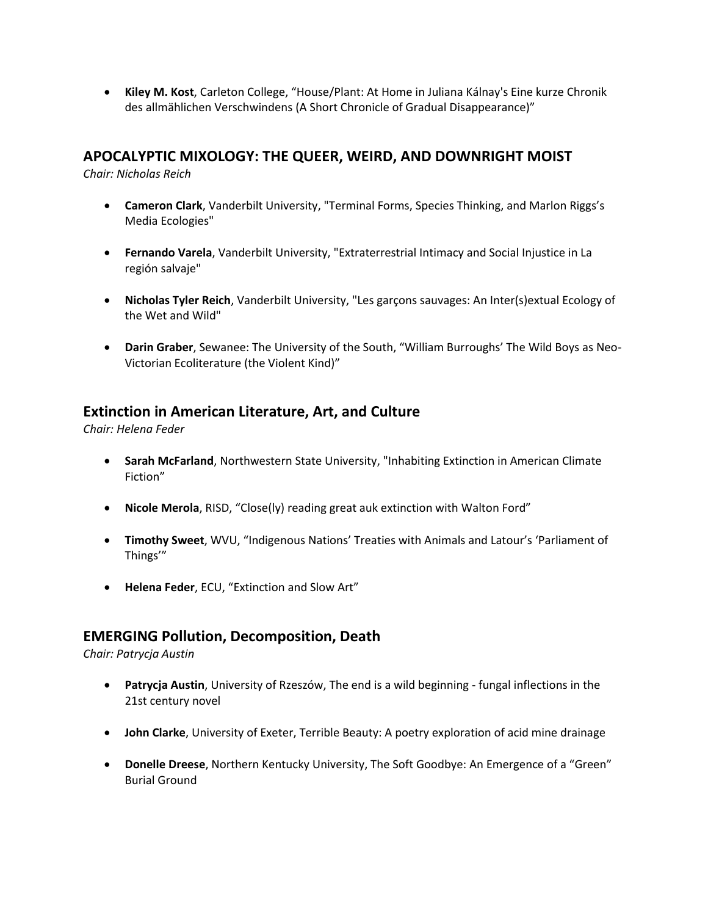- **Kiley M. Kost**, Carleton College, “House/Plant: At Home in Juliana Kálnay's Eine kurze Chronik des allmählichen Verschwindens (A Short Chronicle of Gradual Disappearance)”

## APOCALYPTIC MIXOLOGY: THE QUEER, WEIRD, AND DOWNRIGHT MOIST

*Chair: Nicholas Reich*

- **Cameron Clark**, Vanderbilt University, "Terminal Forms, Species Thinking, and Marlon Riggs’s Media Ecologies"

- **Fernando Varela**, Vanderbilt University, "Extraterrestrial Intimacy and Social Injustice in La región salvaje"

- **Nicholas Tyler Reich**, Vanderbilt University, "Les garçons sauvages: An Inter(s)extual Ecology of the Wet and Wild"

- **Darin Graber**, Sewanee: The University of the South, “William Burroughs’ The Wild Boys as Neo-Victorian Ecoliterature (the Violent Kind)”

## Extinction in American Literature, Art, and Culture

*Chair: Helena Feder*

- **Sarah McFarland**, Northwestern State University, "Inhabiting Extinction in American Climate Fiction”

- **Nicole Merola**, RISD, “Close(ly) reading great auk extinction with Walton Ford”

- **Timothy Sweet**, WVU, “Indigenous Nations’ Treaties with Animals and Latour’s ‘Parliament of Things’”

- **Helena Feder**, ECU, “Extinction and Slow Art”

## EMERGING Pollution, Decomposition, Death

*Chair: Patrycja Austin*

- **Patrycja Austin**, University of Rzeszów, The end is a wild beginning - fungal inflections in the 21st century novel

- **John Clarke**, University of Exeter, Terrible Beauty: A poetry exploration of acid mine drainage

- **Donelle Dreese**, Northern Kentucky University, The Soft Goodbye: An Emergence of a “Green” Burial Ground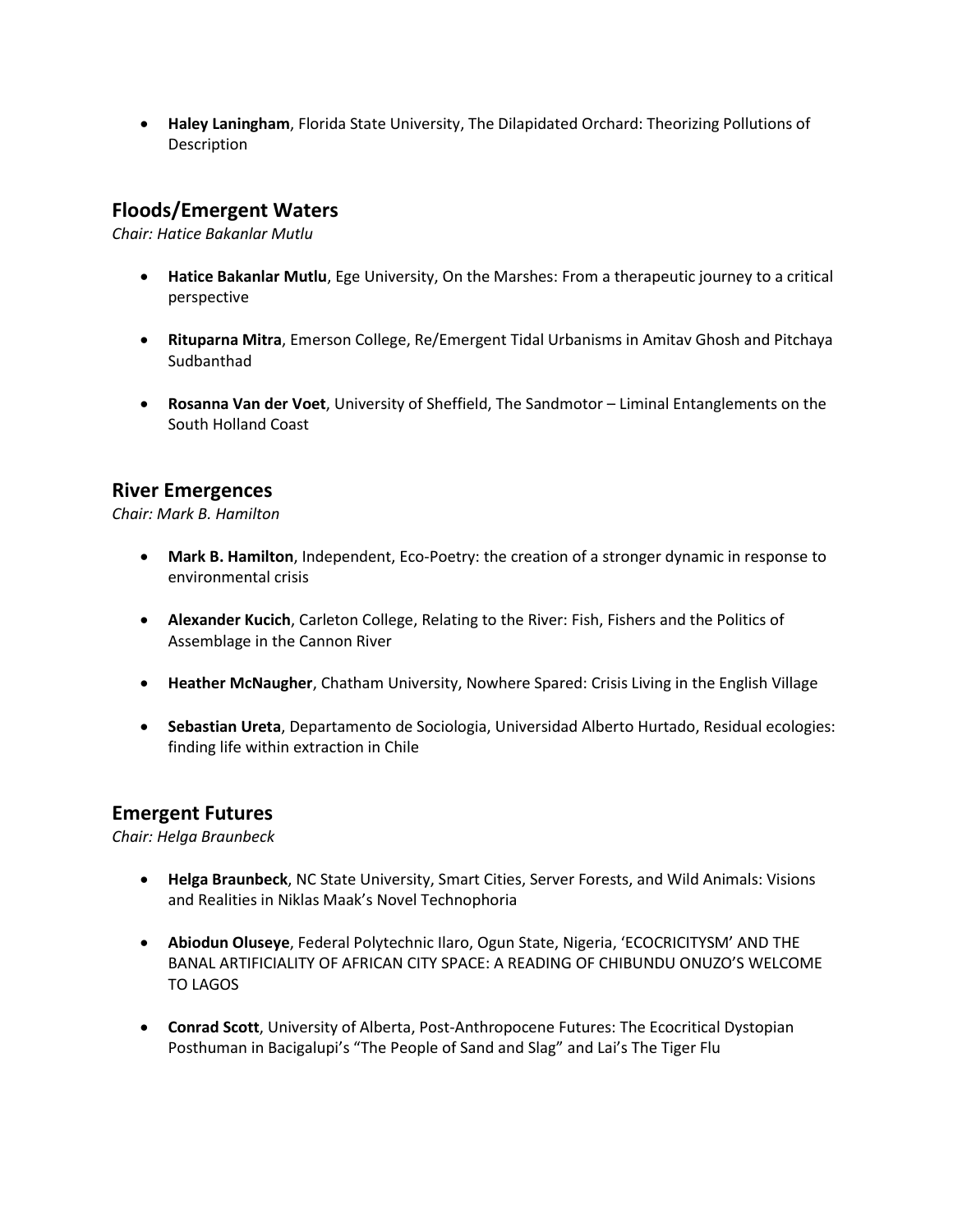- **Haley Laningham**, Florida State University, The Dilapidated Orchard: Theorizing Pollutions of Description

## Floods/Emergent Waters

*Chair: Hatice Bakanlar Mutlu*

- **Hatice Bakanlar Mutlu**, Ege University, On the Marshes: From a therapeutic journey to a critical perspective

- **Rituparna Mitra**, Emerson College, Re/Emergent Tidal Urbanisms in Amitav Ghosh and Pitchaya Sudbanthad

- **Rosanna Van der Voet**, University of Sheffield, The Sandmotor – Liminal Entanglements on the South Holland Coast

## River Emergences

*Chair: Mark B. Hamilton*

- **Mark B. Hamilton**, Independent, Eco-Poetry: the creation of a stronger dynamic in response to environmental crisis

- **Alexander Kucich**, Carleton College, Relating to the River: Fish, Fishers and the Politics of Assemblage in the Cannon River

- **Heather McNaugher**, Chatham University, Nowhere Spared: Crisis Living in the English Village

- **Sebastian Ureta**, Departamento de Sociologia, Universidad Alberto Hurtado, Residual ecologies: finding life within extraction in Chile

## Emergent Futures

*Chair: Helga Braunbeck*

- **Helga Braunbeck**, NC State University, Smart Cities, Server Forests, and Wild Animals: Visions and Realities in Niklas Maak's Novel Technophoria

- **Abiodun Oluseye**, Federal Polytechnic Ilaro, Ogun State, Nigeria, 'ECOCRICITYSM' AND THE BANAL ARTIFICIALITY OF AFRICAN CITY SPACE: A READING OF CHIBUNDU ONUZO'S WELCOME TO LAGOS

- **Conrad Scott**, University of Alberta, Post-Anthropocene Futures: The Ecocritical Dystopian Posthuman in Bacigalupi's "The People of Sand and Slag" and Lai's The Tiger Flu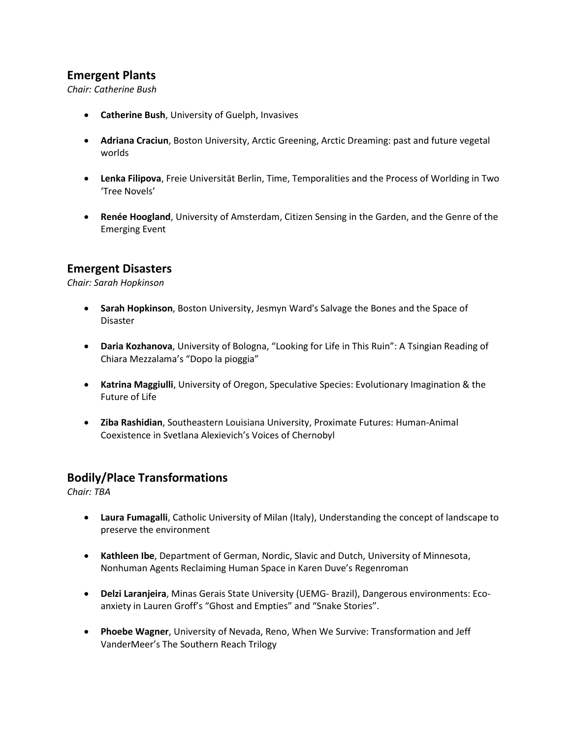## Emergent Plants

*Chair: Catherine Bush*

- **Catherine Bush**, University of Guelph, Invasives
- **Adriana Craciun**, Boston University, Arctic Greening, Arctic Dreaming: past and future vegetal worlds
- **Lenka Filipova**, Freie Universität Berlin, Time, Temporalities and the Process of Worlding in Two 'Tree Novels'
- **Renée Hoogland**, University of Amsterdam, Citizen Sensing in the Garden, and the Genre of the Emerging Event

## Emergent Disasters

*Chair: Sarah Hopkinson*

- **Sarah Hopkinson**, Boston University, Jesmyn Ward's Salvage the Bones and the Space of Disaster
- **Daria Kozhanova**, University of Bologna, "Looking for Life in This Ruin": A Tsingian Reading of Chiara Mezzalama's "Dopo la pioggia"
- **Katrina Maggiulli**, University of Oregon, Speculative Species: Evolutionary Imagination & the Future of Life
- **Ziba Rashidian**, Southeastern Louisiana University, Proximate Futures: Human-Animal Coexistence in Svetlana Alexievich's Voices of Chernobyl

## Bodily/Place Transformations

*Chair: TBA*

- **Laura Fumagalli**, Catholic University of Milan (Italy), Understanding the concept of landscape to preserve the environment
- **Kathleen Ibe**, Department of German, Nordic, Slavic and Dutch, University of Minnesota, Nonhuman Agents Reclaiming Human Space in Karen Duve's Regenroman
- **Delzi Laranjeira**, Minas Gerais State University (UEMG- Brazil), Dangerous environments: Eco-anxiety in Lauren Groff's "Ghost and Empties" and "Snake Stories".
- **Phoebe Wagner**, University of Nevada, Reno, When We Survive: Transformation and Jeff VanderMeer's The Southern Reach Trilogy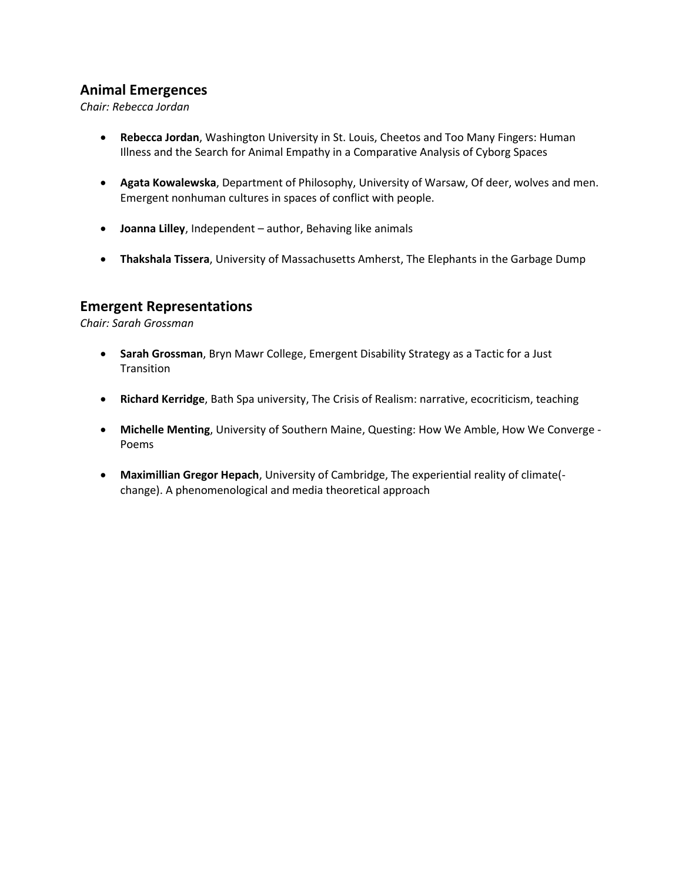## Animal Emergences

*Chair: Rebecca Jordan*

- **Rebecca Jordan**, Washington University in St. Louis, Cheetos and Too Many Fingers: Human Illness and the Search for Animal Empathy in a Comparative Analysis of Cyborg Spaces

- **Agata Kowalewska**, Department of Philosophy, University of Warsaw, Of deer, wolves and men. Emergent nonhuman cultures in spaces of conflict with people.

- **Joanna Lilley**, Independent – author, Behaving like animals

- **Thakshala Tissera**, University of Massachusetts Amherst, The Elephants in the Garbage Dump

## Emergent Representations

*Chair: Sarah Grossman*

- **Sarah Grossman**, Bryn Mawr College, Emergent Disability Strategy as a Tactic for a Just Transition

- **Richard Kerridge**, Bath Spa university, The Crisis of Realism: narrative, ecocriticism, teaching

- **Michelle Menting**, University of Southern Maine, Questing: How We Amble, How We Converge - Poems

- **Maximillian Gregor Hepach**, University of Cambridge, The experiential reality of climate(-change). A phenomenological and media theoretical approach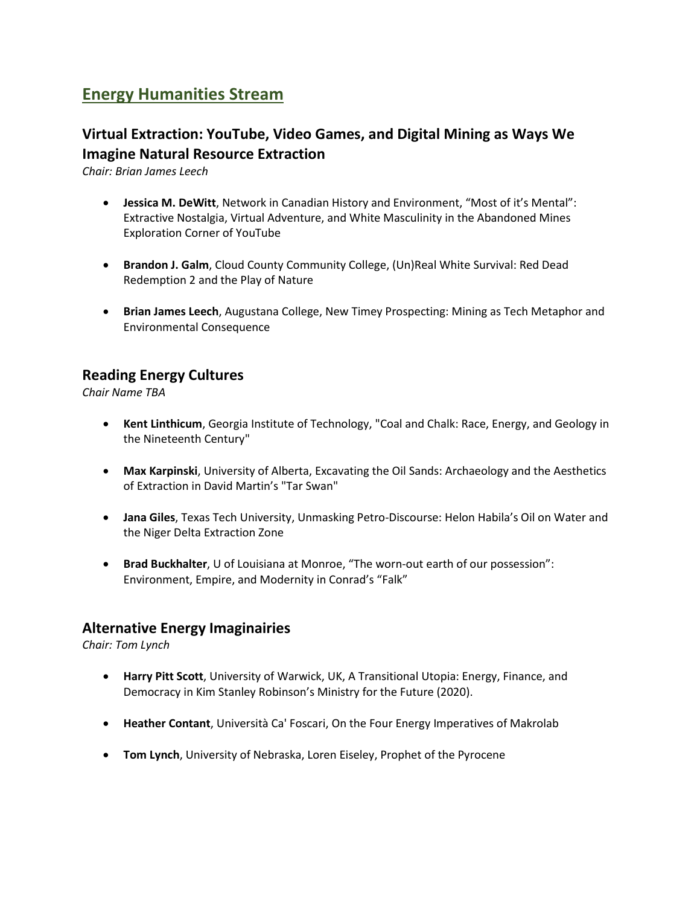## Energy Humanities Stream

### Virtual Extraction: YouTube, Video Games, and Digital Mining as Ways We Imagine Natural Resource Extraction

*Chair: Brian James Leech*

- **Jessica M. DeWitt**, Network in Canadian History and Environment, “Most of it’s Mental”: Extractive Nostalgia, Virtual Adventure, and White Masculinity in the Abandoned Mines Exploration Corner of YouTube

- **Brandon J. Galm**, Cloud County Community College, (Un)Real White Survival: Red Dead Redemption 2 and the Play of Nature

- **Brian James Leech**, Augustana College, New Timey Prospecting: Mining as Tech Metaphor and Environmental Consequence

### Reading Energy Cultures

*Chair Name TBA*

- **Kent Linthicum**, Georgia Institute of Technology, "Coal and Chalk: Race, Energy, and Geology in the Nineteenth Century"

- **Max Karpinski**, University of Alberta, Excavating the Oil Sands: Archaeology and the Aesthetics of Extraction in David Martin’s "Tar Swan"

- **Jana Giles**, Texas Tech University, Unmasking Petro-Discourse: Helon Habila’s Oil on Water and the Niger Delta Extraction Zone

- **Brad Buckhalter**, U of Louisiana at Monroe, “The worn-out earth of our possession”: Environment, Empire, and Modernity in Conrad’s “Falk”

### Alternative Energy Imaginairies

*Chair: Tom Lynch*

- **Harry Pitt Scott**, University of Warwick, UK, A Transitional Utopia: Energy, Finance, and Democracy in Kim Stanley Robinson’s Ministry for the Future (2020).

- **Heather Contant**, Università Ca' Foscari, On the Four Energy Imperatives of Makrolab

- **Tom Lynch**, University of Nebraska, Loren Eiseley, Prophet of the Pyrocene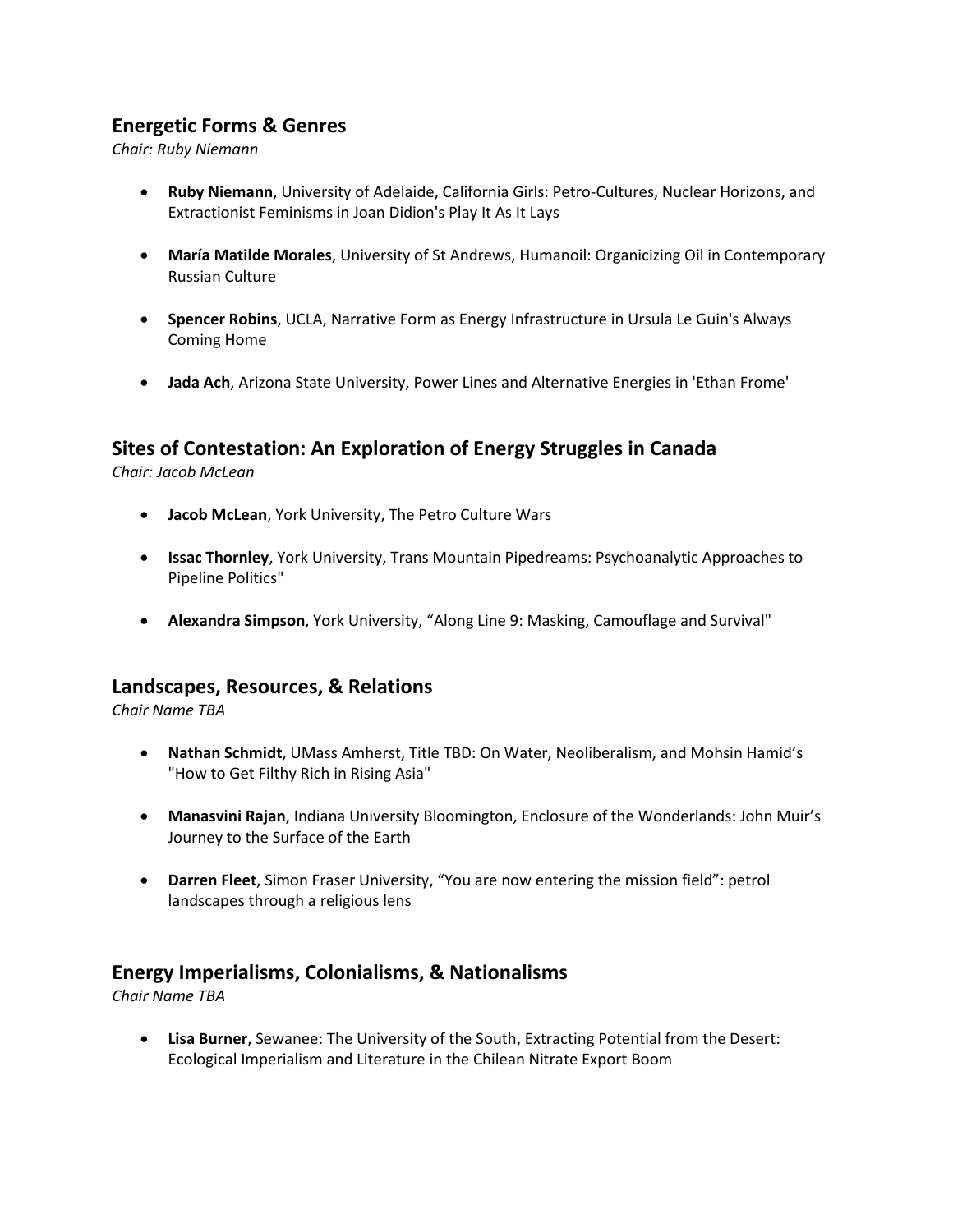## Energetic Forms & Genres

*Chair: Ruby Niemann*

- **Ruby Niemann**, University of Adelaide, California Girls: Petro-Cultures, Nuclear Horizons, and Extractionist Feminisms in Joan Didion's Play It As It Lays

- **María Matilde Morales**, University of St Andrews, Humanoil: Organicizing Oil in Contemporary Russian Culture

- **Spencer Robins**, UCLA, Narrative Form as Energy Infrastructure in Ursula Le Guin's Always Coming Home

- **Jada Ach**, Arizona State University, Power Lines and Alternative Energies in 'Ethan Frome'

## Sites of Contestation: An Exploration of Energy Struggles in Canada

*Chair: Jacob McLean*

- **Jacob McLean**, York University, The Petro Culture Wars

- **Issac Thornley**, York University, Trans Mountain Pipedreams: Psychoanalytic Approaches to Pipeline Politics"

- **Alexandra Simpson**, York University, "Along Line 9: Masking, Camouflage and Survival"

## Landscapes, Resources, & Relations

*Chair Name TBA*

- **Nathan Schmidt**, UMass Amherst, Title TBD: On Water, Neoliberalism, and Mohsin Hamid's "How to Get Filthy Rich in Rising Asia"

- **Manasvini Rajan**, Indiana University Bloomington, Enclosure of the Wonderlands: John Muir's Journey to the Surface of the Earth

- **Darren Fleet**, Simon Fraser University, "You are now entering the mission field": petrol landscapes through a religious lens

## Energy Imperialisms, Colonialisms, & Nationalisms

*Chair Name TBA*

- **Lisa Burner**, Sewanee: The University of the South, Extracting Potential from the Desert: Ecological Imperialism and Literature in the Chilean Nitrate Export Boom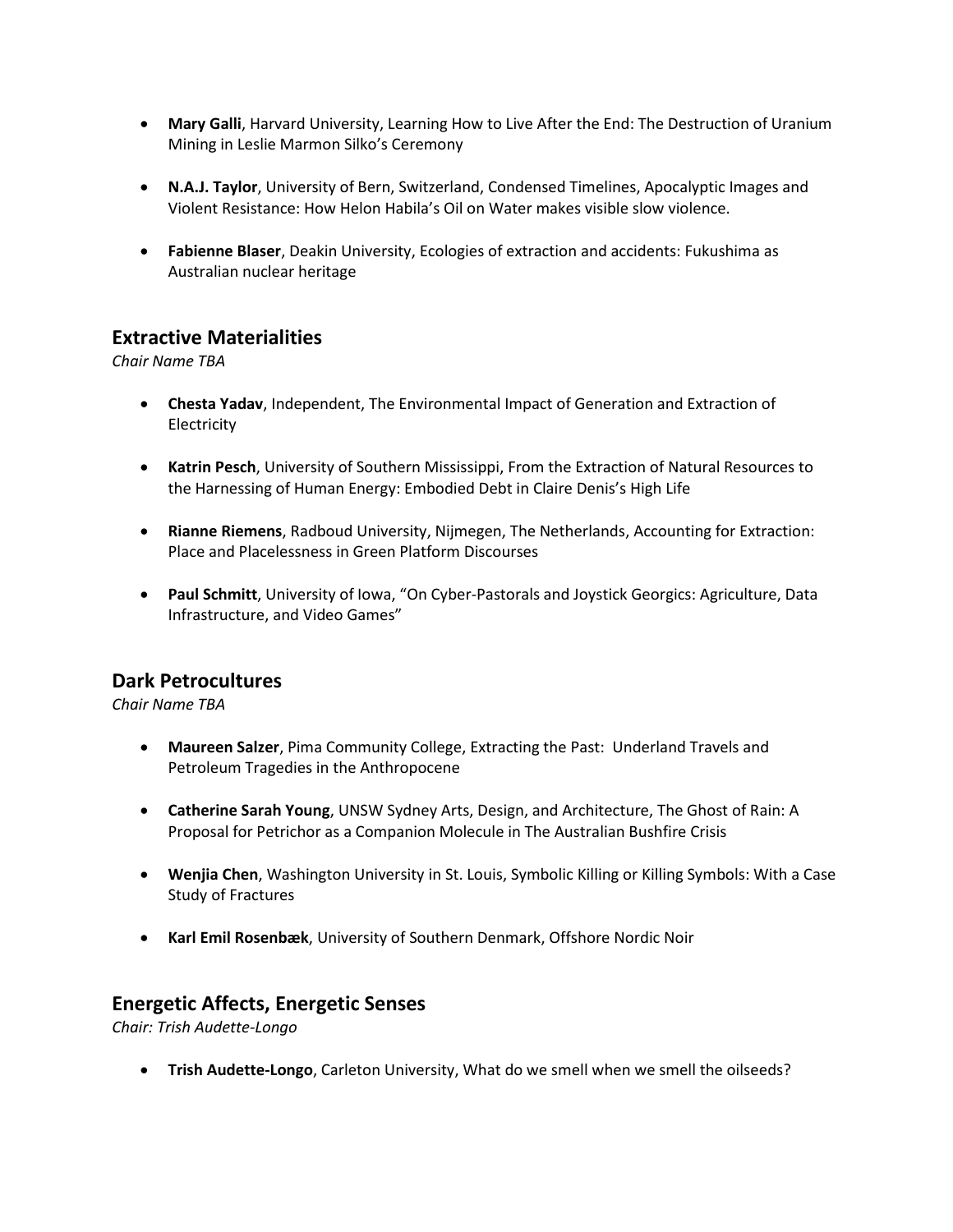- **Mary Galli**, Harvard University, Learning How to Live After the End: The Destruction of Uranium Mining in Leslie Marmon Silko's Ceremony

- **N.A.J. Taylor**, University of Bern, Switzerland, Condensed Timelines, Apocalyptic Images and Violent Resistance: How Helon Habila's Oil on Water makes visible slow violence.

- **Fabienne Blaser**, Deakin University, Ecologies of extraction and accidents: Fukushima as Australian nuclear heritage

## Extractive Materialities

*Chair Name TBA*

- **Chesta Yadav**, Independent, The Environmental Impact of Generation and Extraction of Electricity

- **Katrin Pesch**, University of Southern Mississippi, From the Extraction of Natural Resources to the Harnessing of Human Energy: Embodied Debt in Claire Denis's High Life

- **Rianne Riemens**, Radboud University, Nijmegen, The Netherlands, Accounting for Extraction: Place and Placelessness in Green Platform Discourses

- **Paul Schmitt**, University of Iowa, "On Cyber-Pastorals and Joystick Georgics: Agriculture, Data Infrastructure, and Video Games"

## Dark Petrocultures

*Chair Name TBA*

- **Maureen Salzer**, Pima Community College, Extracting the Past: Underland Travels and Petroleum Tragedies in the Anthropocene

- **Catherine Sarah Young**, UNSW Sydney Arts, Design, and Architecture, The Ghost of Rain: A Proposal for Petrichor as a Companion Molecule in The Australian Bushfire Crisis

- **Wenjia Chen**, Washington University in St. Louis, Symbolic Killing or Killing Symbols: With a Case Study of Fractures

- **Karl Emil Rosenbæk**, University of Southern Denmark, Offshore Nordic Noir

## Energetic Affects, Energetic Senses

*Chair: Trish Audette-Longo*

- **Trish Audette-Longo**, Carleton University, What do we smell when we smell the oilseeds?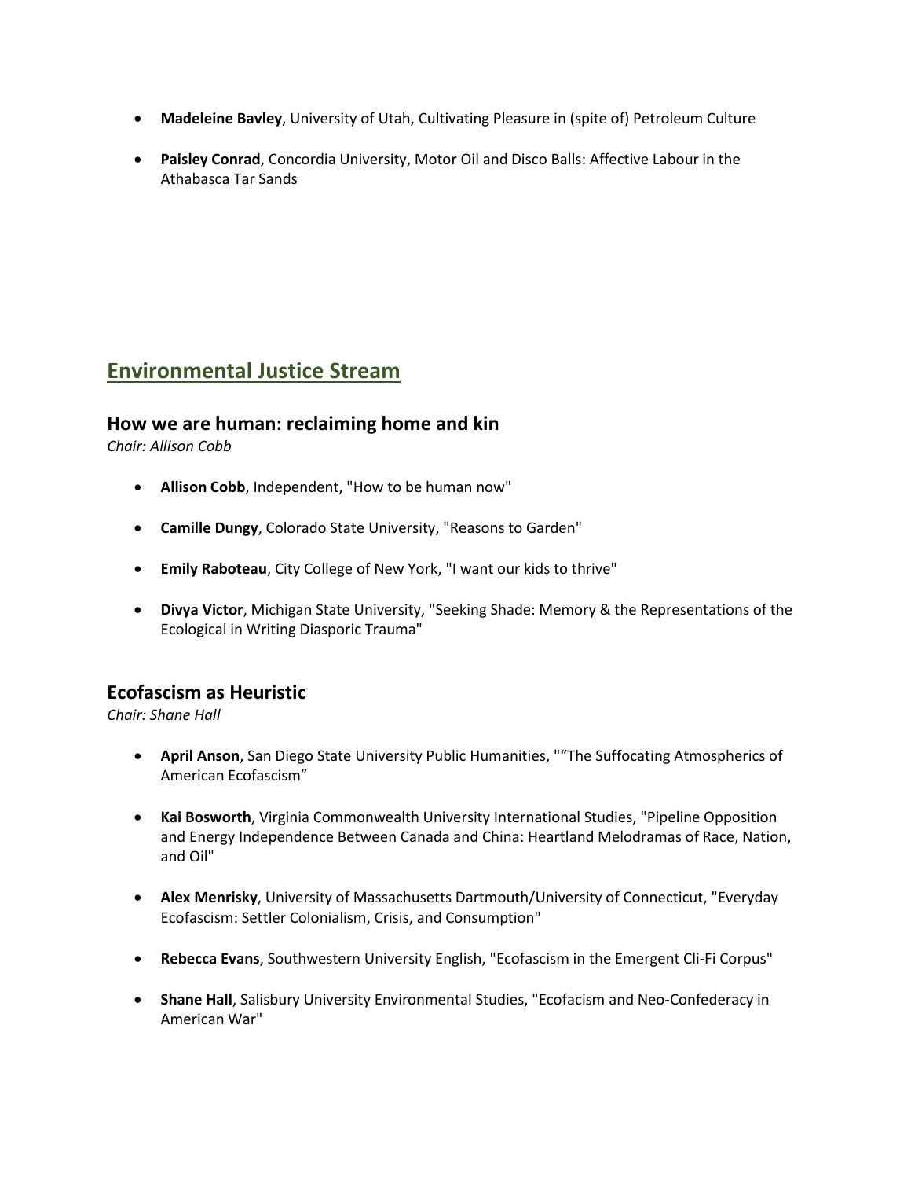- **Madeleine Bavley**, University of Utah, Cultivating Pleasure in (spite of) Petroleum Culture

- **Paisley Conrad**, Concordia University, Motor Oil and Disco Balls: Affective Labour in the Athabasca Tar Sands

## Environmental Justice Stream

### How we are human: reclaiming home and kin

*Chair: Allison Cobb*

- **Allison Cobb**, Independent, "How to be human now"

- **Camille Dungy**, Colorado State University, "Reasons to Garden"

- **Emily Raboteau**, City College of New York, "I want our kids to thrive"

- **Divya Victor**, Michigan State University, "Seeking Shade: Memory & the Representations of the Ecological in Writing Diasporic Trauma"

### Ecofascism as Heuristic

*Chair: Shane Hall*

- **April Anson**, San Diego State University Public Humanities, "“The Suffocating Atmospherics of American Ecofascism”

- **Kai Bosworth**, Virginia Commonwealth University International Studies, "Pipeline Opposition and Energy Independence Between Canada and China: Heartland Melodramas of Race, Nation, and Oil"

- **Alex Menrisky**, University of Massachusetts Dartmouth/University of Connecticut, "Everyday Ecofascism: Settler Colonialism, Crisis, and Consumption"

- **Rebecca Evans**, Southwestern University English, "Ecofascism in the Emergent Cli-Fi Corpus"

- **Shane Hall**, Salisbury University Environmental Studies, "Ecofacism and Neo-Confederacy in American War"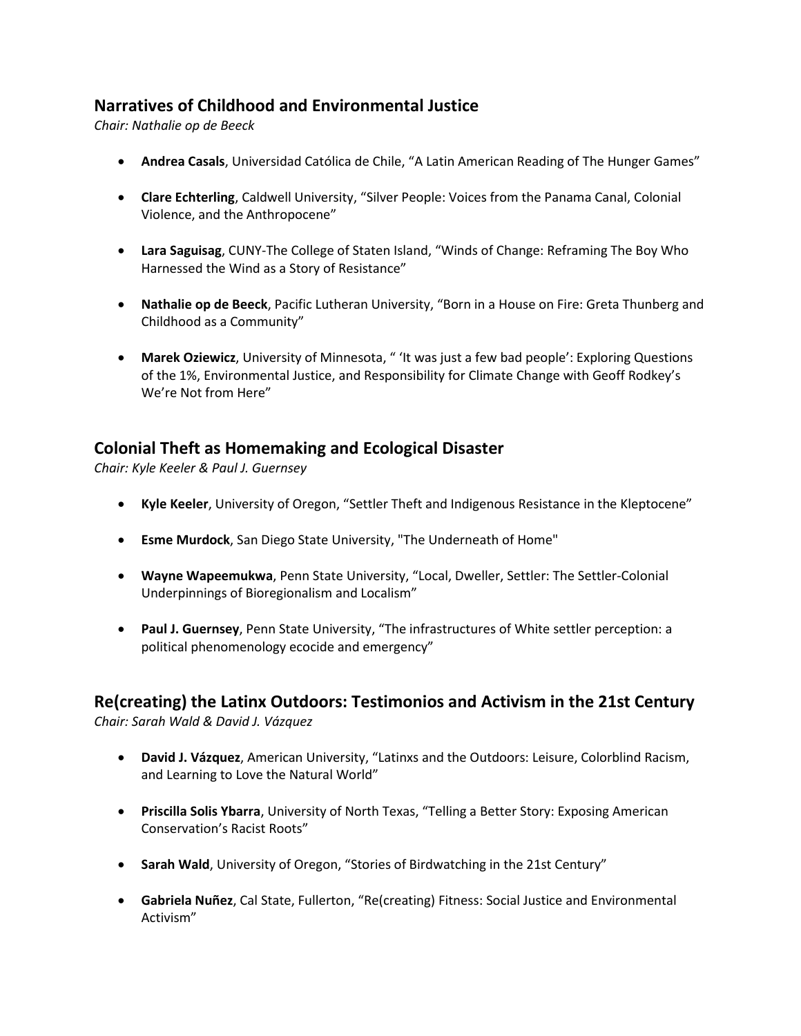## Narratives of Childhood and Environmental Justice

*Chair: Nathalie op de Beeck*

- **Andrea Casals**, Universidad Católica de Chile, "A Latin American Reading of The Hunger Games"
- **Clare Echterling**, Caldwell University, "Silver People: Voices from the Panama Canal, Colonial Violence, and the Anthropocene"
- **Lara Saguisag**, CUNY-The College of Staten Island, "Winds of Change: Reframing The Boy Who Harnessed the Wind as a Story of Resistance"
- **Nathalie op de Beeck**, Pacific Lutheran University, "Born in a House on Fire: Greta Thunberg and Childhood as a Community"
- **Marek Oziewicz**, University of Minnesota, " 'It was just a few bad people': Exploring Questions of the 1%, Environmental Justice, and Responsibility for Climate Change with Geoff Rodkey's We're Not from Here"

## Colonial Theft as Homemaking and Ecological Disaster

*Chair: Kyle Keeler & Paul J. Guernsey*

- **Kyle Keeler**, University of Oregon, "Settler Theft and Indigenous Resistance in the Kleptocene"
- **Esme Murdock**, San Diego State University, "The Underneath of Home"
- **Wayne Wapeemukwa**, Penn State University, "Local, Dweller, Settler: The Settler-Colonial Underpinnings of Bioregionalism and Localism"
- **Paul J. Guernsey**, Penn State University, "The infrastructures of White settler perception: a political phenomenology ecocide and emergency"

## Re(creating) the Latinx Outdoors: Testimonios and Activism in the 21st Century

*Chair: Sarah Wald & David J. Vázquez*

- **David J. Vázquez**, American University, "Latinxs and the Outdoors: Leisure, Colorblind Racism, and Learning to Love the Natural World"
- **Priscilla Solis Ybarra**, University of North Texas, "Telling a Better Story: Exposing American Conservation's Racist Roots"
- **Sarah Wald**, University of Oregon, "Stories of Birdwatching in the 21st Century"
- **Gabriela Nuñez**, Cal State, Fullerton, "Re(creating) Fitness: Social Justice and Environmental Activism"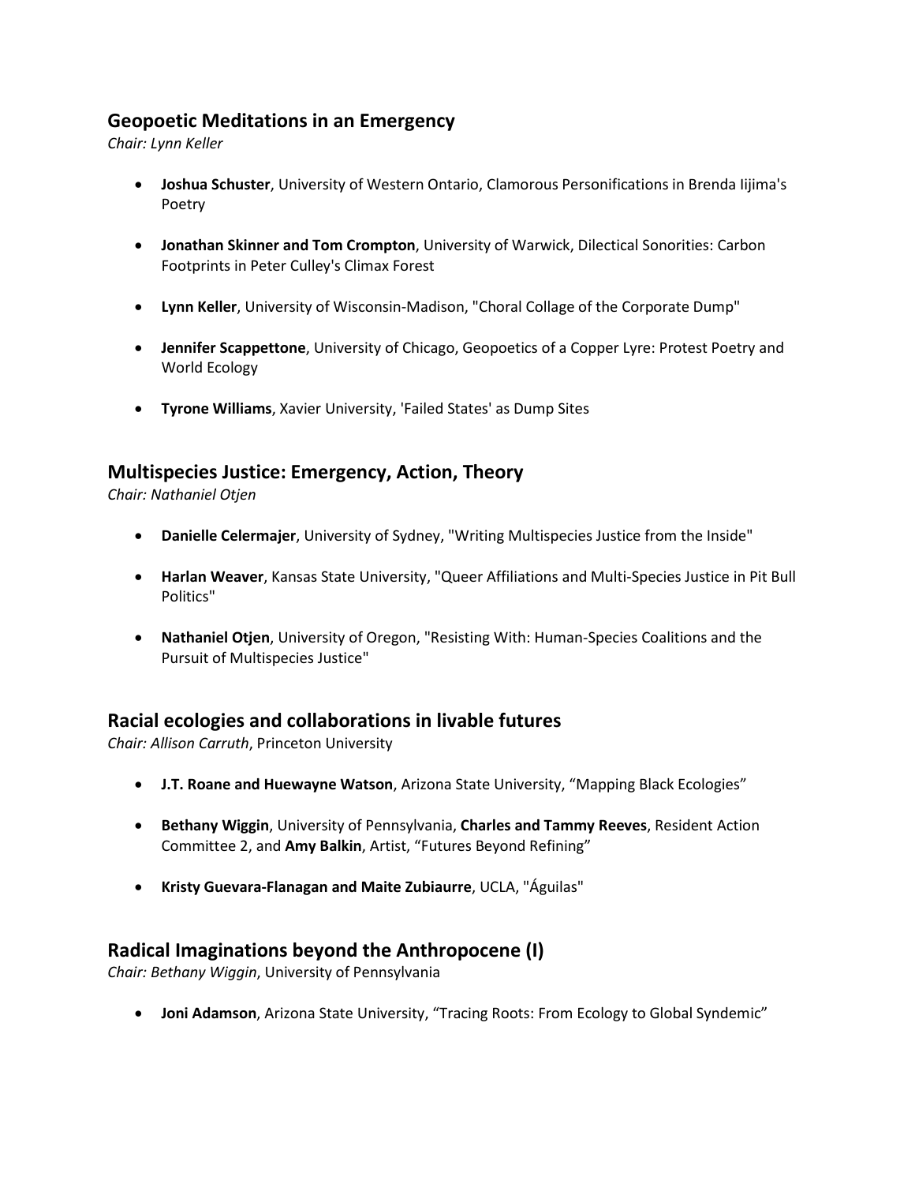## Geopoetic Meditations in an Emergency

*Chair: Lynn Keller*

- **Joshua Schuster**, University of Western Ontario, Clamorous Personifications in Brenda Iijima's Poetry
- **Jonathan Skinner and Tom Crompton**, University of Warwick, Dilectical Sonorities: Carbon Footprints in Peter Culley's Climax Forest
- **Lynn Keller**, University of Wisconsin-Madison, "Choral Collage of the Corporate Dump"
- **Jennifer Scappettone**, University of Chicago, Geopoetics of a Copper Lyre: Protest Poetry and World Ecology
- **Tyrone Williams**, Xavier University, 'Failed States' as Dump Sites

## Multispecies Justice: Emergency, Action, Theory

*Chair: Nathaniel Otjen*

- **Danielle Celermajer**, University of Sydney, "Writing Multispecies Justice from the Inside"
- **Harlan Weaver**, Kansas State University, "Queer Affiliations and Multi-Species Justice in Pit Bull Politics"
- **Nathaniel Otjen**, University of Oregon, "Resisting With: Human-Species Coalitions and the Pursuit of Multispecies Justice"

## Racial ecologies and collaborations in livable futures

*Chair: Allison Carruth*, Princeton University

- **J.T. Roane and Huewayne Watson**, Arizona State University, "Mapping Black Ecologies"
- **Bethany Wiggin**, University of Pennsylvania, **Charles and Tammy Reeves**, Resident Action Committee 2, and **Amy Balkin**, Artist, "Futures Beyond Refining"
- **Kristy Guevara-Flanagan and Maite Zubiaurre**, UCLA, "Águilas"

## Radical Imaginations beyond the Anthropocene (I)

*Chair: Bethany Wiggin*, University of Pennsylvania

- **Joni Adamson**, Arizona State University, "Tracing Roots: From Ecology to Global Syndemic"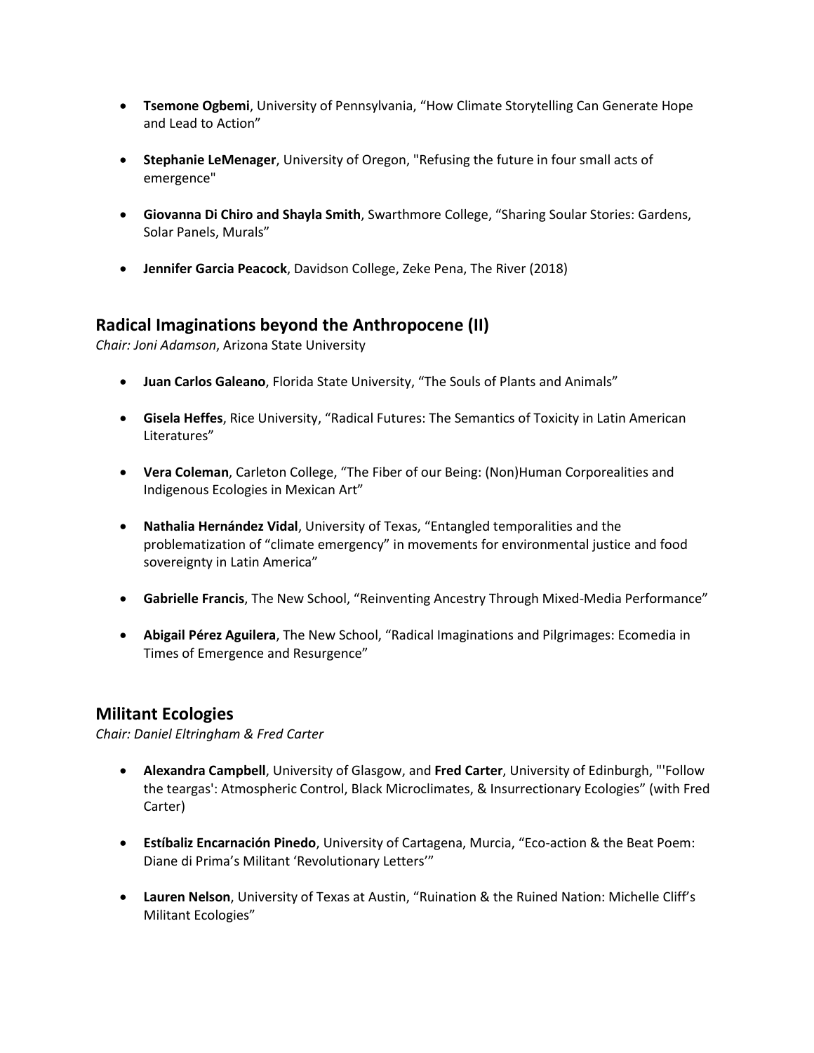- **Tsemone Ogbemi**, University of Pennsylvania, "How Climate Storytelling Can Generate Hope and Lead to Action"

- **Stephanie LeMenager**, University of Oregon, "Refusing the future in four small acts of emergence"

- **Giovanna Di Chiro and Shayla Smith**, Swarthmore College, "Sharing Soular Stories: Gardens, Solar Panels, Murals"

- **Jennifer Garcia Peacock**, Davidson College, Zeke Pena, The River (2018)

## Radical Imaginations beyond the Anthropocene (II)

*Chair: Joni Adamson*, Arizona State University

- **Juan Carlos Galeano**, Florida State University, "The Souls of Plants and Animals"

- **Gisela Heffes**, Rice University, "Radical Futures: The Semantics of Toxicity in Latin American Literatures"

- **Vera Coleman**, Carleton College, "The Fiber of our Being: (Non)Human Corporealities and Indigenous Ecologies in Mexican Art"

- **Nathalia Hernández Vidal**, University of Texas, "Entangled temporalities and the problematization of "climate emergency" in movements for environmental justice and food sovereignty in Latin America"

- **Gabrielle Francis**, The New School, "Reinventing Ancestry Through Mixed-Media Performance"

- **Abigail Pérez Aguilera**, The New School, "Radical Imaginations and Pilgrimages: Ecomedia in Times of Emergence and Resurgence"

## Militant Ecologies

*Chair: Daniel Eltringham & Fred Carter*

- **Alexandra Campbell**, University of Glasgow, and **Fred Carter**, University of Edinburgh, "'Follow the teargas': Atmospheric Control, Black Microclimates, & Insurrectionary Ecologies" (with Fred Carter)

- **Estíbaliz Encarnación Pinedo**, University of Cartagena, Murcia, "Eco-action & the Beat Poem: Diane di Prima's Militant 'Revolutionary Letters'"

- **Lauren Nelson**, University of Texas at Austin, "Ruination & the Ruined Nation: Michelle Cliff's Militant Ecologies"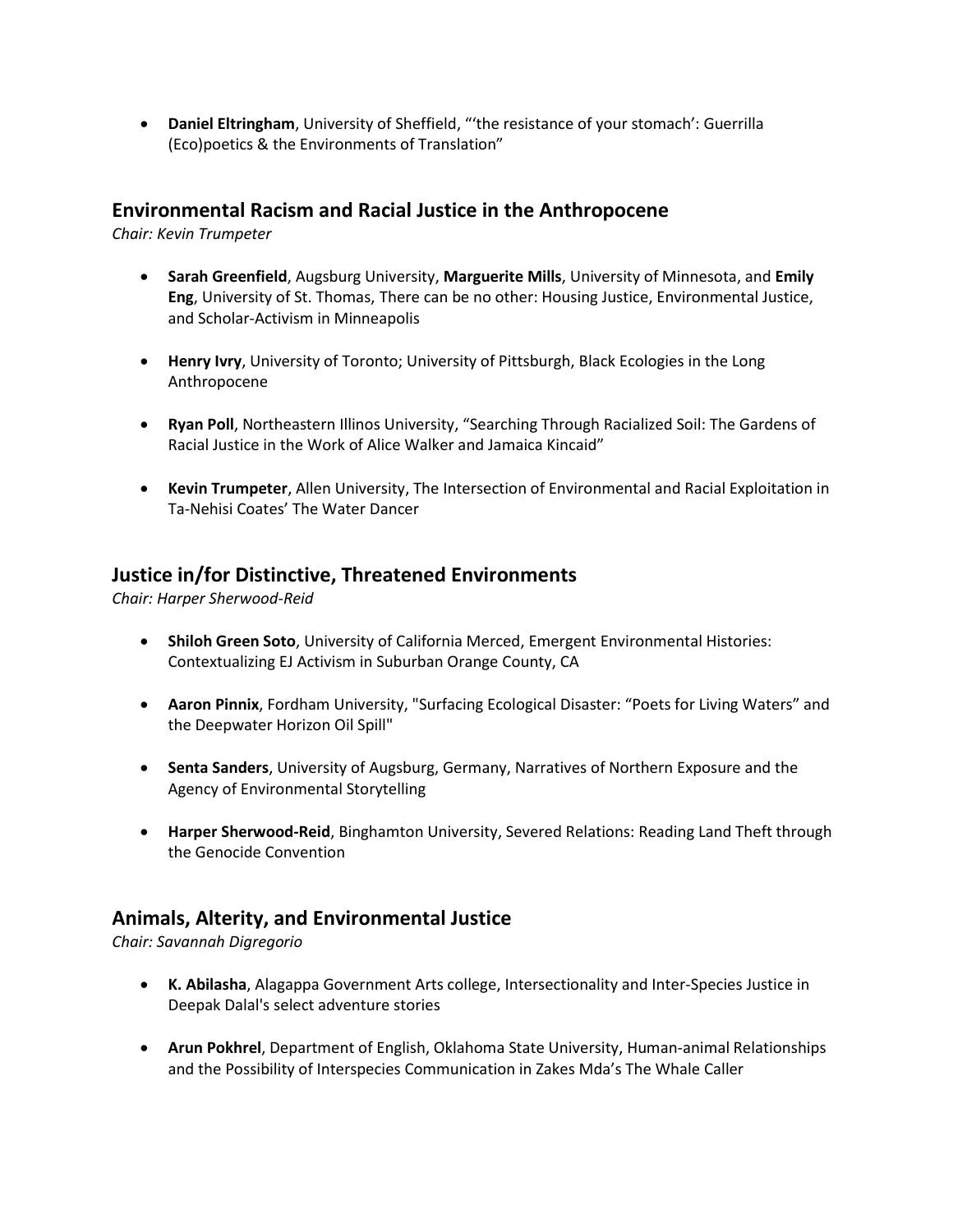- **Daniel Eltringham**, University of Sheffield, "'the resistance of your stomach': Guerrilla (Eco)poetics & the Environments of Translation"

## Environmental Racism and Racial Justice in the Anthropocene

*Chair: Kevin Trumpeter*

- **Sarah Greenfield**, Augsburg University, **Marguerite Mills**, University of Minnesota, and **Emily Eng**, University of St. Thomas, There can be no other: Housing Justice, Environmental Justice, and Scholar-Activism in Minneapolis

- **Henry Ivry**, University of Toronto; University of Pittsburgh, Black Ecologies in the Long Anthropocene

- **Ryan Poll**, Northeastern Illinos University, "Searching Through Racialized Soil: The Gardens of Racial Justice in the Work of Alice Walker and Jamaica Kincaid"

- **Kevin Trumpeter**, Allen University, The Intersection of Environmental and Racial Exploitation in Ta-Nehisi Coates' The Water Dancer

## Justice in/for Distinctive, Threatened Environments

*Chair: Harper Sherwood-Reid*

- **Shiloh Green Soto**, University of California Merced, Emergent Environmental Histories: Contextualizing EJ Activism in Suburban Orange County, CA

- **Aaron Pinnix**, Fordham University, "Surfacing Ecological Disaster: "Poets for Living Waters" and the Deepwater Horizon Oil Spill"

- **Senta Sanders**, University of Augsburg, Germany, Narratives of Northern Exposure and the Agency of Environmental Storytelling

- **Harper Sherwood-Reid**, Binghamton University, Severed Relations: Reading Land Theft through the Genocide Convention

## Animals, Alterity, and Environmental Justice

*Chair: Savannah Digregorio*

- **K. Abilasha**, Alagappa Government Arts college, Intersectionality and Inter-Species Justice in Deepak Dalal's select adventure stories

- **Arun Pokhrel**, Department of English, Oklahoma State University, Human-animal Relationships and the Possibility of Interspecies Communication in Zakes Mda's The Whale Caller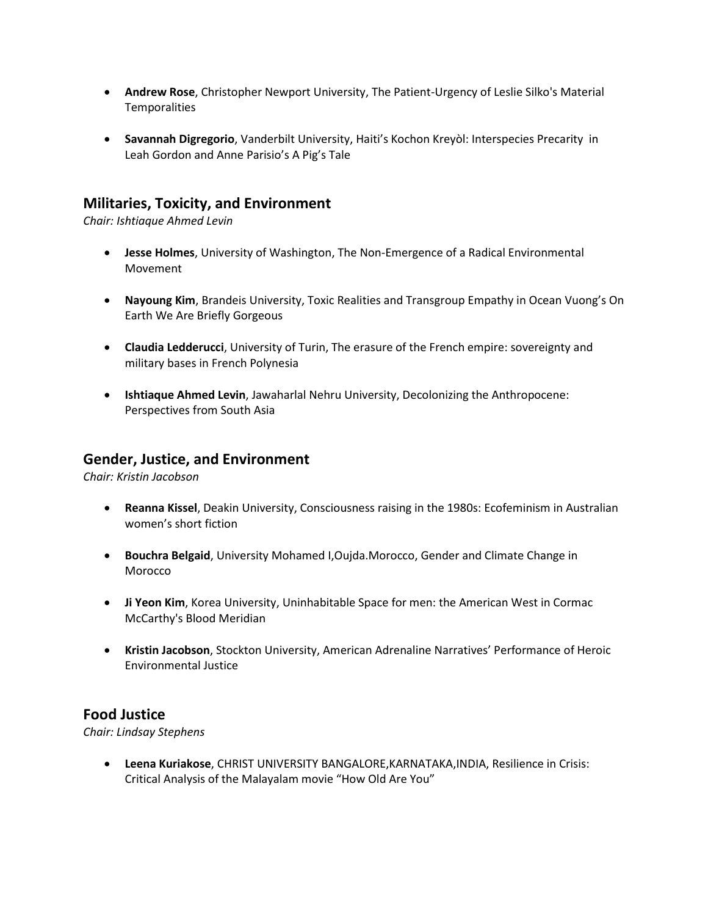- **Andrew Rose**, Christopher Newport University, The Patient-Urgency of Leslie Silko's Material Temporalities

- **Savannah Digregorio**, Vanderbilt University, Haiti's Kochon Kreyòl: Interspecies Precarity in Leah Gordon and Anne Parisio's A Pig's Tale

## Militaries, Toxicity, and Environment

*Chair: Ishtiaque Ahmed Levin*

- **Jesse Holmes**, University of Washington, The Non-Emergence of a Radical Environmental Movement

- **Nayoung Kim**, Brandeis University, Toxic Realities and Transgroup Empathy in Ocean Vuong's On Earth We Are Briefly Gorgeous

- **Claudia Ledderucci**, University of Turin, The erasure of the French empire: sovereignty and military bases in French Polynesia

- **Ishtiaque Ahmed Levin**, Jawaharlal Nehru University, Decolonizing the Anthropocene: Perspectives from South Asia

## Gender, Justice, and Environment

*Chair: Kristin Jacobson*

- **Reanna Kissel**, Deakin University, Consciousness raising in the 1980s: Ecofeminism in Australian women's short fiction

- **Bouchra Belgaid**, University Mohamed I,Oujda.Morocco, Gender and Climate Change in Morocco

- **Ji Yeon Kim**, Korea University, Uninhabitable Space for men: the American West in Cormac McCarthy's Blood Meridian

- **Kristin Jacobson**, Stockton University, American Adrenaline Narratives' Performance of Heroic Environmental Justice

## Food Justice

*Chair: Lindsay Stephens*

- **Leena Kuriakose**, CHRIST UNIVERSITY BANGALORE,KARNATAKA,INDIA, Resilience in Crisis: Critical Analysis of the Malayalam movie "How Old Are You"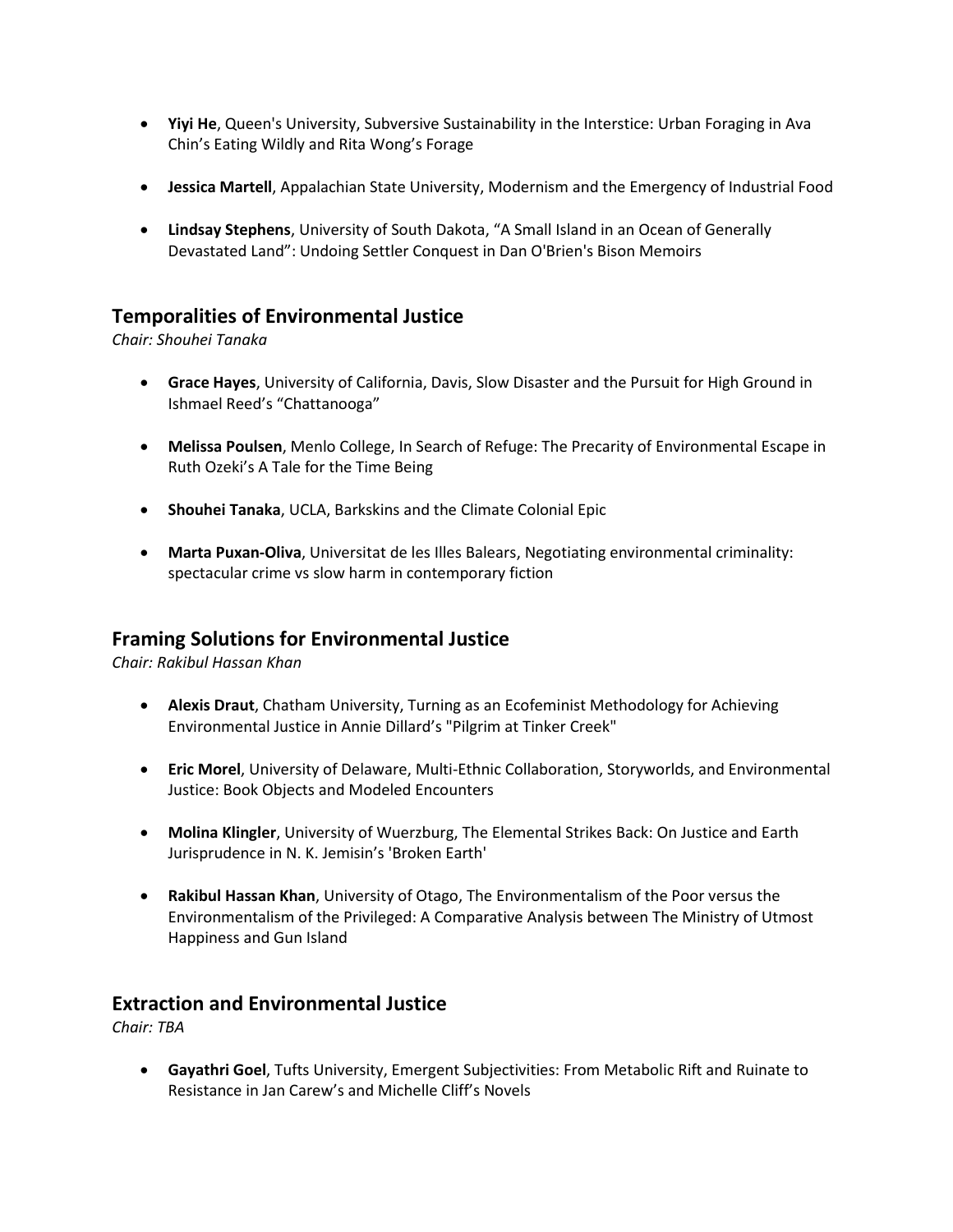- **Yiyi He**, Queen's University, Subversive Sustainability in the Interstice: Urban Foraging in Ava Chin's Eating Wildly and Rita Wong's Forage

- **Jessica Martell**, Appalachian State University, Modernism and the Emergency of Industrial Food

- **Lindsay Stephens**, University of South Dakota, "A Small Island in an Ocean of Generally Devastated Land": Undoing Settler Conquest in Dan O'Brien's Bison Memoirs

## Temporalities of Environmental Justice

*Chair: Shouhei Tanaka*

- **Grace Hayes**, University of California, Davis, Slow Disaster and the Pursuit for High Ground in Ishmael Reed's "Chattanooga"

- **Melissa Poulsen**, Menlo College, In Search of Refuge: The Precarity of Environmental Escape in Ruth Ozeki's A Tale for the Time Being

- **Shouhei Tanaka**, UCLA, Barkskins and the Climate Colonial Epic

- **Marta Puxan-Oliva**, Universitat de les Illes Balears, Negotiating environmental criminality: spectacular crime vs slow harm in contemporary fiction

## Framing Solutions for Environmental Justice

*Chair: Rakibul Hassan Khan*

- **Alexis Draut**, Chatham University, Turning as an Ecofeminist Methodology for Achieving Environmental Justice in Annie Dillard's "Pilgrim at Tinker Creek"

- **Eric Morel**, University of Delaware, Multi-Ethnic Collaboration, Storyworlds, and Environmental Justice: Book Objects and Modeled Encounters

- **Molina Klingler**, University of Wuerzburg, The Elemental Strikes Back: On Justice and Earth Jurisprudence in N. K. Jemisin's 'Broken Earth'

- **Rakibul Hassan Khan**, University of Otago, The Environmentalism of the Poor versus the Environmentalism of the Privileged: A Comparative Analysis between The Ministry of Utmost Happiness and Gun Island

## Extraction and Environmental Justice

*Chair: TBA*

- **Gayathri Goel**, Tufts University, Emergent Subjectivities: From Metabolic Rift and Ruinate to Resistance in Jan Carew's and Michelle Cliff's Novels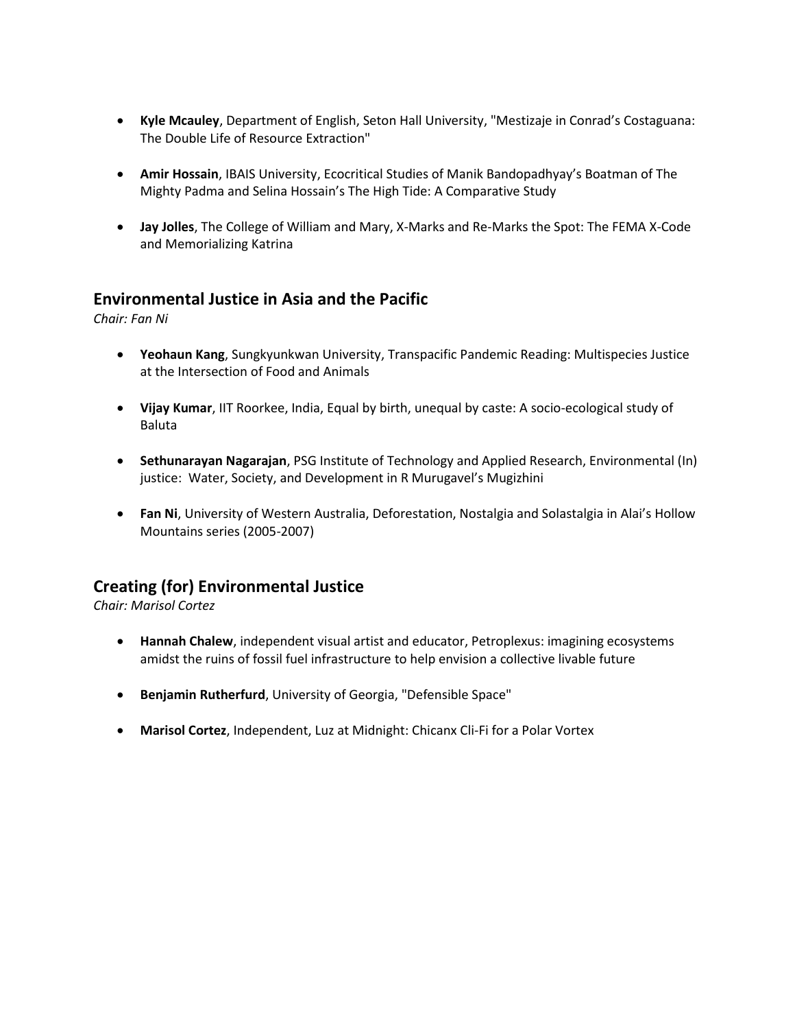- **Kyle Mcauley**, Department of English, Seton Hall University, "Mestizaje in Conrad's Costaguana: The Double Life of Resource Extraction"

- **Amir Hossain**, IBAIS University, Ecocritical Studies of Manik Bandopadhyay's Boatman of The Mighty Padma and Selina Hossain's The High Tide: A Comparative Study

- **Jay Jolles**, The College of William and Mary, X-Marks and Re-Marks the Spot: The FEMA X-Code and Memorializing Katrina

## Environmental Justice in Asia and the Pacific

*Chair: Fan Ni*

- **Yeohaun Kang**, Sungkyunkwan University, Transpacific Pandemic Reading: Multispecies Justice at the Intersection of Food and Animals

- **Vijay Kumar**, IIT Roorkee, India, Equal by birth, unequal by caste: A socio-ecological study of Baluta

- **Sethunarayan Nagarajan**, PSG Institute of Technology and Applied Research, Environmental (In) justice: Water, Society, and Development in R Murugavel's Mugizhini

- **Fan Ni**, University of Western Australia, Deforestation, Nostalgia and Solastalgia in Alai's Hollow Mountains series (2005-2007)

## Creating (for) Environmental Justice

*Chair: Marisol Cortez*

- **Hannah Chalew**, independent visual artist and educator, Petroplexus: imagining ecosystems amidst the ruins of fossil fuel infrastructure to help envision a collective livable future

- **Benjamin Rutherfurd**, University of Georgia, "Defensible Space"

- **Marisol Cortez**, Independent, Luz at Midnight: Chicanx Cli-Fi for a Polar Vortex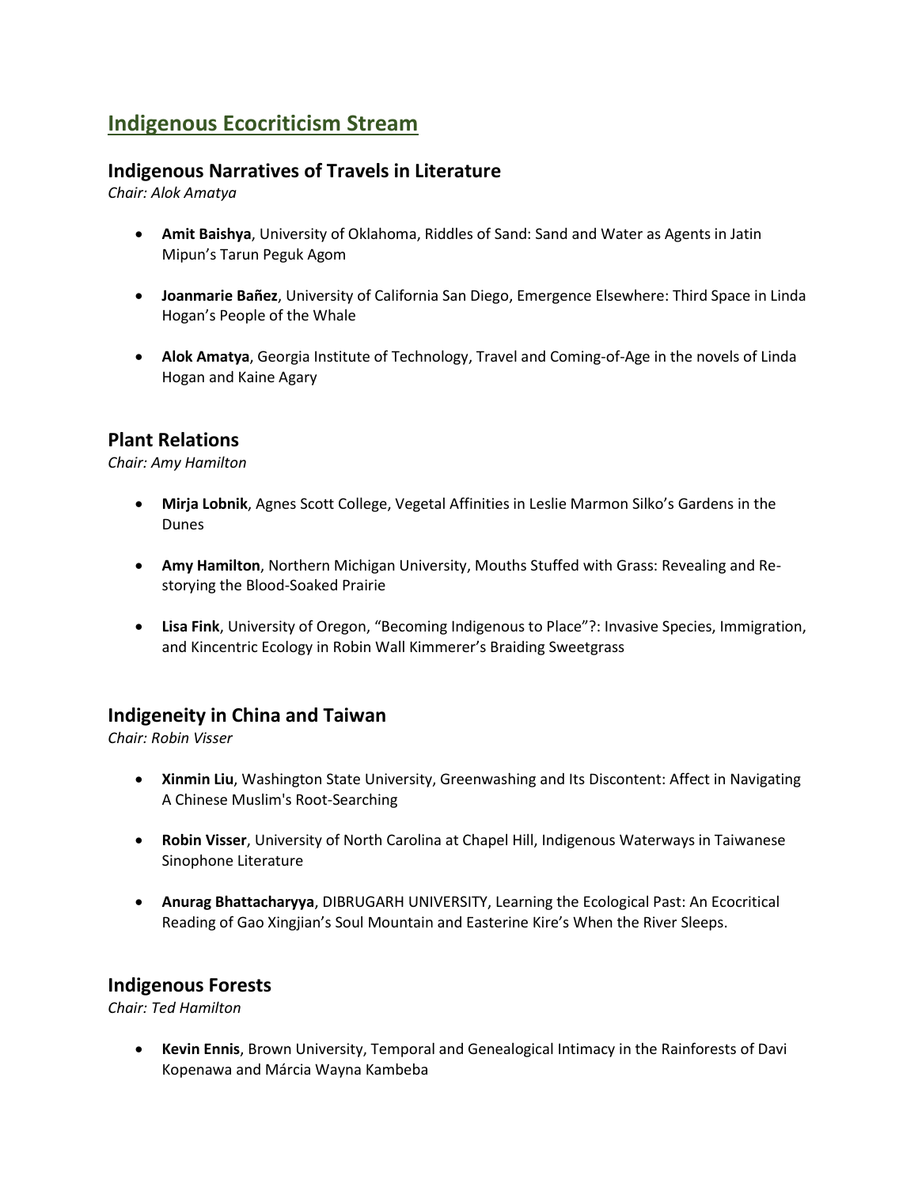## Indigenous Ecocriticism Stream

### Indigenous Narratives of Travels in Literature

*Chair: Alok Amatya*

- **Amit Baishya**, University of Oklahoma, Riddles of Sand: Sand and Water as Agents in Jatin Mipun's Tarun Peguk Agom

- **Joanmarie Bañez**, University of California San Diego, Emergence Elsewhere: Third Space in Linda Hogan's People of the Whale

- **Alok Amatya**, Georgia Institute of Technology, Travel and Coming-of-Age in the novels of Linda Hogan and Kaine Agary

### Plant Relations

*Chair: Amy Hamilton*

- **Mirja Lobnik**, Agnes Scott College, Vegetal Affinities in Leslie Marmon Silko's Gardens in the Dunes

- **Amy Hamilton**, Northern Michigan University, Mouths Stuffed with Grass: Revealing and Re-storying the Blood-Soaked Prairie

- **Lisa Fink**, University of Oregon, "Becoming Indigenous to Place"?: Invasive Species, Immigration, and Kincentric Ecology in Robin Wall Kimmerer's Braiding Sweetgrass

### Indigeneity in China and Taiwan

*Chair: Robin Visser*

- **Xinmin Liu**, Washington State University, Greenwashing and Its Discontent: Affect in Navigating A Chinese Muslim's Root-Searching

- **Robin Visser**, University of North Carolina at Chapel Hill, Indigenous Waterways in Taiwanese Sinophone Literature

- **Anurag Bhattacharyya**, DIBRUGARH UNIVERSITY, Learning the Ecological Past: An Ecocritical Reading of Gao Xingjian's Soul Mountain and Easterine Kire's When the River Sleeps.

### Indigenous Forests

*Chair: Ted Hamilton*

- **Kevin Ennis**, Brown University, Temporal and Genealogical Intimacy in the Rainforests of Davi Kopenawa and Márcia Wayna Kambeba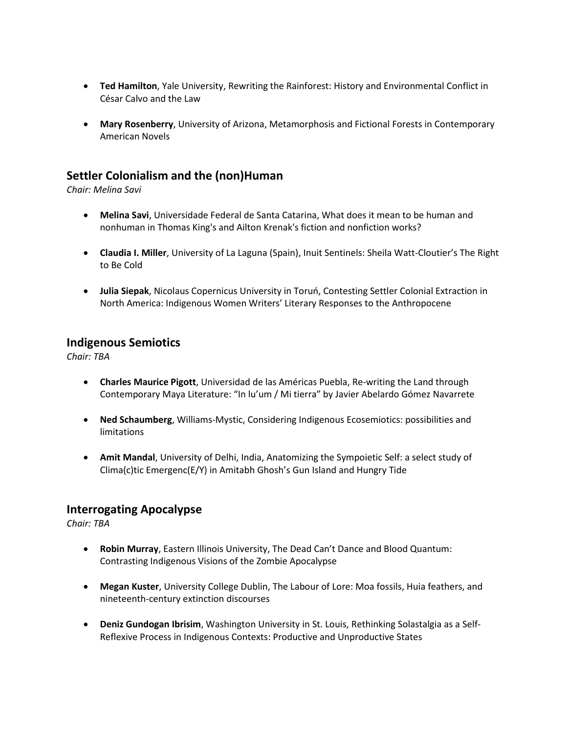- **Ted Hamilton**, Yale University, Rewriting the Rainforest: History and Environmental Conflict in César Calvo and the Law

- **Mary Rosenberry**, University of Arizona, Metamorphosis and Fictional Forests in Contemporary American Novels

## Settler Colonialism and the (non)Human

*Chair: Melina Savi*

- **Melina Savi**, Universidade Federal de Santa Catarina, What does it mean to be human and nonhuman in Thomas King's and Ailton Krenak's fiction and nonfiction works?

- **Claudia I. Miller**, University of La Laguna (Spain), Inuit Sentinels: Sheila Watt-Cloutier's The Right to Be Cold

- **Julia Siepak**, Nicolaus Copernicus University in Toruń, Contesting Settler Colonial Extraction in North America: Indigenous Women Writers' Literary Responses to the Anthropocene

## Indigenous Semiotics

*Chair: TBA*

- **Charles Maurice Pigott**, Universidad de las Américas Puebla, Re-writing the Land through Contemporary Maya Literature: "In lu'um / Mi tierra" by Javier Abelardo Gómez Navarrete

- **Ned Schaumberg**, Williams-Mystic, Considering Indigenous Ecosemiotics: possibilities and limitations

- **Amit Mandal**, University of Delhi, India, Anatomizing the Sympoietic Self: a select study of Clima(c)tic Emergenc(E/Y) in Amitabh Ghosh's Gun Island and Hungry Tide

## Interrogating Apocalypse

*Chair: TBA*

- **Robin Murray**, Eastern Illinois University, The Dead Can't Dance and Blood Quantum: Contrasting Indigenous Visions of the Zombie Apocalypse

- **Megan Kuster**, University College Dublin, The Labour of Lore: Moa fossils, Huia feathers, and nineteenth-century extinction discourses

- **Deniz Gundogan Ibrisim**, Washington University in St. Louis, Rethinking Solastalgia as a Self-Reflexive Process in Indigenous Contexts: Productive and Unproductive States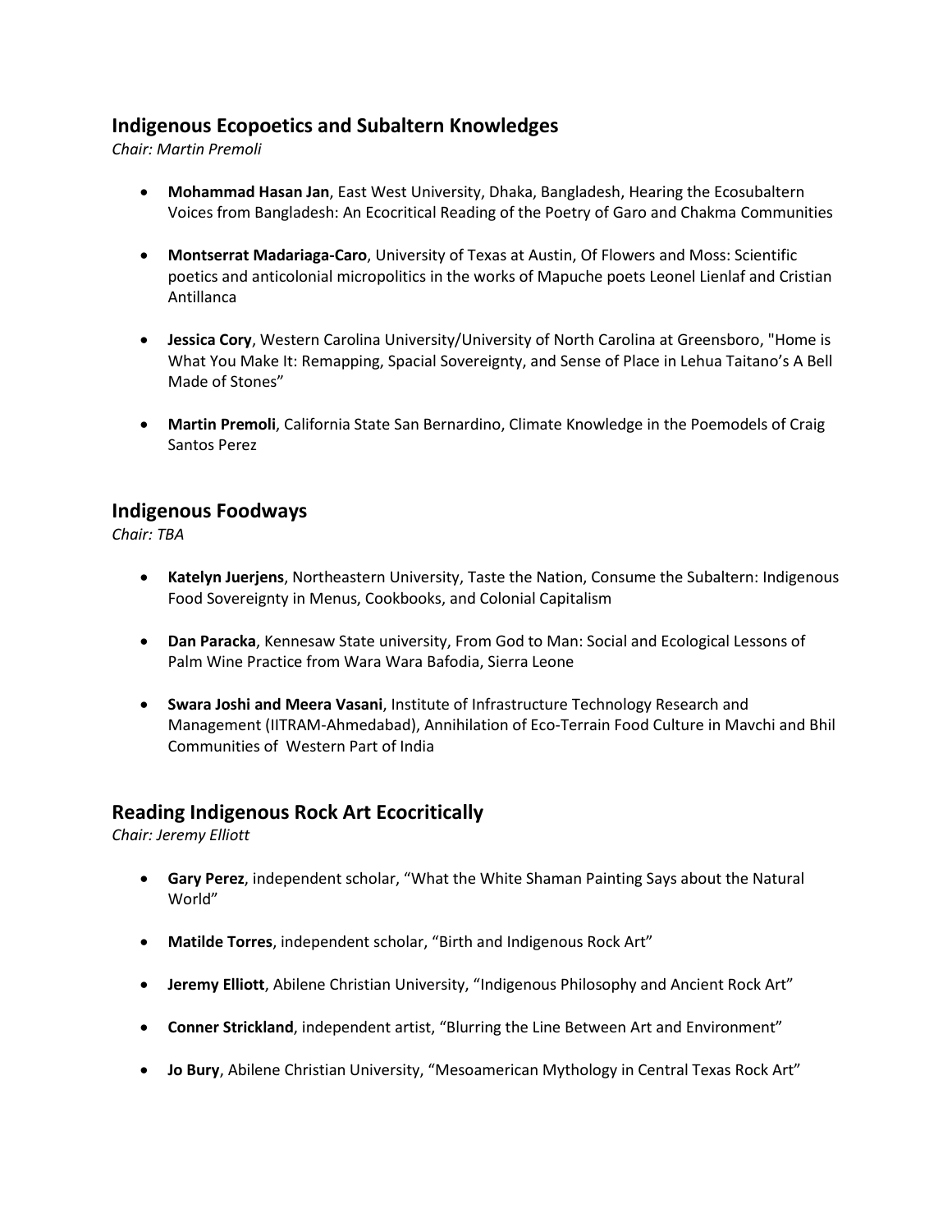## Indigenous Ecopoetics and Subaltern Knowledges

*Chair: Martin Premoli*

- **Mohammad Hasan Jan**, East West University, Dhaka, Bangladesh, Hearing the Ecosubaltern Voices from Bangladesh: An Ecocritical Reading of the Poetry of Garo and Chakma Communities

- **Montserrat Madariaga-Caro**, University of Texas at Austin, Of Flowers and Moss: Scientific poetics and anticolonial micropolitics in the works of Mapuche poets Leonel Lienlaf and Cristian Antillanca

- **Jessica Cory**, Western Carolina University/University of North Carolina at Greensboro, "Home is What You Make It: Remapping, Spacial Sovereignty, and Sense of Place in Lehua Taitano's A Bell Made of Stones"

- **Martin Premoli**, California State San Bernardino, Climate Knowledge in the Poemodels of Craig Santos Perez

## Indigenous Foodways

*Chair: TBA*

- **Katelyn Juerjens**, Northeastern University, Taste the Nation, Consume the Subaltern: Indigenous Food Sovereignty in Menus, Cookbooks, and Colonial Capitalism

- **Dan Paracka**, Kennesaw State university, From God to Man: Social and Ecological Lessons of Palm Wine Practice from Wara Wara Bafodia, Sierra Leone

- **Swara Joshi and Meera Vasani**, Institute of Infrastructure Technology Research and Management (IITRAM-Ahmedabad), Annihilation of Eco-Terrain Food Culture in Mavchi and Bhil Communities of Western Part of India

## Reading Indigenous Rock Art Ecocritically

*Chair: Jeremy Elliott*

- **Gary Perez**, independent scholar, "What the White Shaman Painting Says about the Natural World"

- **Matilde Torres**, independent scholar, "Birth and Indigenous Rock Art"

- **Jeremy Elliott**, Abilene Christian University, "Indigenous Philosophy and Ancient Rock Art"

- **Conner Strickland**, independent artist, "Blurring the Line Between Art and Environment"

- **Jo Bury**, Abilene Christian University, "Mesoamerican Mythology in Central Texas Rock Art"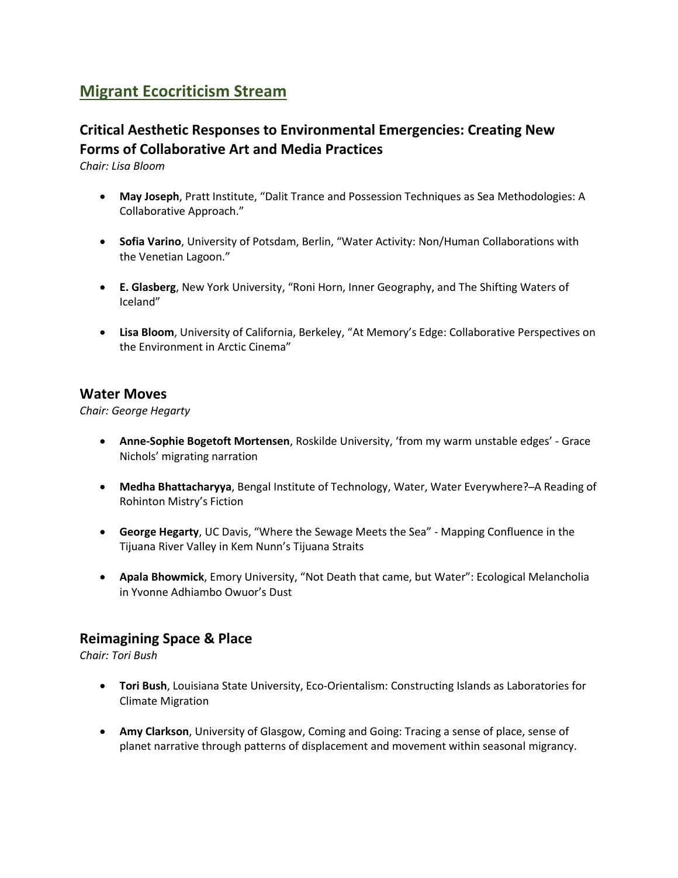# Migrant Ecocriticism Stream

## Critical Aesthetic Responses to Environmental Emergencies: Creating New Forms of Collaborative Art and Media Practices

*Chair: Lisa Bloom*

- **May Joseph**, Pratt Institute, "Dalit Trance and Possession Techniques as Sea Methodologies: A Collaborative Approach."
- **Sofia Varino**, University of Potsdam, Berlin, "Water Activity: Non/Human Collaborations with the Venetian Lagoon."
- **E. Glasberg**, New York University, "Roni Horn, Inner Geography, and The Shifting Waters of Iceland"
- **Lisa Bloom**, University of California, Berkeley, "At Memory's Edge: Collaborative Perspectives on the Environment in Arctic Cinema"

## Water Moves

*Chair: George Hegarty*

- **Anne-Sophie Bogetoft Mortensen**, Roskilde University, 'from my warm unstable edges' - Grace Nichols' migrating narration
- **Medha Bhattacharyya**, Bengal Institute of Technology, Water, Water Everywhere?–A Reading of Rohinton Mistry's Fiction
- **George Hegarty**, UC Davis, "Where the Sewage Meets the Sea" - Mapping Confluence in the Tijuana River Valley in Kem Nunn's Tijuana Straits
- **Apala Bhowmick**, Emory University, "Not Death that came, but Water": Ecological Melancholia in Yvonne Adhiambo Owuor's Dust

## Reimagining Space & Place

*Chair: Tori Bush*

- **Tori Bush**, Louisiana State University, Eco-Orientalism: Constructing Islands as Laboratories for Climate Migration
- **Amy Clarkson**, University of Glasgow, Coming and Going: Tracing a sense of place, sense of planet narrative through patterns of displacement and movement within seasonal migrancy.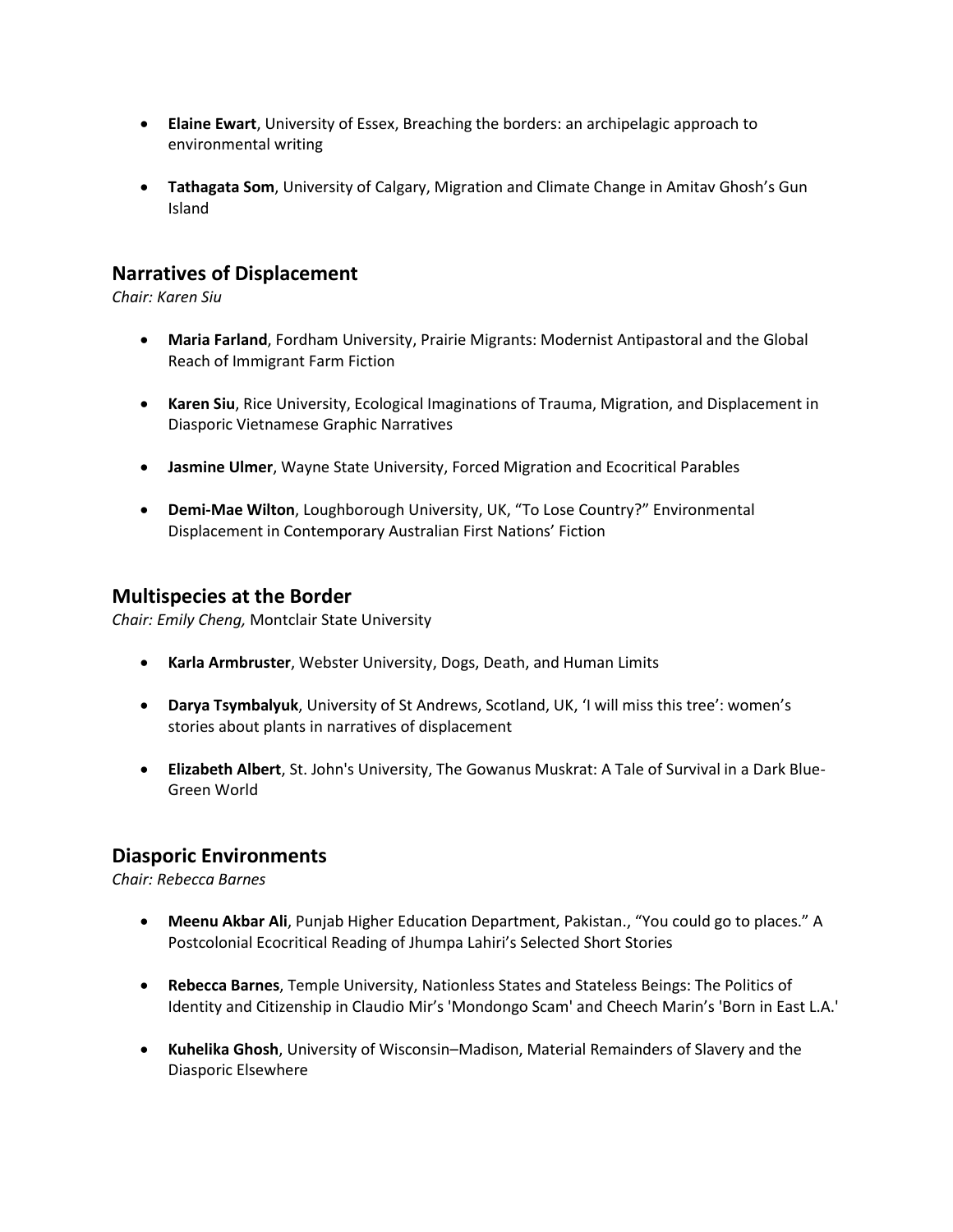- **Elaine Ewart**, University of Essex, Breaching the borders: an archipelagic approach to environmental writing

- **Tathagata Som**, University of Calgary, Migration and Climate Change in Amitav Ghosh's Gun Island

## Narratives of Displacement

*Chair: Karen Siu*

- **Maria Farland**, Fordham University, Prairie Migrants: Modernist Antipastoral and the Global Reach of Immigrant Farm Fiction

- **Karen Siu**, Rice University, Ecological Imaginations of Trauma, Migration, and Displacement in Diasporic Vietnamese Graphic Narratives

- **Jasmine Ulmer**, Wayne State University, Forced Migration and Ecocritical Parables

- **Demi-Mae Wilton**, Loughborough University, UK, "To Lose Country?" Environmental Displacement in Contemporary Australian First Nations' Fiction

## Multispecies at the Border

*Chair: Emily Cheng,* Montclair State University

- **Karla Armbruster**, Webster University, Dogs, Death, and Human Limits

- **Darya Tsymbalyuk**, University of St Andrews, Scotland, UK, 'I will miss this tree': women's stories about plants in narratives of displacement

- **Elizabeth Albert**, St. John's University, The Gowanus Muskrat: A Tale of Survival in a Dark Blue-Green World

## Diasporic Environments

*Chair: Rebecca Barnes*

- **Meenu Akbar Ali**, Punjab Higher Education Department, Pakistan., "You could go to places." A Postcolonial Ecocritical Reading of Jhumpa Lahiri's Selected Short Stories

- **Rebecca Barnes**, Temple University, Nationless States and Stateless Beings: The Politics of Identity and Citizenship in Claudio Mir's 'Mondongo Scam' and Cheech Marin's 'Born in East L.A.'

- **Kuhelika Ghosh**, University of Wisconsin–Madison, Material Remainders of Slavery and the Diasporic Elsewhere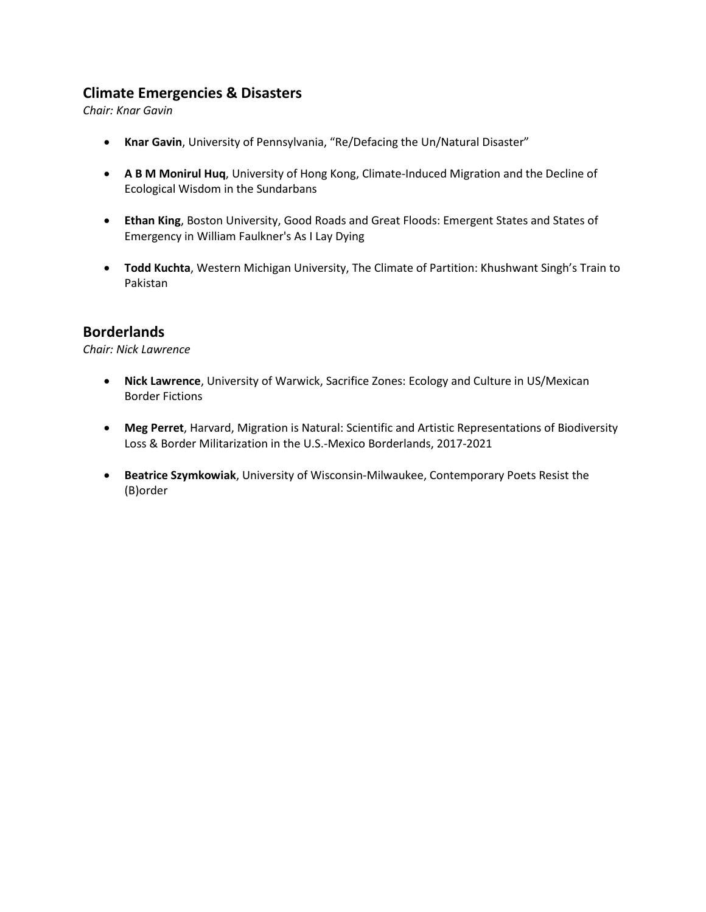## Climate Emergencies & Disasters

*Chair: Knar Gavin*

- **Knar Gavin**, University of Pennsylvania, "Re/Defacing the Un/Natural Disaster"
- **A B M Monirul Huq**, University of Hong Kong, Climate-Induced Migration and the Decline of Ecological Wisdom in the Sundarbans
- **Ethan King**, Boston University, Good Roads and Great Floods: Emergent States and States of Emergency in William Faulkner's As I Lay Dying
- **Todd Kuchta**, Western Michigan University, The Climate of Partition: Khushwant Singh's Train to Pakistan

## Borderlands

*Chair: Nick Lawrence*

- **Nick Lawrence**, University of Warwick, Sacrifice Zones: Ecology and Culture in US/Mexican Border Fictions
- **Meg Perret**, Harvard, Migration is Natural: Scientific and Artistic Representations of Biodiversity Loss & Border Militarization in the U.S.-Mexico Borderlands, 2017-2021
- **Beatrice Szymkowiak**, University of Wisconsin-Milwaukee, Contemporary Poets Resist the (B)order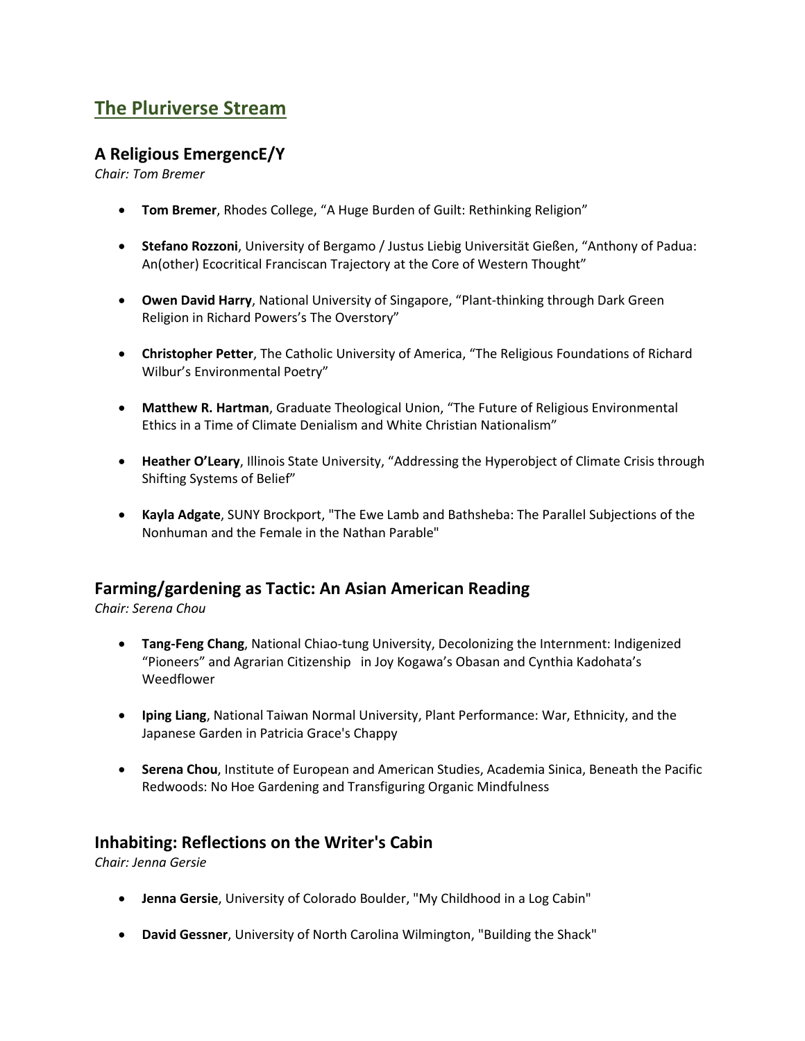## The Pluriverse Stream

### A Religious EmergencE/Y

*Chair: Tom Bremer*

- **Tom Bremer**, Rhodes College, “A Huge Burden of Guilt: Rethinking Religion”
- **Stefano Rozzoni**, University of Bergamo / Justus Liebig Universität Gießen, “Anthony of Padua: An(other) Ecocritical Franciscan Trajectory at the Core of Western Thought”
- **Owen David Harry**, National University of Singapore, “Plant-thinking through Dark Green Religion in Richard Powers’s The Overstory”
- **Christopher Petter**, The Catholic University of America, “The Religious Foundations of Richard Wilbur’s Environmental Poetry”
- **Matthew R. Hartman**, Graduate Theological Union, “The Future of Religious Environmental Ethics in a Time of Climate Denialism and White Christian Nationalism”
- **Heather O’Leary**, Illinois State University, “Addressing the Hyperobject of Climate Crisis through Shifting Systems of Belief”
- **Kayla Adgate**, SUNY Brockport, "The Ewe Lamb and Bathsheba: The Parallel Subjections of the Nonhuman and the Female in the Nathan Parable"

### Farming/gardening as Tactic: An Asian American Reading

*Chair: Serena Chou*

- **Tang-Feng Chang**, National Chiao-tung University, Decolonizing the Internment: Indigenized “Pioneers” and Agrarian Citizenship in Joy Kogawa’s Obasan and Cynthia Kadohata’s Weedflower
- **Iping Liang**, National Taiwan Normal University, Plant Performance: War, Ethnicity, and the Japanese Garden in Patricia Grace's Chappy
- **Serena Chou**, Institute of European and American Studies, Academia Sinica, Beneath the Pacific Redwoods: No Hoe Gardening and Transfiguring Organic Mindfulness

### Inhabiting: Reflections on the Writer's Cabin

*Chair: Jenna Gersie*

- **Jenna Gersie**, University of Colorado Boulder, "My Childhood in a Log Cabin"
- **David Gessner**, University of North Carolina Wilmington, "Building the Shack"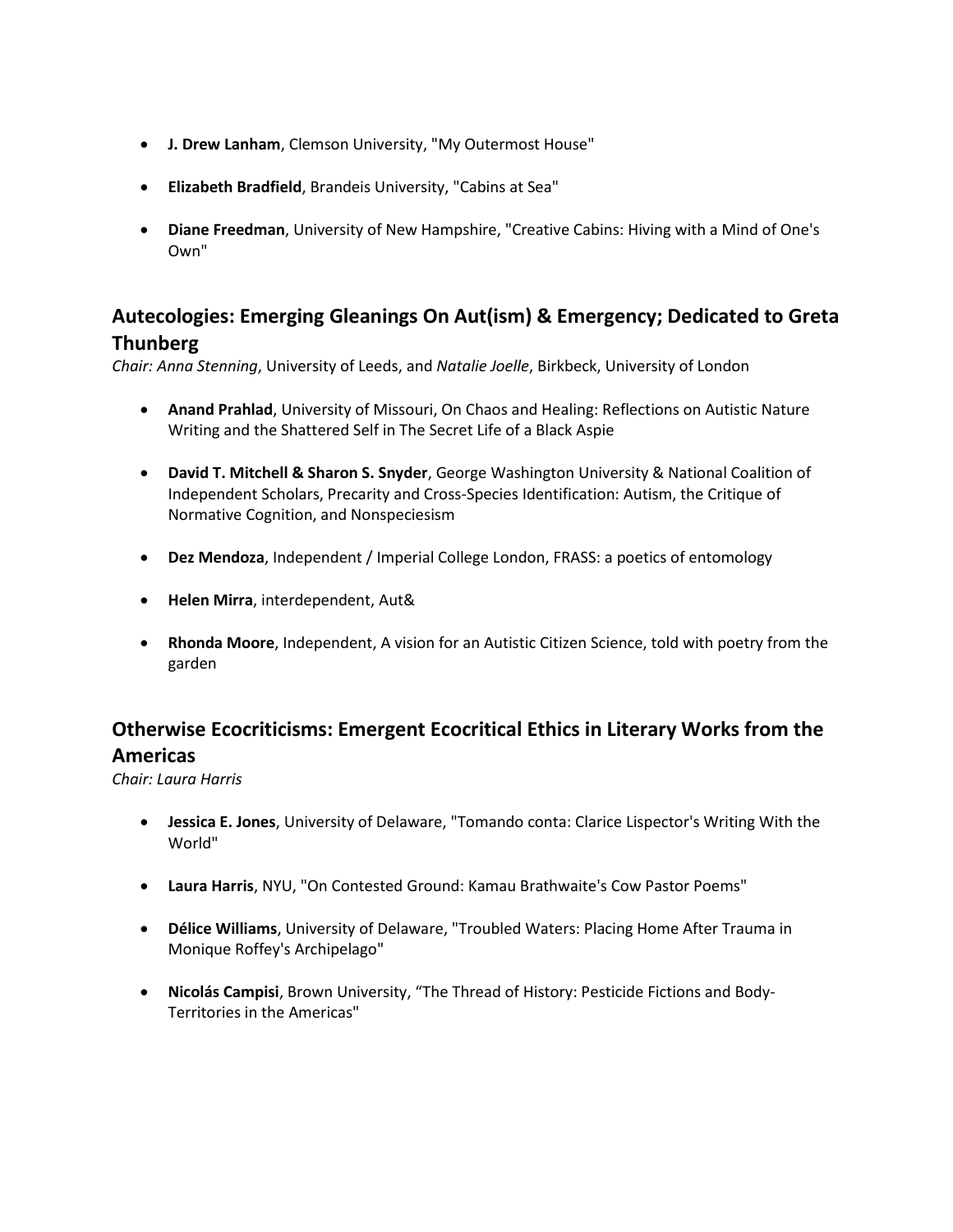- **J. Drew Lanham**, Clemson University, "My Outermost House"

- **Elizabeth Bradfield**, Brandeis University, "Cabins at Sea"

- **Diane Freedman**, University of New Hampshire, "Creative Cabins: Hiving with a Mind of One's Own"

## Autecologies: Emerging Gleanings On Aut(ism) & Emergency; Dedicated to Greta Thunberg

*Chair: Anna Stenning*, University of Leeds, and *Natalie Joelle*, Birkbeck, University of London

- **Anand Prahlad**, University of Missouri, On Chaos and Healing: Reflections on Autistic Nature Writing and the Shattered Self in The Secret Life of a Black Aspie

- **David T. Mitchell & Sharon S. Snyder**, George Washington University & National Coalition of Independent Scholars, Precarity and Cross-Species Identification: Autism, the Critique of Normative Cognition, and Nonspeciesism

- **Dez Mendoza**, Independent / Imperial College London, FRASS: a poetics of entomology

- **Helen Mirra**, interdependent, Aut&

- **Rhonda Moore**, Independent, A vision for an Autistic Citizen Science, told with poetry from the garden

## Otherwise Ecocriticisms: Emergent Ecocritical Ethics in Literary Works from the Americas

*Chair: Laura Harris*

- **Jessica E. Jones**, University of Delaware, "Tomando conta: Clarice Lispector's Writing With the World"

- **Laura Harris**, NYU, "On Contested Ground: Kamau Brathwaite's Cow Pastor Poems"

- **Délice Williams**, University of Delaware, "Troubled Waters: Placing Home After Trauma in Monique Roffey's Archipelago"

- **Nicolás Campisi**, Brown University, "The Thread of History: Pesticide Fictions and Body-Territories in the Americas"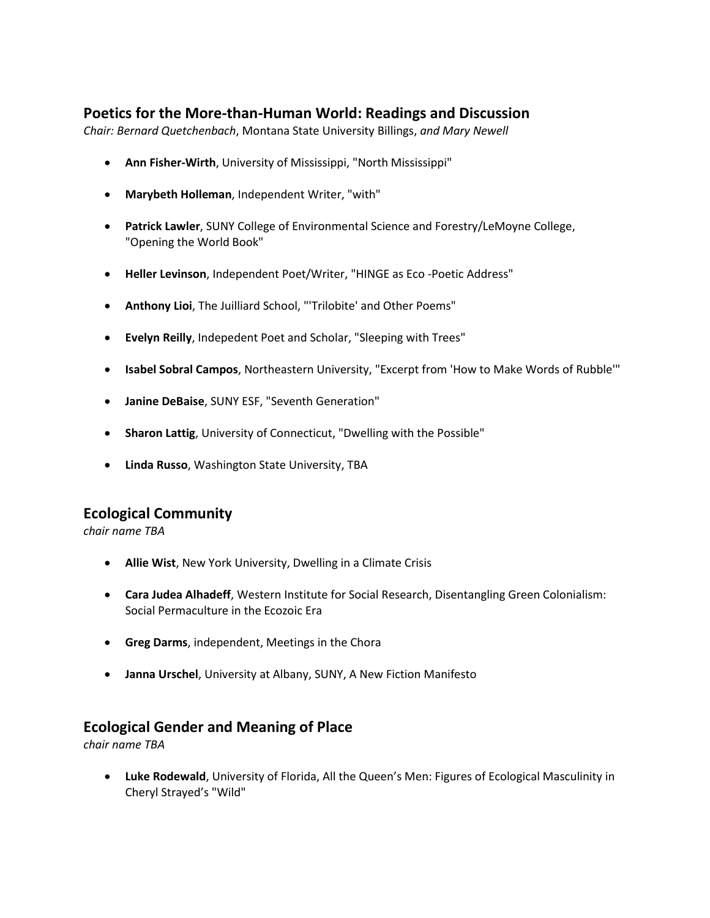## Poetics for the More-than-Human World: Readings and Discussion

*Chair: Bernard Quetchenbach*, Montana State University Billings, *and Mary Newell*

- **Ann Fisher-Wirth**, University of Mississippi, "North Mississippi"
- **Marybeth Holleman**, Independent Writer, "with"
- **Patrick Lawler**, SUNY College of Environmental Science and Forestry/LeMoyne College, "Opening the World Book"
- **Heller Levinson**, Independent Poet/Writer, "HINGE as Eco -Poetic Address"
- **Anthony Lioi**, The Juilliard School, "'Trilobite' and Other Poems"
- **Evelyn Reilly**, Indepedent Poet and Scholar, "Sleeping with Trees"
- **Isabel Sobral Campos**, Northeastern University, "Excerpt from 'How to Make Words of Rubble'"
- **Janine DeBaise**, SUNY ESF, "Seventh Generation"
- **Sharon Lattig**, University of Connecticut, "Dwelling with the Possible"
- **Linda Russo**, Washington State University, TBA

## Ecological Community

*chair name TBA*

- **Allie Wist**, New York University, Dwelling in a Climate Crisis
- **Cara Judea Alhadeff**, Western Institute for Social Research, Disentangling Green Colonialism: Social Permaculture in the Ecozoic Era
- **Greg Darms**, independent, Meetings in the Chora
- **Janna Urschel**, University at Albany, SUNY, A New Fiction Manifesto

## Ecological Gender and Meaning of Place

*chair name TBA*

- **Luke Rodewald**, University of Florida, All the Queen's Men: Figures of Ecological Masculinity in Cheryl Strayed's "Wild"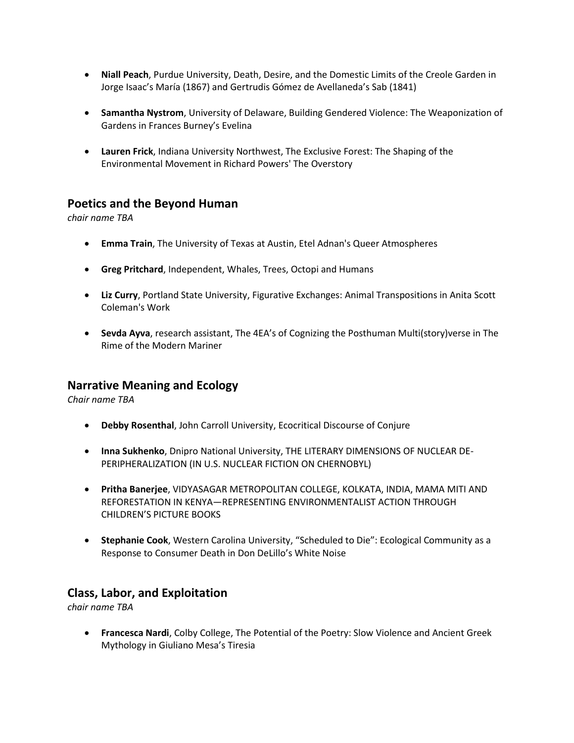- **Niall Peach**, Purdue University, Death, Desire, and the Domestic Limits of the Creole Garden in Jorge Isaac's María (1867) and Gertrudis Gómez de Avellaneda's Sab (1841)

- **Samantha Nystrom**, University of Delaware, Building Gendered Violence: The Weaponization of Gardens in Frances Burney's Evelina

- **Lauren Frick**, Indiana University Northwest, The Exclusive Forest: The Shaping of the Environmental Movement in Richard Powers' The Overstory

## Poetics and the Beyond Human

*chair name TBA*

- **Emma Train**, The University of Texas at Austin, Etel Adnan's Queer Atmospheres

- **Greg Pritchard**, Independent, Whales, Trees, Octopi and Humans

- **Liz Curry**, Portland State University, Figurative Exchanges: Animal Transpositions in Anita Scott Coleman's Work

- **Sevda Ayva**, research assistant, The 4EA's of Cognizing the Posthuman Multi(story)verse in The Rime of the Modern Mariner

## Narrative Meaning and Ecology

*Chair name TBA*

- **Debby Rosenthal**, John Carroll University, Ecocritical Discourse of Conjure

- **Inna Sukhenko**, Dnipro National University, THE LITERARY DIMENSIONS OF NUCLEAR DE-PERIPHERALIZATION (IN U.S. NUCLEAR FICTION ON CHERNOBYL)

- **Pritha Banerjee**, VIDYASAGAR METROPOLITAN COLLEGE, KOLKATA, INDIA, MAMA MITI AND REFORESTATION IN KENYA—REPRESENTING ENVIRONMENTALIST ACTION THROUGH CHILDREN'S PICTURE BOOKS

- **Stephanie Cook**, Western Carolina University, "Scheduled to Die": Ecological Community as a Response to Consumer Death in Don DeLillo's White Noise

## Class, Labor, and Exploitation

*chair name TBA*

- **Francesca Nardi**, Colby College, The Potential of the Poetry: Slow Violence and Ancient Greek Mythology in Giuliano Mesa's Tiresia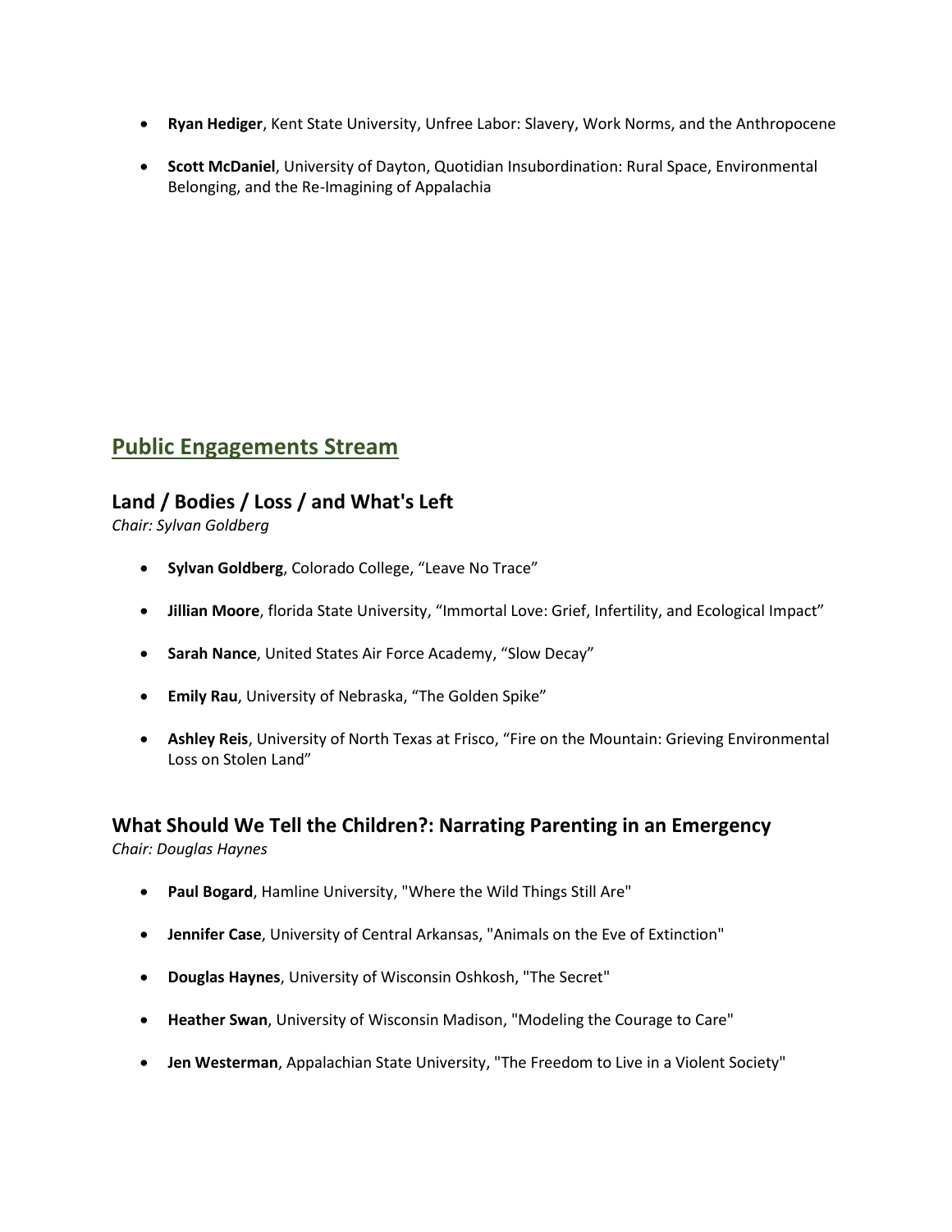- **Ryan Hediger**, Kent State University, Unfree Labor: Slavery, Work Norms, and the Anthropocene

- **Scott McDaniel**, University of Dayton, Quotidian Insubordination: Rural Space, Environmental Belonging, and the Re-Imagining of Appalachia

## Public Engagements Stream

### Land / Bodies / Loss / and What's Left

*Chair: Sylvan Goldberg*

- **Sylvan Goldberg**, Colorado College, “Leave No Trace”

- **Jillian Moore**, florida State University, “Immortal Love: Grief, Infertility, and Ecological Impact”

- **Sarah Nance**, United States Air Force Academy, “Slow Decay”

- **Emily Rau**, University of Nebraska, “The Golden Spike”

- **Ashley Reis**, University of North Texas at Frisco, “Fire on the Mountain: Grieving Environmental Loss on Stolen Land”

### What Should We Tell the Children?: Narrating Parenting in an Emergency

*Chair: Douglas Haynes*

- **Paul Bogard**, Hamline University, "Where the Wild Things Still Are"

- **Jennifer Case**, University of Central Arkansas, "Animals on the Eve of Extinction"

- **Douglas Haynes**, University of Wisconsin Oshkosh, "The Secret"

- **Heather Swan**, University of Wisconsin Madison, "Modeling the Courage to Care"

- **Jen Westerman**, Appalachian State University, "The Freedom to Live in a Violent Society"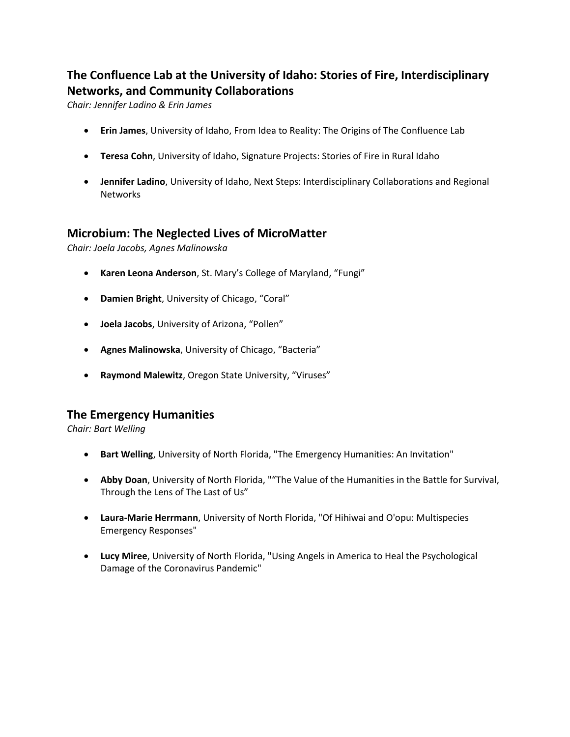## The Confluence Lab at the University of Idaho: Stories of Fire, Interdisciplinary Networks, and Community Collaborations

*Chair: Jennifer Ladino & Erin James*

- **Erin James**, University of Idaho, From Idea to Reality: The Origins of The Confluence Lab
- **Teresa Cohn**, University of Idaho, Signature Projects: Stories of Fire in Rural Idaho
- **Jennifer Ladino**, University of Idaho, Next Steps: Interdisciplinary Collaborations and Regional Networks

## Microbium: The Neglected Lives of MicroMatter

*Chair: Joela Jacobs, Agnes Malinowska*

- **Karen Leona Anderson**, St. Mary's College of Maryland, "Fungi"
- **Damien Bright**, University of Chicago, "Coral"
- **Joela Jacobs**, University of Arizona, "Pollen"
- **Agnes Malinowska**, University of Chicago, "Bacteria"
- **Raymond Malewitz**, Oregon State University, "Viruses"

## The Emergency Humanities

*Chair: Bart Welling*

- **Bart Welling**, University of North Florida, "The Emergency Humanities: An Invitation"
- **Abby Doan**, University of North Florida, ""The Value of the Humanities in the Battle for Survival, Through the Lens of The Last of Us"
- **Laura-Marie Herrmann**, University of North Florida, "Of Hihiwai and O'opu: Multispecies Emergency Responses"
- **Lucy Miree**, University of North Florida, "Using Angels in America to Heal the Psychological Damage of the Coronavirus Pandemic"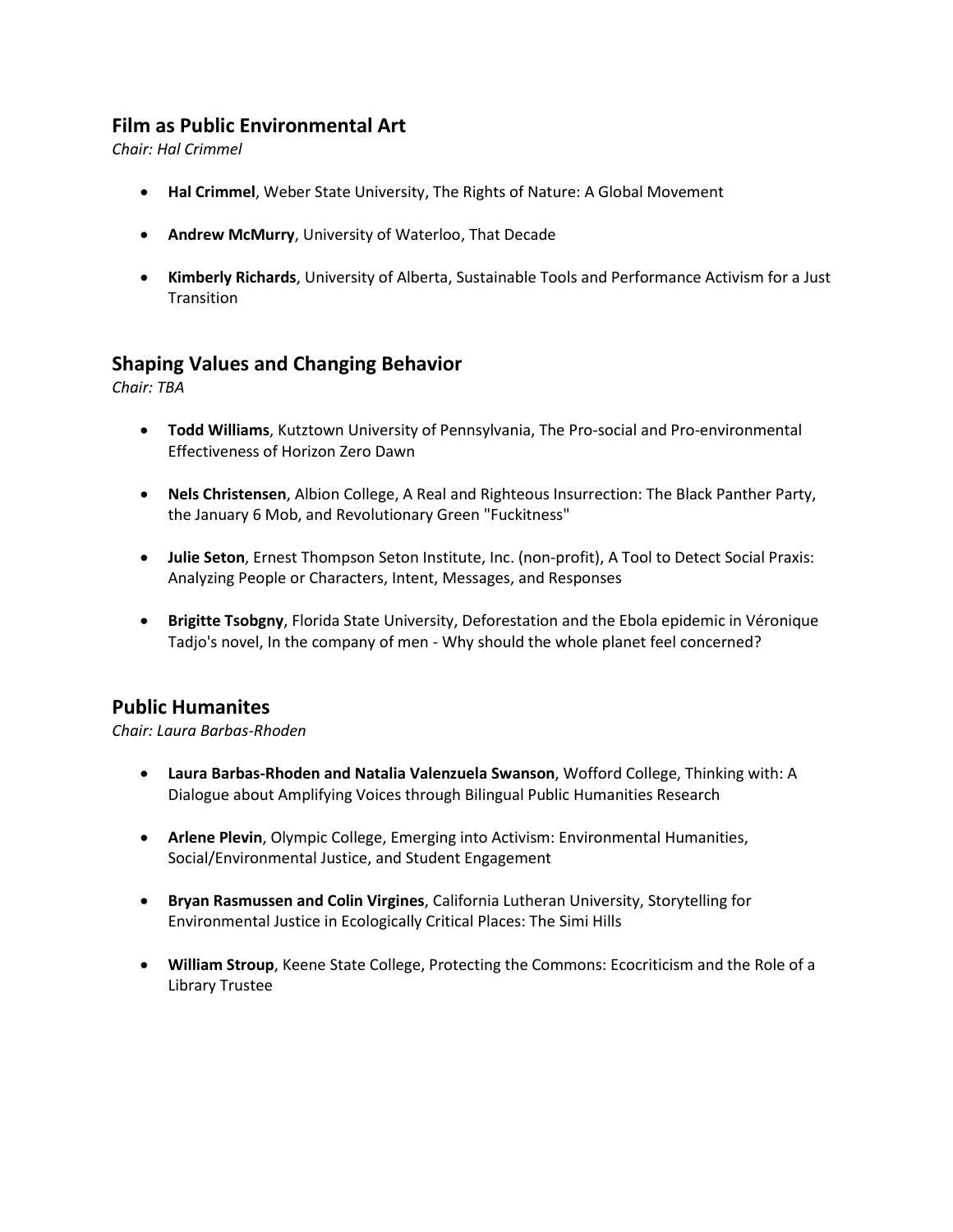## Film as Public Environmental Art

*Chair: Hal Crimmel*

- **Hal Crimmel**, Weber State University, The Rights of Nature: A Global Movement
- **Andrew McMurry**, University of Waterloo, That Decade
- **Kimberly Richards**, University of Alberta, Sustainable Tools and Performance Activism for a Just Transition

## Shaping Values and Changing Behavior

*Chair: TBA*

- **Todd Williams**, Kutztown University of Pennsylvania, The Pro-social and Pro-environmental Effectiveness of Horizon Zero Dawn
- **Nels Christensen**, Albion College, A Real and Righteous Insurrection: The Black Panther Party, the January 6 Mob, and Revolutionary Green "Fuckitness"
- **Julie Seton**, Ernest Thompson Seton Institute, Inc. (non-profit), A Tool to Detect Social Praxis: Analyzing People or Characters, Intent, Messages, and Responses
- **Brigitte Tsobgny**, Florida State University, Deforestation and the Ebola epidemic in Véronique Tadjo's novel, In the company of men - Why should the whole planet feel concerned?

## Public Humanites

*Chair: Laura Barbas-Rhoden*

- **Laura Barbas-Rhoden and Natalia Valenzuela Swanson**, Wofford College, Thinking with: A Dialogue about Amplifying Voices through Bilingual Public Humanities Research
- **Arlene Plevin**, Olympic College, Emerging into Activism: Environmental Humanities, Social/Environmental Justice, and Student Engagement
- **Bryan Rasmussen and Colin Virgines**, California Lutheran University, Storytelling for Environmental Justice in Ecologically Critical Places: The Simi Hills
- **William Stroup**, Keene State College, Protecting the Commons: Ecocriticism and the Role of a Library Trustee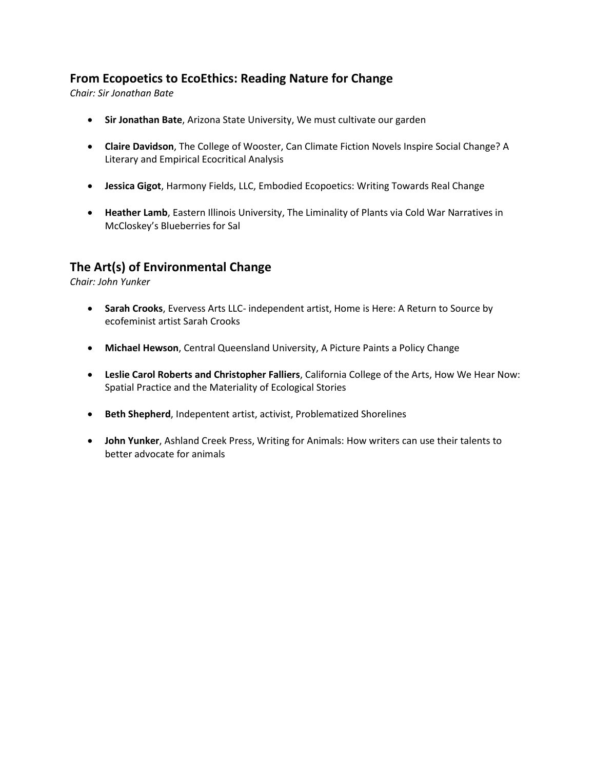## From Ecopoetics to EcoEthics: Reading Nature for Change

*Chair: Sir Jonathan Bate*

- **Sir Jonathan Bate**, Arizona State University, We must cultivate our garden
- **Claire Davidson**, The College of Wooster, Can Climate Fiction Novels Inspire Social Change? A Literary and Empirical Ecocritical Analysis
- **Jessica Gigot**, Harmony Fields, LLC, Embodied Ecopoetics: Writing Towards Real Change
- **Heather Lamb**, Eastern Illinois University, The Liminality of Plants via Cold War Narratives in McCloskey's Blueberries for Sal

## The Art(s) of Environmental Change

*Chair: John Yunker*

- **Sarah Crooks**, Evervess Arts LLC- independent artist, Home is Here: A Return to Source by ecofeminist artist Sarah Crooks
- **Michael Hewson**, Central Queensland University, A Picture Paints a Policy Change
- **Leslie Carol Roberts and Christopher Falliers**, California College of the Arts, How We Hear Now: Spatial Practice and the Materiality of Ecological Stories
- **Beth Shepherd**, Indepentent artist, activist, Problematized Shorelines
- **John Yunker**, Ashland Creek Press, Writing for Animals: How writers can use their talents to better advocate for animals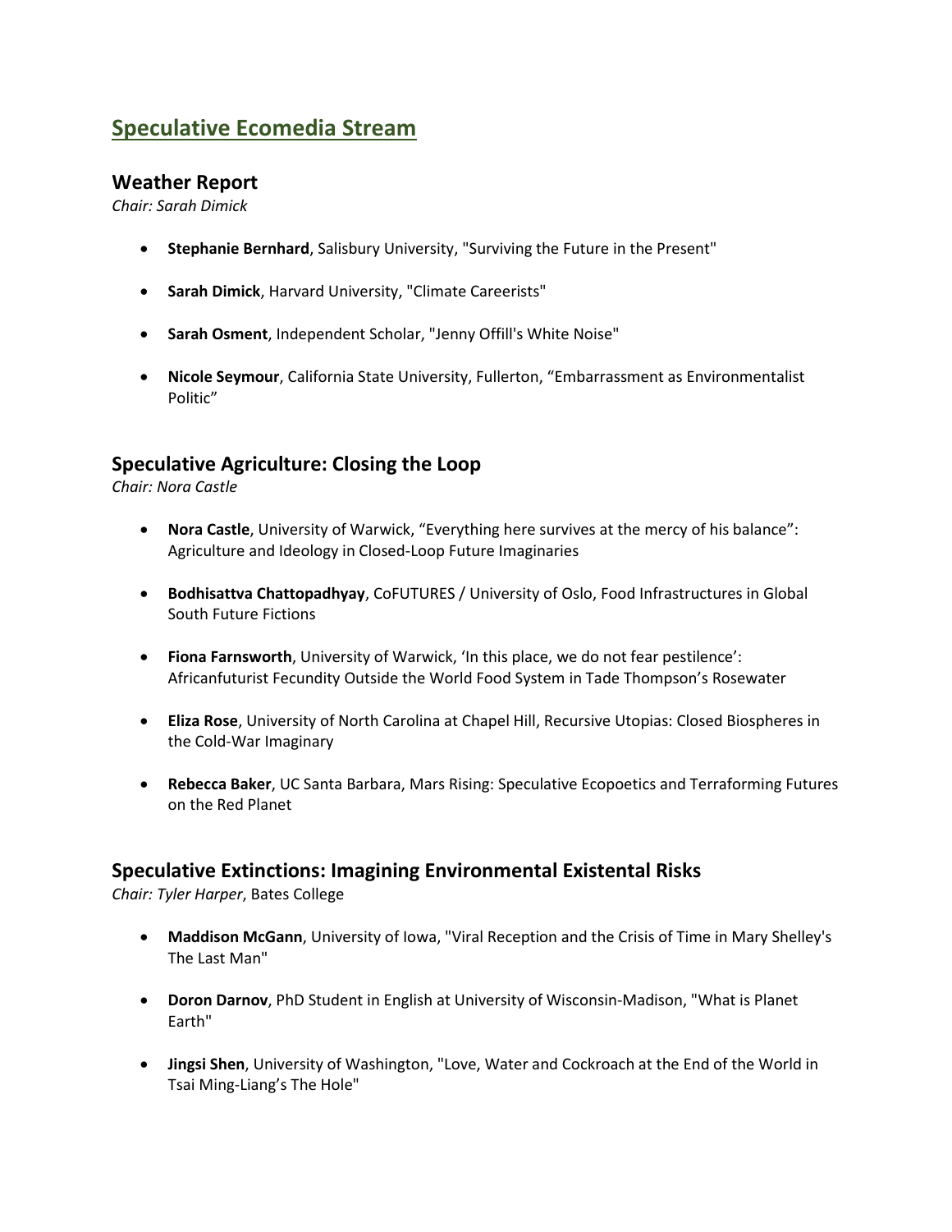# Speculative Ecomedia Stream

## Weather Report

*Chair: Sarah Dimick*

- **Stephanie Bernhard**, Salisbury University, "Surviving the Future in the Present"
- **Sarah Dimick**, Harvard University, "Climate Careerists"
- **Sarah Osment**, Independent Scholar, "Jenny Offill's White Noise"
- **Nicole Seymour**, California State University, Fullerton, "Embarrassment as Environmentalist Politic"

## Speculative Agriculture: Closing the Loop

*Chair: Nora Castle*

- **Nora Castle**, University of Warwick, "Everything here survives at the mercy of his balance": Agriculture and Ideology in Closed-Loop Future Imaginaries
- **Bodhisattva Chattopadhyay**, CoFUTURES / University of Oslo, Food Infrastructures in Global South Future Fictions
- **Fiona Farnsworth**, University of Warwick, 'In this place, we do not fear pestilence': Africanfuturist Fecundity Outside the World Food System in Tade Thompson's Rosewater
- **Eliza Rose**, University of North Carolina at Chapel Hill, Recursive Utopias: Closed Biospheres in the Cold-War Imaginary
- **Rebecca Baker**, UC Santa Barbara, Mars Rising: Speculative Ecopoetics and Terraforming Futures on the Red Planet

## Speculative Extinctions: Imagining Environmental Existental Risks

*Chair: Tyler Harper*, Bates College

- **Maddison McGann**, University of Iowa, "Viral Reception and the Crisis of Time in Mary Shelley's The Last Man"
- **Doron Darnov**, PhD Student in English at University of Wisconsin-Madison, "What is Planet Earth"
- **Jingsi Shen**, University of Washington, "Love, Water and Cockroach at the End of the World in Tsai Ming-Liang's The Hole"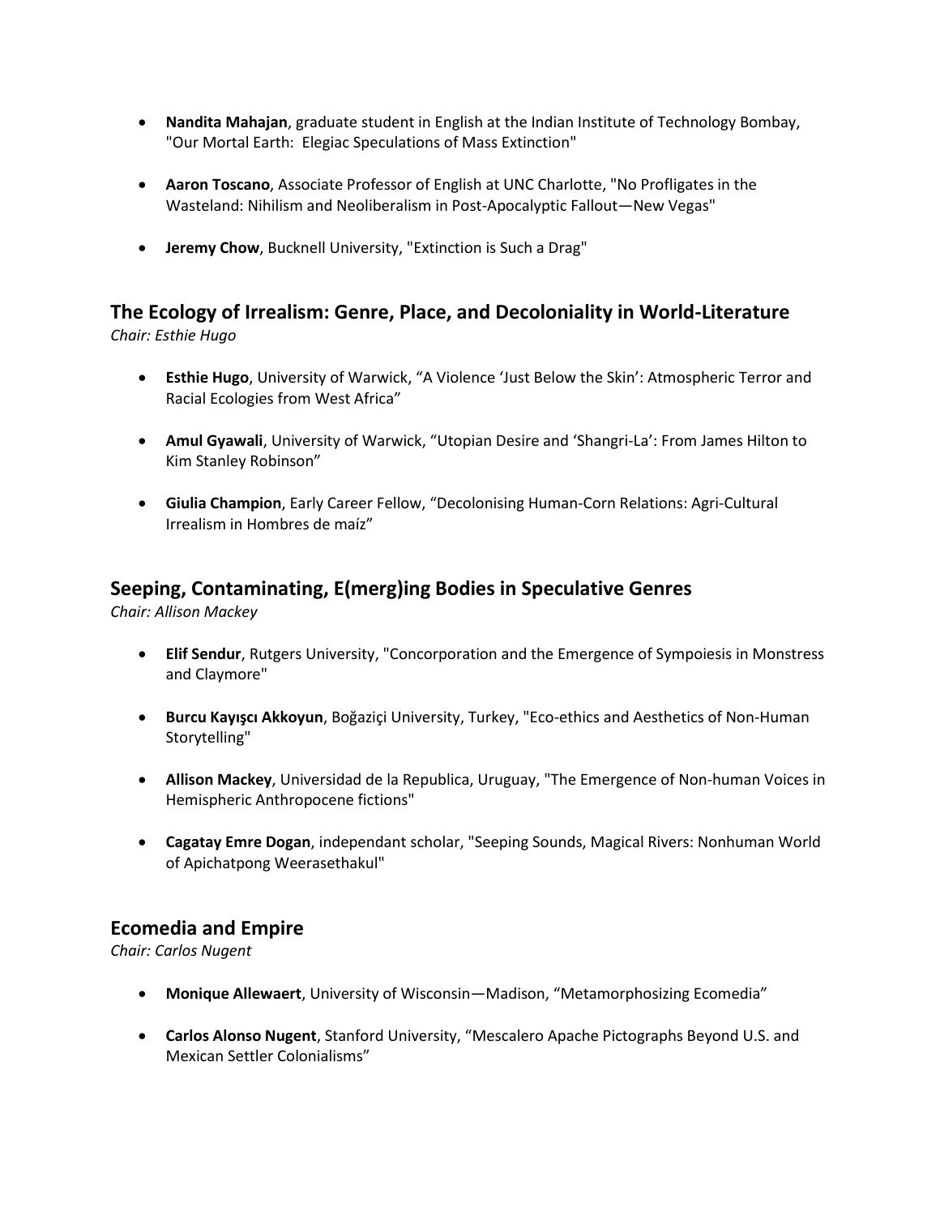- **Nandita Mahajan**, graduate student in English at the Indian Institute of Technology Bombay, "Our Mortal Earth:  Elegiac Speculations of Mass Extinction"

- **Aaron Toscano**, Associate Professor of English at UNC Charlotte, "No Profligates in the Wasteland: Nihilism and Neoliberalism in Post-Apocalyptic Fallout—New Vegas"

- **Jeremy Chow**, Bucknell University, "Extinction is Such a Drag"

## The Ecology of Irrealism: Genre, Place, and Decoloniality in World-Literature

*Chair: Esthie Hugo*

- **Esthie Hugo**, University of Warwick, “A Violence ‘Just Below the Skin’: Atmospheric Terror and Racial Ecologies from West Africa”

- **Amul Gyawali**, University of Warwick, “Utopian Desire and ‘Shangri-La’: From James Hilton to Kim Stanley Robinson”

- **Giulia Champion**, Early Career Fellow, “Decolonising Human-Corn Relations: Agri-Cultural Irrealism in Hombres de maíz”

## Seeping, Contaminating, E(merg)ing Bodies in Speculative Genres

*Chair: Allison Mackey*

- **Elif Sendur**, Rutgers University, "Concorporation and the Emergence of Sympoiesis in Monstress and Claymore"

- **Burcu Kayışcı Akkoyun**, Boğaziçi University, Turkey, "Eco-ethics and Aesthetics of Non-Human Storytelling"

- **Allison Mackey**, Universidad de la Republica, Uruguay, "The Emergence of Non-human Voices in Hemispheric Anthropocene fictions"

- **Cagatay Emre Dogan**, independant scholar, "Seeping Sounds, Magical Rivers: Nonhuman World of Apichatpong Weerasethakul"

## Ecomedia and Empire

*Chair: Carlos Nugent*

- **Monique Allewaert**, University of Wisconsin—Madison, “Metamorphosizing Ecomedia”

- **Carlos Alonso Nugent**, Stanford University, “Mescalero Apache Pictographs Beyond U.S. and Mexican Settler Colonialisms”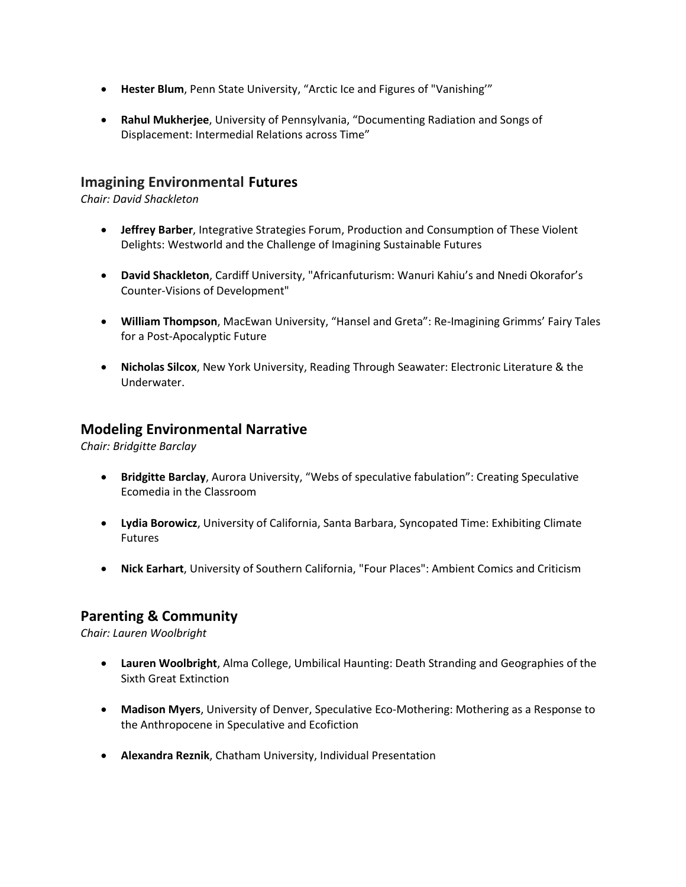- **Hester Blum**, Penn State University, “Arctic Ice and Figures of "Vanishing’”

- **Rahul Mukherjee**, University of Pennsylvania, “Documenting Radiation and Songs of Displacement: Intermedial Relations across Time”

## Imagining Environmental Futures

*Chair: David Shackleton*

- **Jeffrey Barber**, Integrative Strategies Forum, Production and Consumption of These Violent Delights: Westworld and the Challenge of Imagining Sustainable Futures

- **David Shackleton**, Cardiff University, "Africanfuturism: Wanuri Kahiu’s and Nnedi Okorafor’s Counter-Visions of Development"

- **William Thompson**, MacEwan University, “Hansel and Greta”: Re-Imagining Grimms’ Fairy Tales for a Post-Apocalyptic Future

- **Nicholas Silcox**, New York University, Reading Through Seawater: Electronic Literature & the Underwater.

## Modeling Environmental Narrative

*Chair: Bridgitte Barclay*

- **Bridgitte Barclay**, Aurora University, “Webs of speculative fabulation”: Creating Speculative Ecomedia in the Classroom

- **Lydia Borowicz**, University of California, Santa Barbara, Syncopated Time: Exhibiting Climate Futures

- **Nick Earhart**, University of Southern California, "Four Places": Ambient Comics and Criticism

## Parenting & Community

*Chair: Lauren Woolbright*

- **Lauren Woolbright**, Alma College, Umbilical Haunting: Death Stranding and Geographies of the Sixth Great Extinction

- **Madison Myers**, University of Denver, Speculative Eco-Mothering: Mothering as a Response to the Anthropocene in Speculative and Ecofiction

- **Alexandra Reznik**, Chatham University, Individual Presentation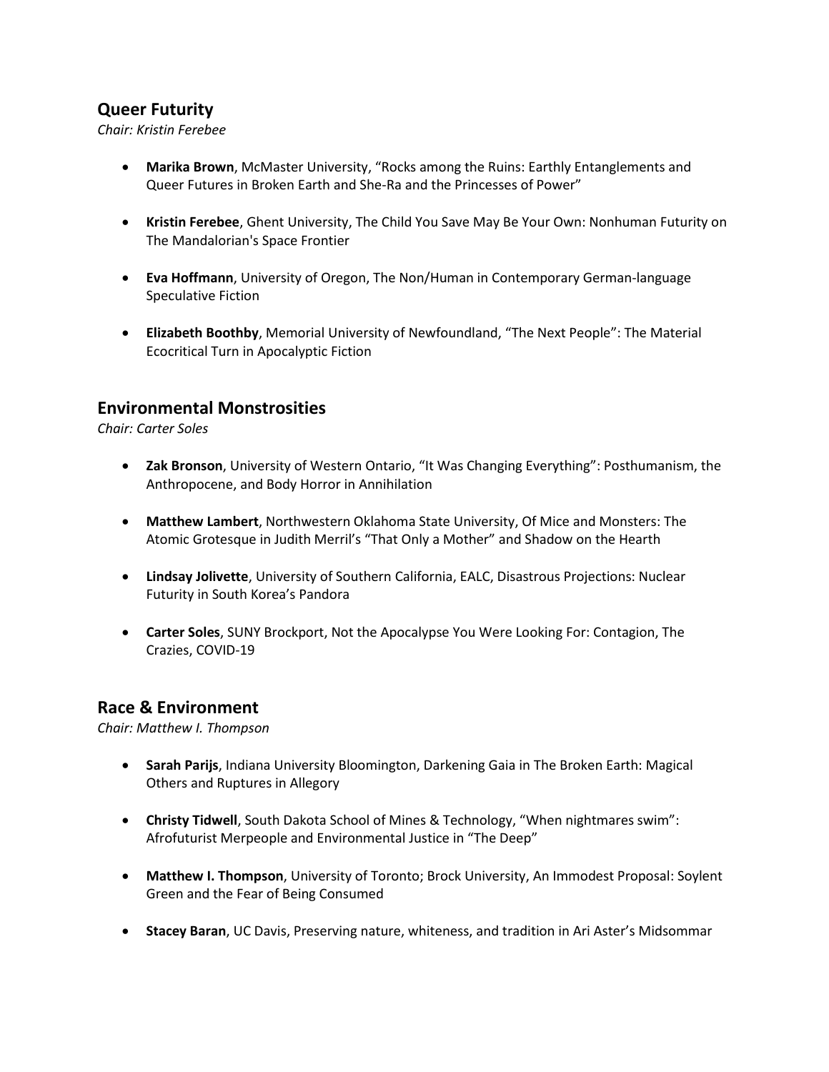## Queer Futurity

*Chair: Kristin Ferebee*

- **Marika Brown**, McMaster University, "Rocks among the Ruins: Earthly Entanglements and Queer Futures in Broken Earth and She-Ra and the Princesses of Power"

- **Kristin Ferebee**, Ghent University, The Child You Save May Be Your Own: Nonhuman Futurity on The Mandalorian's Space Frontier

- **Eva Hoffmann**, University of Oregon, The Non/Human in Contemporary German-language Speculative Fiction

- **Elizabeth Boothby**, Memorial University of Newfoundland, "The Next People": The Material Ecocritical Turn in Apocalyptic Fiction

## Environmental Monstrosities

*Chair: Carter Soles*

- **Zak Bronson**, University of Western Ontario, "It Was Changing Everything": Posthumanism, the Anthropocene, and Body Horror in Annihilation

- **Matthew Lambert**, Northwestern Oklahoma State University, Of Mice and Monsters: The Atomic Grotesque in Judith Merril's "That Only a Mother" and Shadow on the Hearth

- **Lindsay Jolivette**, University of Southern California, EALC, Disastrous Projections: Nuclear Futurity in South Korea's Pandora

- **Carter Soles**, SUNY Brockport, Not the Apocalypse You Were Looking For: Contagion, The Crazies, COVID-19

## Race & Environment

*Chair: Matthew I. Thompson*

- **Sarah Parijs**, Indiana University Bloomington, Darkening Gaia in The Broken Earth: Magical Others and Ruptures in Allegory

- **Christy Tidwell**, South Dakota School of Mines & Technology, "When nightmares swim": Afrofuturist Merpeople and Environmental Justice in "The Deep"

- **Matthew I. Thompson**, University of Toronto; Brock University, An Immodest Proposal: Soylent Green and the Fear of Being Consumed

- **Stacey Baran**, UC Davis, Preserving nature, whiteness, and tradition in Ari Aster's Midsommar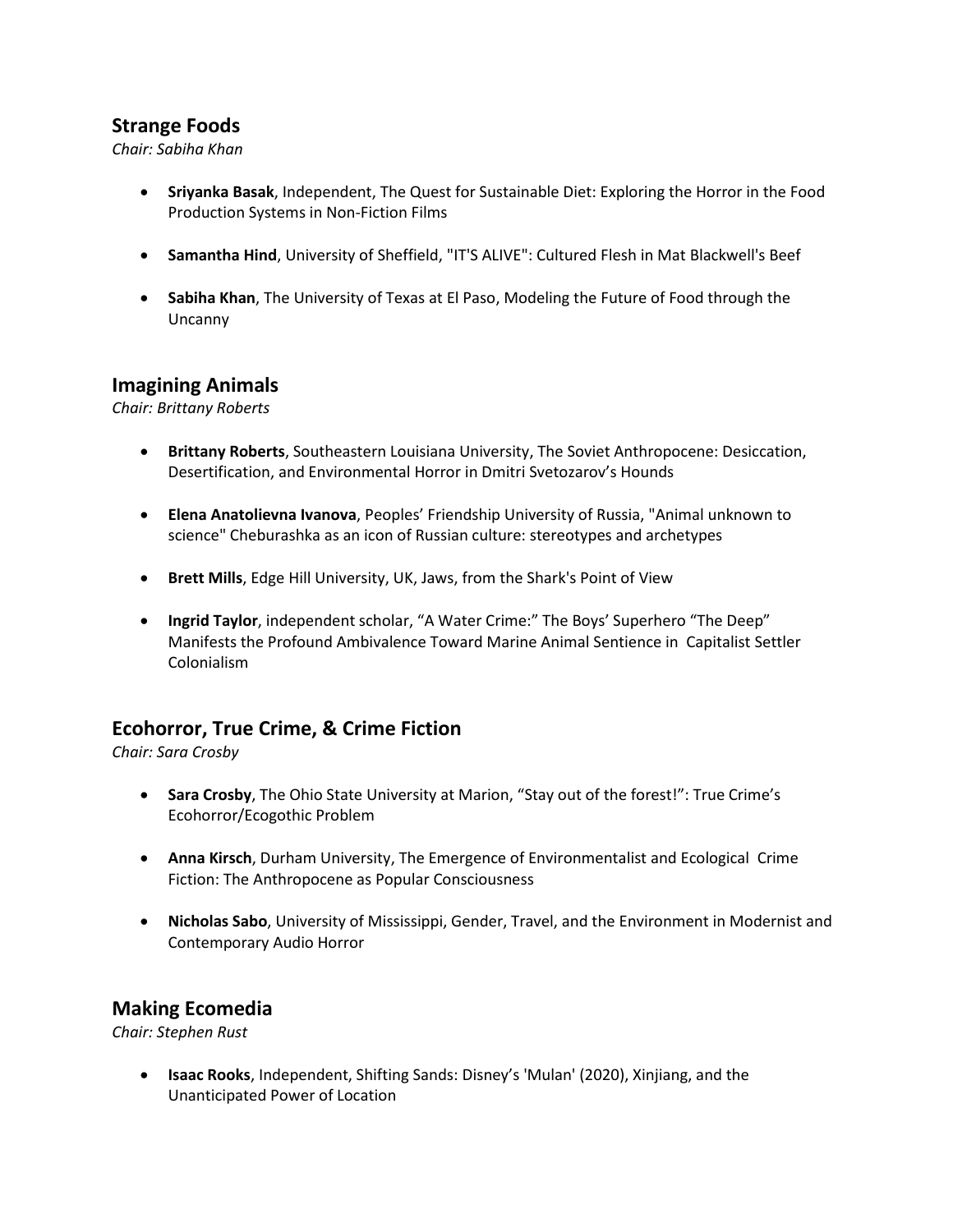## Strange Foods

*Chair: Sabiha Khan*

- **Sriyanka Basak**, Independent, The Quest for Sustainable Diet: Exploring the Horror in the Food Production Systems in Non-Fiction Films
- **Samantha Hind**, University of Sheffield, "IT'S ALIVE": Cultured Flesh in Mat Blackwell's Beef
- **Sabiha Khan**, The University of Texas at El Paso, Modeling the Future of Food through the Uncanny

## Imagining Animals

*Chair: Brittany Roberts*

- **Brittany Roberts**, Southeastern Louisiana University, The Soviet Anthropocene: Desiccation, Desertification, and Environmental Horror in Dmitri Svetozarov's Hounds
- **Elena Anatolievna Ivanova**, Peoples' Friendship University of Russia, "Animal unknown to science" Cheburashka as an icon of Russian culture: stereotypes and archetypes
- **Brett Mills**, Edge Hill University, UK, Jaws, from the Shark's Point of View
- **Ingrid Taylor**, independent scholar, "A Water Crime:" The Boys' Superhero "The Deep" Manifests the Profound Ambivalence Toward Marine Animal Sentience in Capitalist Settler Colonialism

## Ecohorror, True Crime, & Crime Fiction

*Chair: Sara Crosby*

- **Sara Crosby**, The Ohio State University at Marion, "Stay out of the forest!": True Crime's Ecohorror/Ecogothic Problem
- **Anna Kirsch**, Durham University, The Emergence of Environmentalist and Ecological Crime Fiction: The Anthropocene as Popular Consciousness
- **Nicholas Sabo**, University of Mississippi, Gender, Travel, and the Environment in Modernist and Contemporary Audio Horror

## Making Ecomedia

*Chair: Stephen Rust*

- **Isaac Rooks**, Independent, Shifting Sands: Disney's 'Mulan' (2020), Xinjiang, and the Unanticipated Power of Location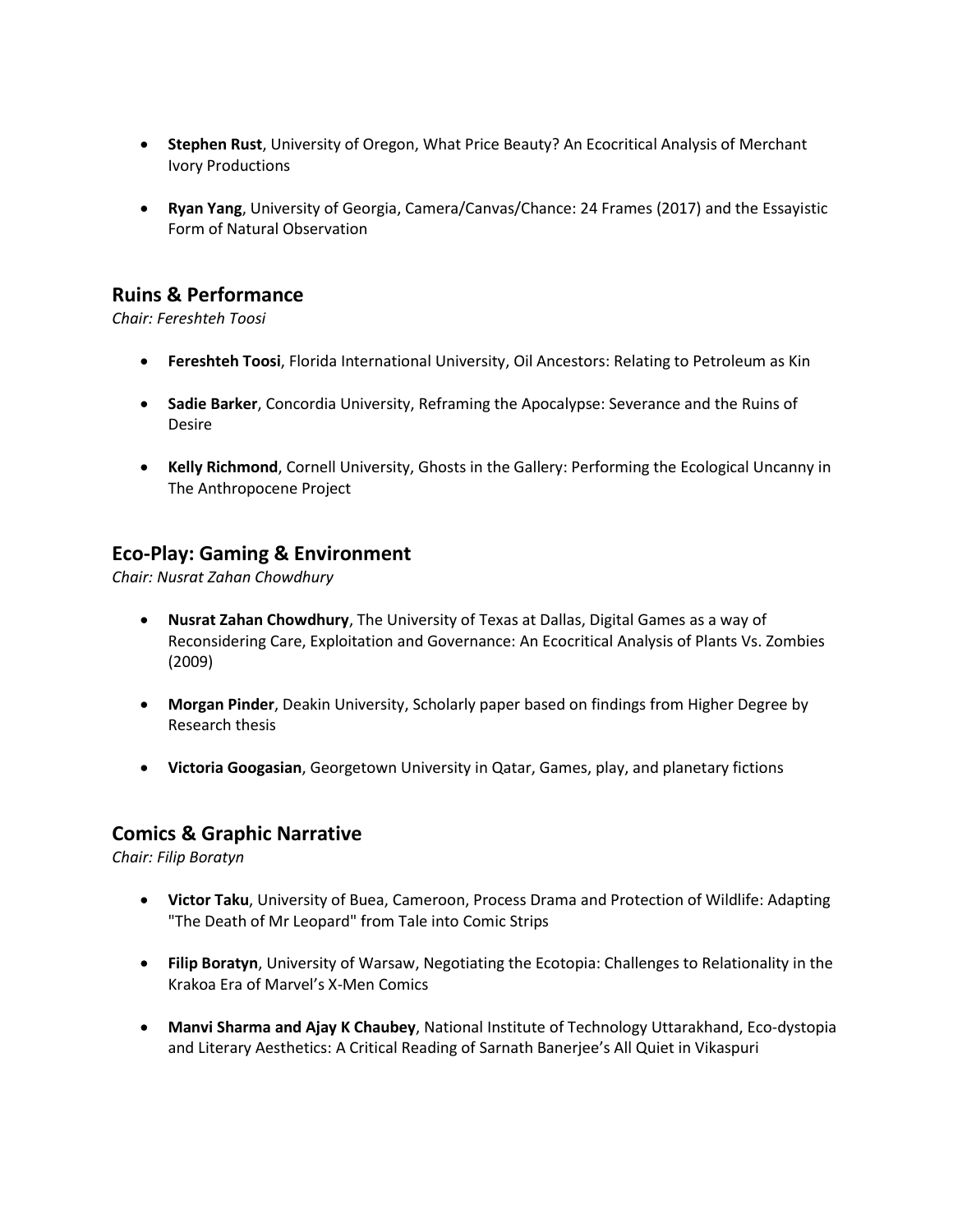- **Stephen Rust**, University of Oregon, What Price Beauty? An Ecocritical Analysis of Merchant Ivory Productions

- **Ryan Yang**, University of Georgia, Camera/Canvas/Chance: 24 Frames (2017) and the Essayistic Form of Natural Observation

## Ruins & Performance

*Chair: Fereshteh Toosi*

- **Fereshteh Toosi**, Florida International University, Oil Ancestors: Relating to Petroleum as Kin

- **Sadie Barker**, Concordia University, Reframing the Apocalypse: Severance and the Ruins of Desire

- **Kelly Richmond**, Cornell University, Ghosts in the Gallery: Performing the Ecological Uncanny in The Anthropocene Project

## Eco-Play: Gaming & Environment

*Chair: Nusrat Zahan Chowdhury*

- **Nusrat Zahan Chowdhury**, The University of Texas at Dallas, Digital Games as a way of Reconsidering Care, Exploitation and Governance: An Ecocritical Analysis of Plants Vs. Zombies (2009)

- **Morgan Pinder**, Deakin University, Scholarly paper based on findings from Higher Degree by Research thesis

- **Victoria Googasian**, Georgetown University in Qatar, Games, play, and planetary fictions

## Comics & Graphic Narrative

*Chair: Filip Boratyn*

- **Victor Taku**, University of Buea, Cameroon, Process Drama and Protection of Wildlife: Adapting "The Death of Mr Leopard" from Tale into Comic Strips

- **Filip Boratyn**, University of Warsaw, Negotiating the Ecotopia: Challenges to Relationality in the Krakoa Era of Marvel's X-Men Comics

- **Manvi Sharma and Ajay K Chaubey**, National Institute of Technology Uttarakhand, Eco-dystopia and Literary Aesthetics: A Critical Reading of Sarnath Banerjee's All Quiet in Vikaspuri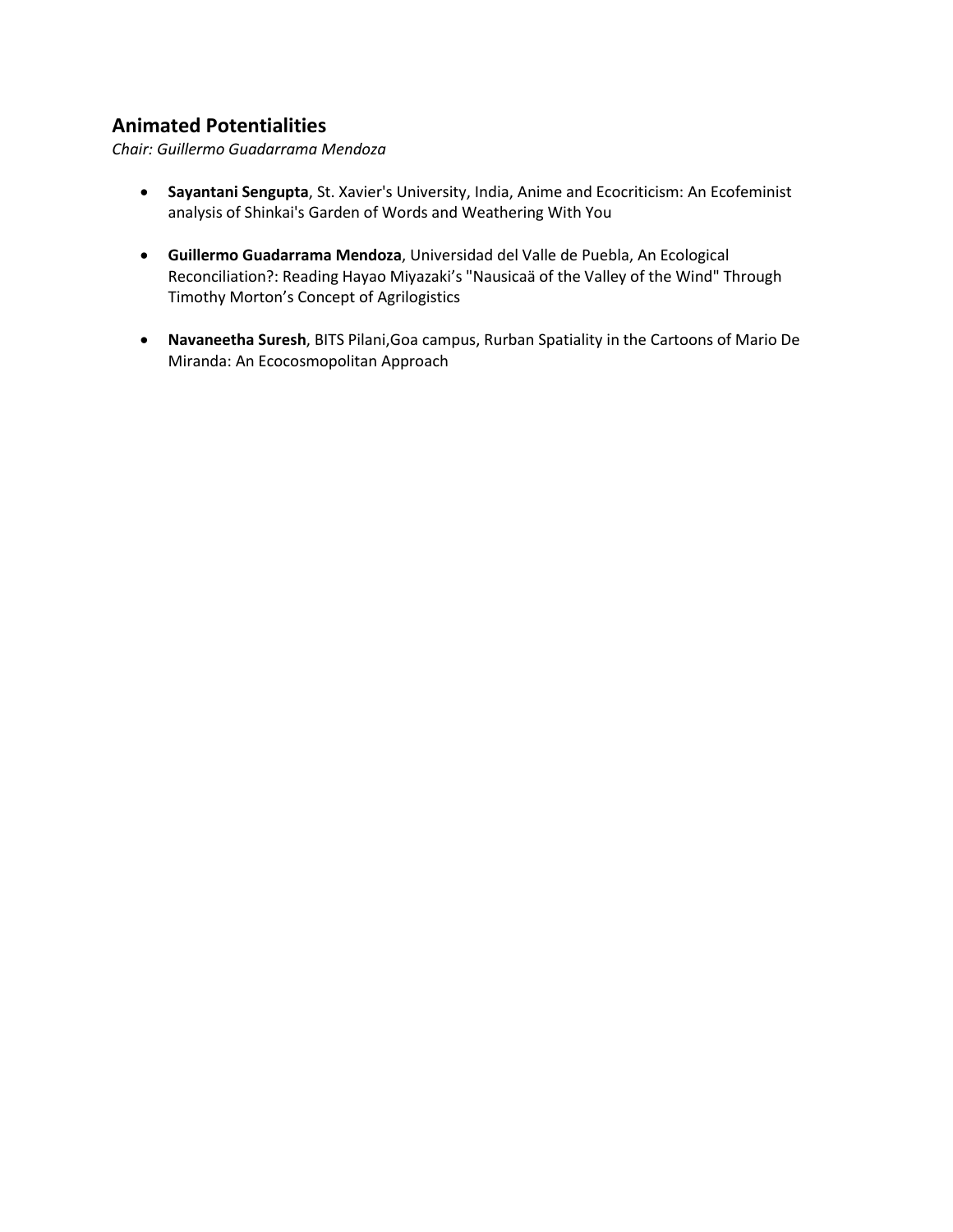## Animated Potentialities

*Chair: Guillermo Guadarrama Mendoza*

- **Sayantani Sengupta**, St. Xavier's University, India, Anime and Ecocriticism: An Ecofeminist analysis of Shinkai's Garden of Words and Weathering With You
- **Guillermo Guadarrama Mendoza**, Universidad del Valle de Puebla, An Ecological Reconciliation?: Reading Hayao Miyazaki's "Nausicaä of the Valley of the Wind" Through Timothy Morton's Concept of Agrilogistics
- **Navaneetha Suresh**, BITS Pilani,Goa campus, Rurban Spatiality in the Cartoons of Mario De Miranda: An Ecocosmopolitan Approach